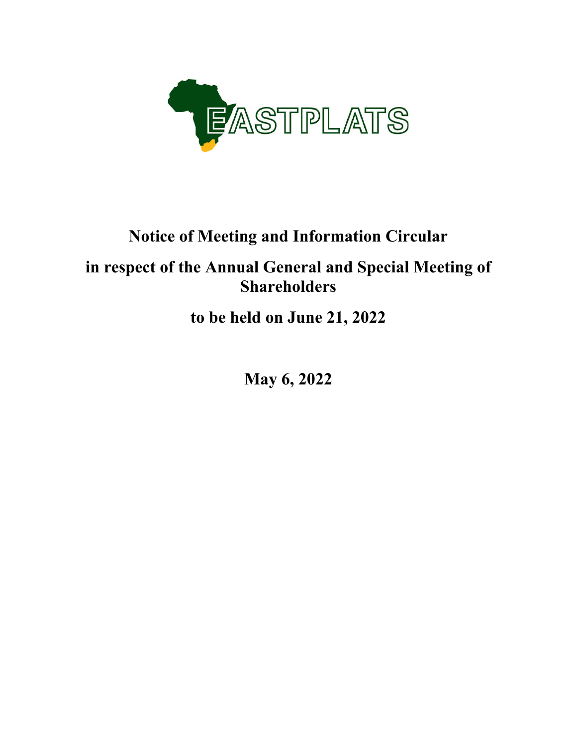EASTPLATS

# Notice of Meeting and Information Circular

## in respect of the Annual General and Special Meeting of Shareholders

## to be held on June 21, 2022

## May 6, 2022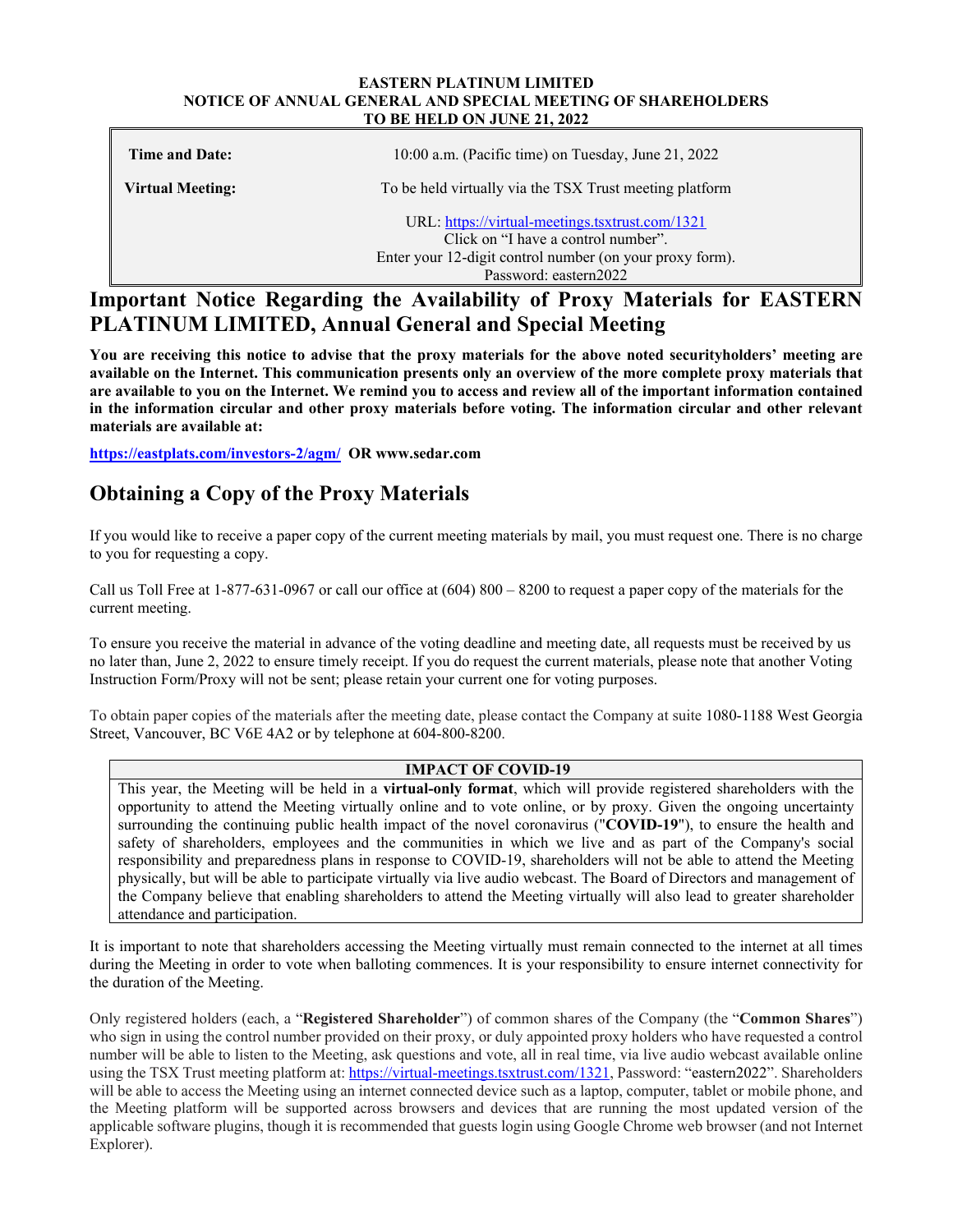**EASTERN PLATINUM LIMITED**
**NOTICE OF ANNUAL GENERAL AND SPECIAL MEETING OF SHAREHOLDERS**
**TO BE HELD ON JUNE 21, 2022**

| | |
|---|---|
| **Time and Date:** | 10:00 a.m. (Pacific time) on Tuesday, June 21, 2022 |
| **Virtual Meeting:** | To be held virtually via the TSX Trust meeting platform |
| | URL: https://virtual-meetings.tsxtrust.com/1321<br>Click on "I have a control number".<br>Enter your 12-digit control number (on your proxy form).<br>Password: eastern2022 |

# Important Notice Regarding the Availability of Proxy Materials for EASTERN PLATINUM LIMITED, Annual General and Special Meeting

**You are receiving this notice to advise that the proxy materials for the above noted securityholders' meeting are available on the Internet. This communication presents only an overview of the more complete proxy materials that are available to you on the Internet. We remind you to access and review all of the important information contained in the information circular and other proxy materials before voting. The information circular and other relevant materials are available at:**

**https://eastplats.com/investors-2/agm/ OR www.sedar.com**

## Obtaining a Copy of the Proxy Materials

If you would like to receive a paper copy of the current meeting materials by mail, you must request one. There is no charge to you for requesting a copy.

Call us Toll Free at 1-877-631-0967 or call our office at (604) 800 – 8200 to request a paper copy of the materials for the current meeting.

To ensure you receive the material in advance of the voting deadline and meeting date, all requests must be received by us no later than, June 2, 2022 to ensure timely receipt. If you do request the current materials, please note that another Voting Instruction Form/Proxy will not be sent; please retain your current one for voting purposes.

To obtain paper copies of the materials after the meeting date, please contact the Company at suite 1080-1188 West Georgia Street, Vancouver, BC V6E 4A2 or by telephone at 604-800-8200.

| **IMPACT OF COVID-19** |
|---|
| This year, the Meeting will be held in a **virtual-only format**, which will provide registered shareholders with the opportunity to attend the Meeting virtually online and to vote online, or by proxy. Given the ongoing uncertainty surrounding the continuing public health impact of the novel coronavirus ("**COVID-19**"), to ensure the health and safety of shareholders, employees and the communities in which we live and as part of the Company's social responsibility and preparedness plans in response to COVID-19, shareholders will not be able to attend the Meeting physically, but will be able to participate virtually via live audio webcast. The Board of Directors and management of the Company believe that enabling shareholders to attend the Meeting virtually will also lead to greater shareholder attendance and participation. |

It is important to note that shareholders accessing the Meeting virtually must remain connected to the internet at all times during the Meeting in order to vote when balloting commences. It is your responsibility to ensure internet connectivity for the duration of the Meeting.

Only registered holders (each, a "**Registered Shareholder**") of common shares of the Company (the "**Common Shares**") who sign in using the control number provided on their proxy, or duly appointed proxy holders who have requested a control number will be able to listen to the Meeting, ask questions and vote, all in real time, via live audio webcast available online using the TSX Trust meeting platform at: https://virtual-meetings.tsxtrust.com/1321, Password: "eastern2022". Shareholders will be able to access the Meeting using an internet connected device such as a laptop, computer, tablet or mobile phone, and the Meeting platform will be supported across browsers and devices that are running the most updated version of the applicable software plugins, though it is recommended that guests login using Google Chrome web browser (and not Internet Explorer).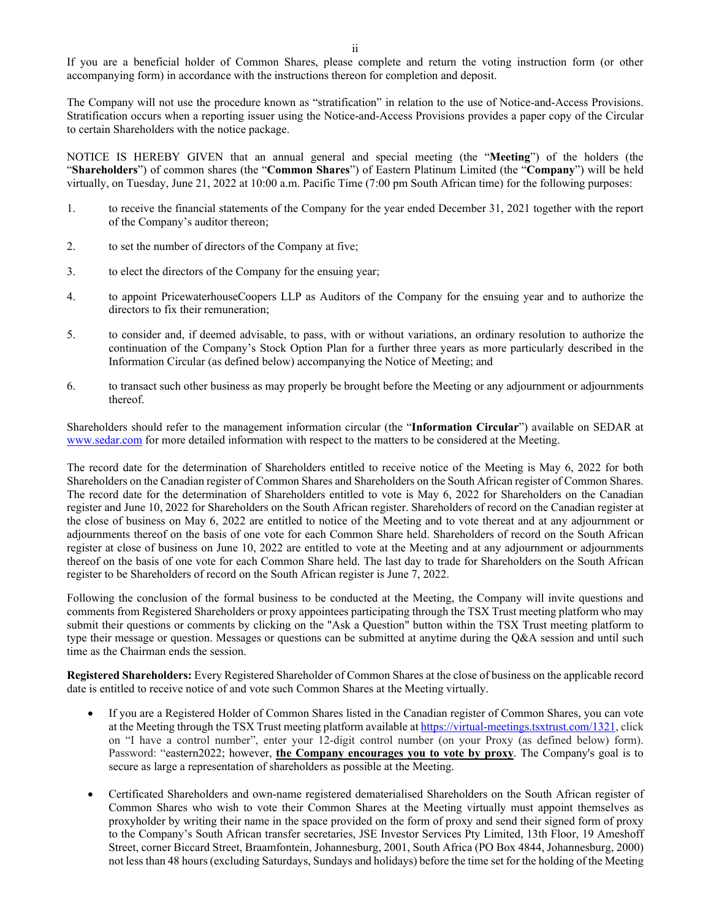If you are a beneficial holder of Common Shares, please complete and return the voting instruction form (or other accompanying form) in accordance with the instructions thereon for completion and deposit.

The Company will not use the procedure known as "stratification" in relation to the use of Notice-and-Access Provisions. Stratification occurs when a reporting issuer using the Notice-and-Access Provisions provides a paper copy of the Circular to certain Shareholders with the notice package.

NOTICE IS HEREBY GIVEN that an annual general and special meeting (the "**Meeting**") of the holders (the "**Shareholders**") of common shares (the "**Common Shares**") of Eastern Platinum Limited (the "**Company**") will be held virtually, on Tuesday, June 21, 2022 at 10:00 a.m. Pacific Time (7:00 pm South African time) for the following purposes:

1. to receive the financial statements of the Company for the year ended December 31, 2021 together with the report of the Company's auditor thereon;
2. to set the number of directors of the Company at five;
3. to elect the directors of the Company for the ensuing year;
4. to appoint PricewaterhouseCoopers LLP as Auditors of the Company for the ensuing year and to authorize the directors to fix their remuneration;
5. to consider and, if deemed advisable, to pass, with or without variations, an ordinary resolution to authorize the continuation of the Company's Stock Option Plan for a further three years as more particularly described in the Information Circular (as defined below) accompanying the Notice of Meeting; and
6. to transact such other business as may properly be brought before the Meeting or any adjournment or adjournments thereof.

Shareholders should refer to the management information circular (the "**Information Circular**") available on SEDAR at www.sedar.com for more detailed information with respect to the matters to be considered at the Meeting.

The record date for the determination of Shareholders entitled to receive notice of the Meeting is May 6, 2022 for both Shareholders on the Canadian register of Common Shares and Shareholders on the South African register of Common Shares. The record date for the determination of Shareholders entitled to vote is May 6, 2022 for Shareholders on the Canadian register and June 10, 2022 for Shareholders on the South African register. Shareholders of record on the Canadian register at the close of business on May 6, 2022 are entitled to notice of the Meeting and to vote thereat and at any adjournment or adjournments thereof on the basis of one vote for each Common Share held. Shareholders of record on the South African register at close of business on June 10, 2022 are entitled to vote at the Meeting and at any adjournment or adjournments thereof on the basis of one vote for each Common Share held. The last day to trade for Shareholders on the South African register to be Shareholders of record on the South African register is June 7, 2022.

Following the conclusion of the formal business to be conducted at the Meeting, the Company will invite questions and comments from Registered Shareholders or proxy appointees participating through the TSX Trust meeting platform who may submit their questions or comments by clicking on the "Ask a Question" button within the TSX Trust meeting platform to type their message or question. Messages or questions can be submitted at anytime during the Q&A session and until such time as the Chairman ends the session.

**Registered Shareholders:** Every Registered Shareholder of Common Shares at the close of business on the applicable record date is entitled to receive notice of and vote such Common Shares at the Meeting virtually.

- If you are a Registered Holder of Common Shares listed in the Canadian register of Common Shares, you can vote at the Meeting through the TSX Trust meeting platform available at https://virtual-meetings.tsxtrust.com/1321, click on "I have a control number", enter your 12-digit control number (on your Proxy (as defined below) form). Password: "eastern2022; however, **the Company encourages you to vote by proxy**. The Company's goal is to secure as large a representation of shareholders as possible at the Meeting.
- Certificated Shareholders and own-name registered dematerialised Shareholders on the South African register of Common Shares who wish to vote their Common Shares at the Meeting virtually must appoint themselves as proxyholder by writing their name in the space provided on the form of proxy and send their signed form of proxy to the Company's South African transfer secretaries, JSE Investor Services Pty Limited, 13th Floor, 19 Ameshoff Street, corner Biccard Street, Braamfontein, Johannesburg, 2001, South Africa (PO Box 4844, Johannesburg, 2000) not less than 48 hours (excluding Saturdays, Sundays and holidays) before the time set for the holding of the Meeting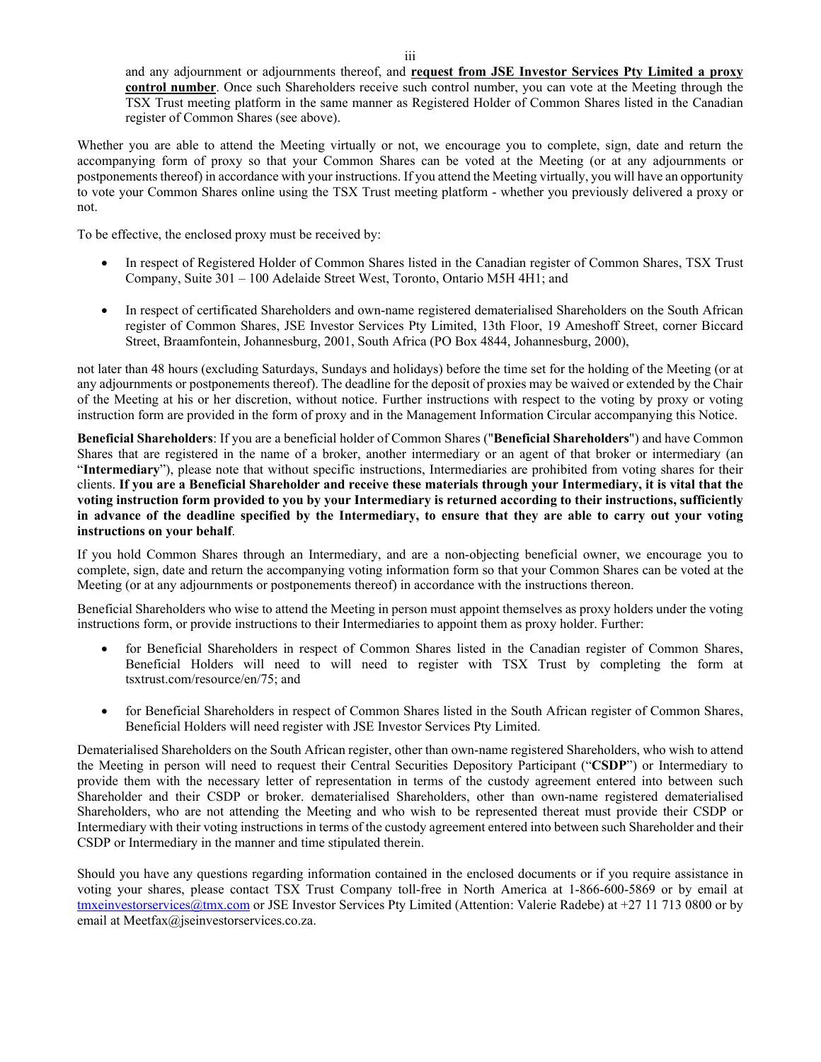and any adjournment or adjournments thereof, and **request from JSE Investor Services Pty Limited a proxy control number**. Once such Shareholders receive such control number, you can vote at the Meeting through the TSX Trust meeting platform in the same manner as Registered Holder of Common Shares listed in the Canadian register of Common Shares (see above).

Whether you are able to attend the Meeting virtually or not, we encourage you to complete, sign, date and return the accompanying form of proxy so that your Common Shares can be voted at the Meeting (or at any adjournments or postponements thereof) in accordance with your instructions. If you attend the Meeting virtually, you will have an opportunity to vote your Common Shares online using the TSX Trust meeting platform - whether you previously delivered a proxy or not.

To be effective, the enclosed proxy must be received by:

- In respect of Registered Holder of Common Shares listed in the Canadian register of Common Shares, TSX Trust Company, Suite 301 – 100 Adelaide Street West, Toronto, Ontario M5H 4H1; and

- In respect of certificated Shareholders and own-name registered dematerialised Shareholders on the South African register of Common Shares, JSE Investor Services Pty Limited, 13th Floor, 19 Ameshoff Street, corner Biccard Street, Braamfontein, Johannesburg, 2001, South Africa (PO Box 4844, Johannesburg, 2000),

not later than 48 hours (excluding Saturdays, Sundays and holidays) before the time set for the holding of the Meeting (or at any adjournments or postponements thereof). The deadline for the deposit of proxies may be waived or extended by the Chair of the Meeting at his or her discretion, without notice. Further instructions with respect to the voting by proxy or voting instruction form are provided in the form of proxy and in the Management Information Circular accompanying this Notice.

**Beneficial Shareholders**: If you are a beneficial holder of Common Shares ("**Beneficial Shareholders**") and have Common Shares that are registered in the name of a broker, another intermediary or an agent of that broker or intermediary (an "**Intermediary**"), please note that without specific instructions, Intermediaries are prohibited from voting shares for their clients. **If you are a Beneficial Shareholder and receive these materials through your Intermediary, it is vital that the voting instruction form provided to you by your Intermediary is returned according to their instructions, sufficiently in advance of the deadline specified by the Intermediary, to ensure that they are able to carry out your voting instructions on your behalf**.

If you hold Common Shares through an Intermediary, and are a non-objecting beneficial owner, we encourage you to complete, sign, date and return the accompanying voting information form so that your Common Shares can be voted at the Meeting (or at any adjournments or postponements thereof) in accordance with the instructions thereon.

Beneficial Shareholders who wise to attend the Meeting in person must appoint themselves as proxy holders under the voting instructions form, or provide instructions to their Intermediaries to appoint them as proxy holder. Further:

- for Beneficial Shareholders in respect of Common Shares listed in the Canadian register of Common Shares, Beneficial Holders will need to will need to register with TSX Trust by completing the form at tsxtrust.com/resource/en/75; and

- for Beneficial Shareholders in respect of Common Shares listed in the South African register of Common Shares, Beneficial Holders will need register with JSE Investor Services Pty Limited.

Dematerialised Shareholders on the South African register, other than own-name registered Shareholders, who wish to attend the Meeting in person will need to request their Central Securities Depository Participant ("**CSDP**") or Intermediary to provide them with the necessary letter of representation in terms of the custody agreement entered into between such Shareholder and their CSDP or broker. dematerialised Shareholders, other than own-name registered dematerialised Shareholders, who are not attending the Meeting and who wish to be represented thereat must provide their CSDP or Intermediary with their voting instructions in terms of the custody agreement entered into between such Shareholder and their CSDP or Intermediary in the manner and time stipulated therein.

Should you have any questions regarding information contained in the enclosed documents or if you require assistance in voting your shares, please contact TSX Trust Company toll-free in North America at 1-866-600-5869 or by email at tmxeinvestorservices@tmx.com or JSE Investor Services Pty Limited (Attention: Valerie Radebe) at +27 11 713 0800 or by email at Meetfax@jseinvestorservices.co.za.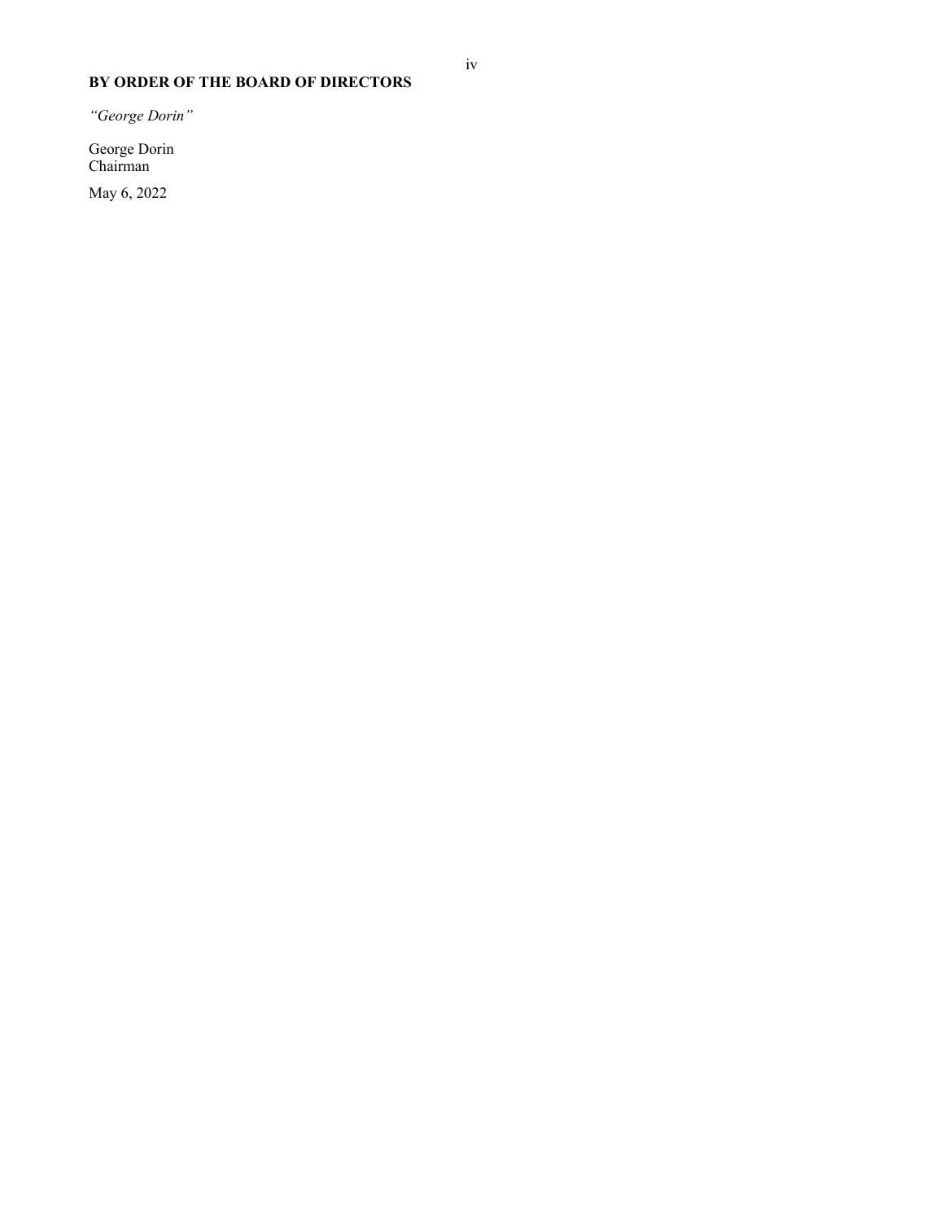**BY ORDER OF THE BOARD OF DIRECTORS**

*"George Dorin"*

George Dorin
Chairman

May 6, 2022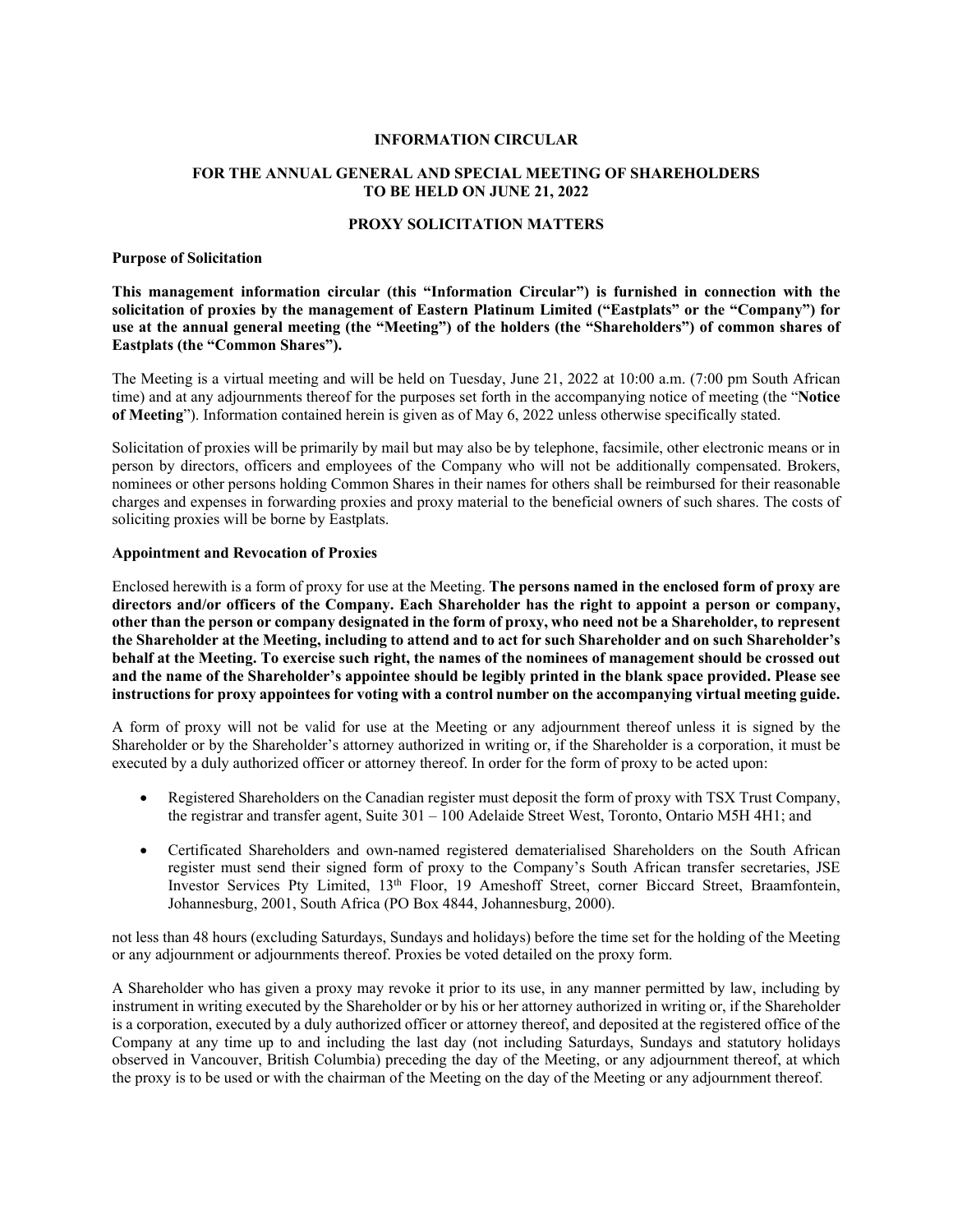# INFORMATION CIRCULAR

## FOR THE ANNUAL GENERAL AND SPECIAL MEETING OF SHAREHOLDERS TO BE HELD ON JUNE 21, 2022

## PROXY SOLICITATION MATTERS

### Purpose of Solicitation

**This management information circular (this "Information Circular") is furnished in connection with the solicitation of proxies by the management of Eastern Platinum Limited ("Eastplats" or the "Company") for use at the annual general meeting (the "Meeting") of the holders (the "Shareholders") of common shares of Eastplats (the "Common Shares").**

The Meeting is a virtual meeting and will be held on Tuesday, June 21, 2022 at 10:00 a.m. (7:00 pm South African time) and at any adjournments thereof for the purposes set forth in the accompanying notice of meeting (the "**Notice of Meeting**"). Information contained herein is given as of May 6, 2022 unless otherwise specifically stated.

Solicitation of proxies will be primarily by mail but may also be by telephone, facsimile, other electronic means or in person by directors, officers and employees of the Company who will not be additionally compensated. Brokers, nominees or other persons holding Common Shares in their names for others shall be reimbursed for their reasonable charges and expenses in forwarding proxies and proxy material to the beneficial owners of such shares. The costs of soliciting proxies will be borne by Eastplats.

### Appointment and Revocation of Proxies

Enclosed herewith is a form of proxy for use at the Meeting. **The persons named in the enclosed form of proxy are directors and/or officers of the Company. Each Shareholder has the right to appoint a person or company, other than the person or company designated in the form of proxy, who need not be a Shareholder, to represent the Shareholder at the Meeting, including to attend and to act for such Shareholder and on such Shareholder's behalf at the Meeting. To exercise such right, the names of the nominees of management should be crossed out and the name of the Shareholder's appointee should be legibly printed in the blank space provided. Please see instructions for proxy appointees for voting with a control number on the accompanying virtual meeting guide.**

A form of proxy will not be valid for use at the Meeting or any adjournment thereof unless it is signed by the Shareholder or by the Shareholder's attorney authorized in writing or, if the Shareholder is a corporation, it must be executed by a duly authorized officer or attorney thereof. In order for the form of proxy to be acted upon:

- Registered Shareholders on the Canadian register must deposit the form of proxy with TSX Trust Company, the registrar and transfer agent, Suite 301 – 100 Adelaide Street West, Toronto, Ontario M5H 4H1; and
- Certificated Shareholders and own-named registered dematerialised Shareholders on the South African register must send their signed form of proxy to the Company's South African transfer secretaries, JSE Investor Services Pty Limited, 13th Floor, 19 Ameshoff Street, corner Biccard Street, Braamfontein, Johannesburg, 2001, South Africa (PO Box 4844, Johannesburg, 2000).

not less than 48 hours (excluding Saturdays, Sundays and holidays) before the time set for the holding of the Meeting or any adjournment or adjournments thereof. Proxies be voted detailed on the proxy form.

A Shareholder who has given a proxy may revoke it prior to its use, in any manner permitted by law, including by instrument in writing executed by the Shareholder or by his or her attorney authorized in writing or, if the Shareholder is a corporation, executed by a duly authorized officer or attorney thereof, and deposited at the registered office of the Company at any time up to and including the last day (not including Saturdays, Sundays and statutory holidays observed in Vancouver, British Columbia) preceding the day of the Meeting, or any adjournment thereof, at which the proxy is to be used or with the chairman of the Meeting on the day of the Meeting or any adjournment thereof.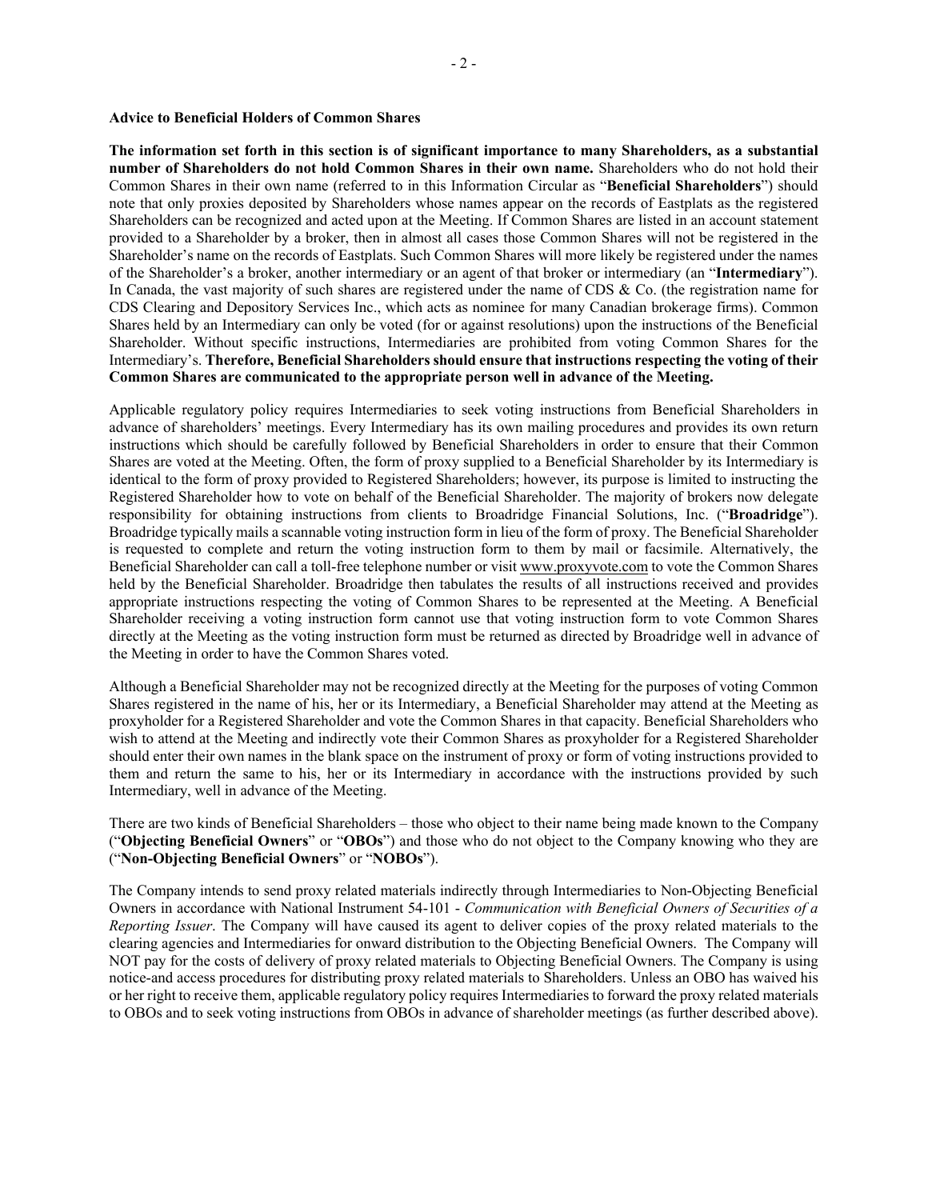**Advice to Beneficial Holders of Common Shares**

**The information set forth in this section is of significant importance to many Shareholders, as a substantial number of Shareholders do not hold Common Shares in their own name.** Shareholders who do not hold their Common Shares in their own name (referred to in this Information Circular as "**Beneficial Shareholders**") should note that only proxies deposited by Shareholders whose names appear on the records of Eastplats as the registered Shareholders can be recognized and acted upon at the Meeting. If Common Shares are listed in an account statement provided to a Shareholder by a broker, then in almost all cases those Common Shares will not be registered in the Shareholder's name on the records of Eastplats. Such Common Shares will more likely be registered under the names of the Shareholder's a broker, another intermediary or an agent of that broker or intermediary (an "**Intermediary**"). In Canada, the vast majority of such shares are registered under the name of CDS & Co. (the registration name for CDS Clearing and Depository Services Inc., which acts as nominee for many Canadian brokerage firms). Common Shares held by an Intermediary can only be voted (for or against resolutions) upon the instructions of the Beneficial Shareholder. Without specific instructions, Intermediaries are prohibited from voting Common Shares for the Intermediary's. **Therefore, Beneficial Shareholders should ensure that instructions respecting the voting of their Common Shares are communicated to the appropriate person well in advance of the Meeting.**

Applicable regulatory policy requires Intermediaries to seek voting instructions from Beneficial Shareholders in advance of shareholders' meetings. Every Intermediary has its own mailing procedures and provides its own return instructions which should be carefully followed by Beneficial Shareholders in order to ensure that their Common Shares are voted at the Meeting. Often, the form of proxy supplied to a Beneficial Shareholder by its Intermediary is identical to the form of proxy provided to Registered Shareholders; however, its purpose is limited to instructing the Registered Shareholder how to vote on behalf of the Beneficial Shareholder. The majority of brokers now delegate responsibility for obtaining instructions from clients to Broadridge Financial Solutions, Inc. ("**Broadridge**"). Broadridge typically mails a scannable voting instruction form in lieu of the form of proxy. The Beneficial Shareholder is requested to complete and return the voting instruction form to them by mail or facsimile. Alternatively, the Beneficial Shareholder can call a toll-free telephone number or visit www.proxyvote.com to vote the Common Shares held by the Beneficial Shareholder. Broadridge then tabulates the results of all instructions received and provides appropriate instructions respecting the voting of Common Shares to be represented at the Meeting. A Beneficial Shareholder receiving a voting instruction form cannot use that voting instruction form to vote Common Shares directly at the Meeting as the voting instruction form must be returned as directed by Broadridge well in advance of the Meeting in order to have the Common Shares voted.

Although a Beneficial Shareholder may not be recognized directly at the Meeting for the purposes of voting Common Shares registered in the name of his, her or its Intermediary, a Beneficial Shareholder may attend at the Meeting as proxyholder for a Registered Shareholder and vote the Common Shares in that capacity. Beneficial Shareholders who wish to attend at the Meeting and indirectly vote their Common Shares as proxyholder for a Registered Shareholder should enter their own names in the blank space on the instrument of proxy or form of voting instructions provided to them and return the same to his, her or its Intermediary in accordance with the instructions provided by such Intermediary, well in advance of the Meeting.

There are two kinds of Beneficial Shareholders – those who object to their name being made known to the Company ("**Objecting Beneficial Owners**" or "**OBOs**") and those who do not object to the Company knowing who they are ("**Non-Objecting Beneficial Owners**" or "**NOBOs**").

The Company intends to send proxy related materials indirectly through Intermediaries to Non-Objecting Beneficial Owners in accordance with National Instrument 54-101 - *Communication with Beneficial Owners of Securities of a Reporting Issuer*. The Company will have caused its agent to deliver copies of the proxy related materials to the clearing agencies and Intermediaries for onward distribution to the Objecting Beneficial Owners. The Company will NOT pay for the costs of delivery of proxy related materials to Objecting Beneficial Owners. The Company is using notice-and access procedures for distributing proxy related materials to Shareholders. Unless an OBO has waived his or her right to receive them, applicable regulatory policy requires Intermediaries to forward the proxy related materials to OBOs and to seek voting instructions from OBOs in advance of shareholder meetings (as further described above).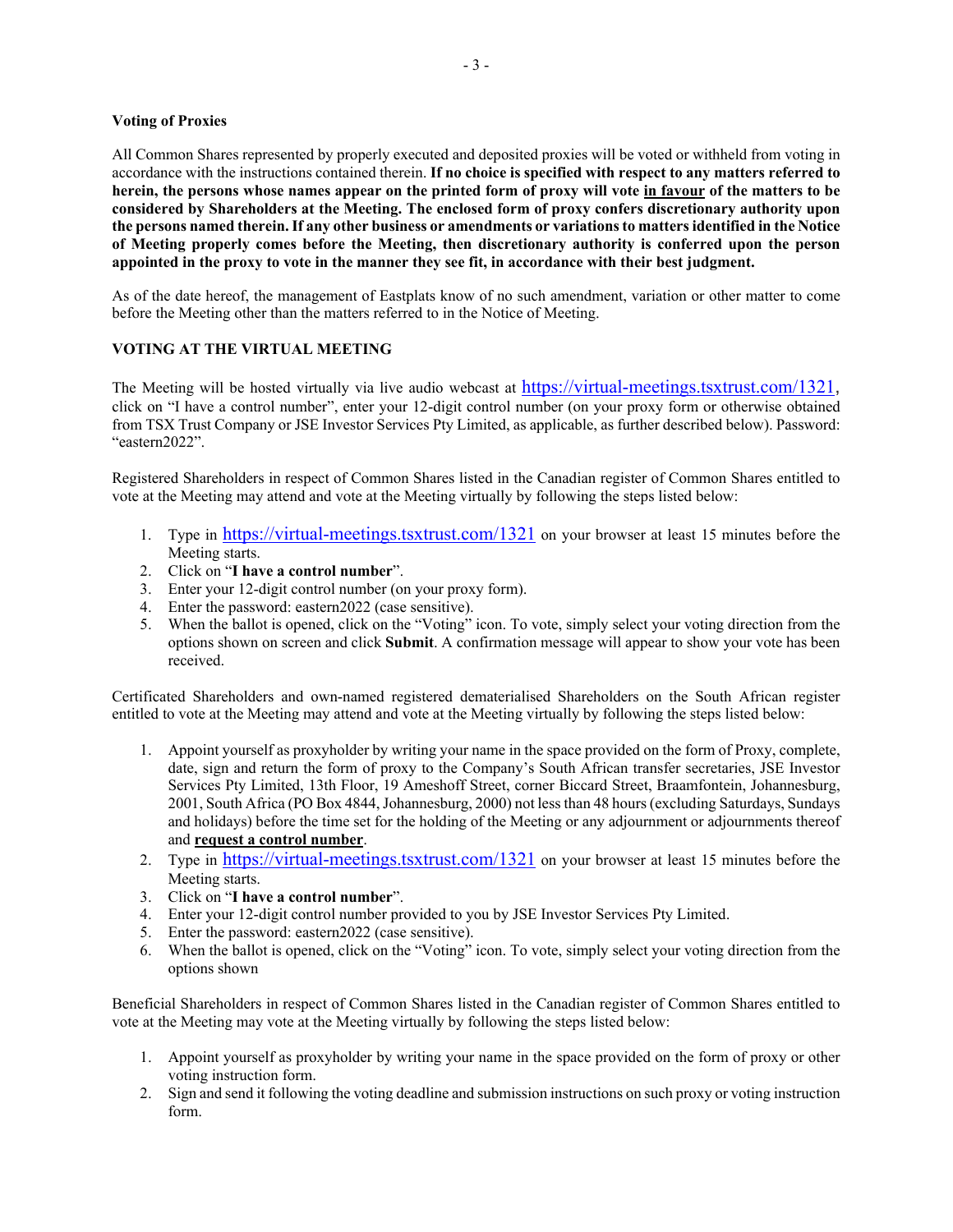**Voting of Proxies**

All Common Shares represented by properly executed and deposited proxies will be voted or withheld from voting in accordance with the instructions contained therein. **If no choice is specified with respect to any matters referred to herein, the persons whose names appear on the printed form of proxy will vote in favour of the matters to be considered by Shareholders at the Meeting. The enclosed form of proxy confers discretionary authority upon the persons named therein. If any other business or amendments or variations to matters identified in the Notice of Meeting properly comes before the Meeting, then discretionary authority is conferred upon the person appointed in the proxy to vote in the manner they see fit, in accordance with their best judgment.**

As of the date hereof, the management of Eastplats know of no such amendment, variation or other matter to come before the Meeting other than the matters referred to in the Notice of Meeting.

## VOTING AT THE VIRTUAL MEETING

The Meeting will be hosted virtually via live audio webcast at https://virtual-meetings.tsxtrust.com/1321, click on "I have a control number", enter your 12-digit control number (on your proxy form or otherwise obtained from TSX Trust Company or JSE Investor Services Pty Limited, as applicable, as further described below). Password: "eastern2022".

Registered Shareholders in respect of Common Shares listed in the Canadian register of Common Shares entitled to vote at the Meeting may attend and vote at the Meeting virtually by following the steps listed below:

1. Type in https://virtual-meetings.tsxtrust.com/1321 on your browser at least 15 minutes before the Meeting starts.
2. Click on "**I have a control number**".
3. Enter your 12-digit control number (on your proxy form).
4. Enter the password: eastern2022 (case sensitive).
5. When the ballot is opened, click on the "Voting" icon. To vote, simply select your voting direction from the options shown on screen and click **Submit**. A confirmation message will appear to show your vote has been received.

Certificated Shareholders and own-named registered dematerialised Shareholders on the South African register entitled to vote at the Meeting may attend and vote at the Meeting virtually by following the steps listed below:

1. Appoint yourself as proxyholder by writing your name in the space provided on the form of Proxy, complete, date, sign and return the form of proxy to the Company's South African transfer secretaries, JSE Investor Services Pty Limited, 13th Floor, 19 Ameshoff Street, corner Biccard Street, Braamfontein, Johannesburg, 2001, South Africa (PO Box 4844, Johannesburg, 2000) not less than 48 hours (excluding Saturdays, Sundays and holidays) before the time set for the holding of the Meeting or any adjournment or adjournments thereof and **request a control number**.
2. Type in https://virtual-meetings.tsxtrust.com/1321 on your browser at least 15 minutes before the Meeting starts.
3. Click on "**I have a control number**".
4. Enter your 12-digit control number provided to you by JSE Investor Services Pty Limited.
5. Enter the password: eastern2022 (case sensitive).
6. When the ballot is opened, click on the "Voting" icon. To vote, simply select your voting direction from the options shown

Beneficial Shareholders in respect of Common Shares listed in the Canadian register of Common Shares entitled to vote at the Meeting may vote at the Meeting virtually by following the steps listed below:

1. Appoint yourself as proxyholder by writing your name in the space provided on the form of proxy or other voting instruction form.
2. Sign and send it following the voting deadline and submission instructions on such proxy or voting instruction form.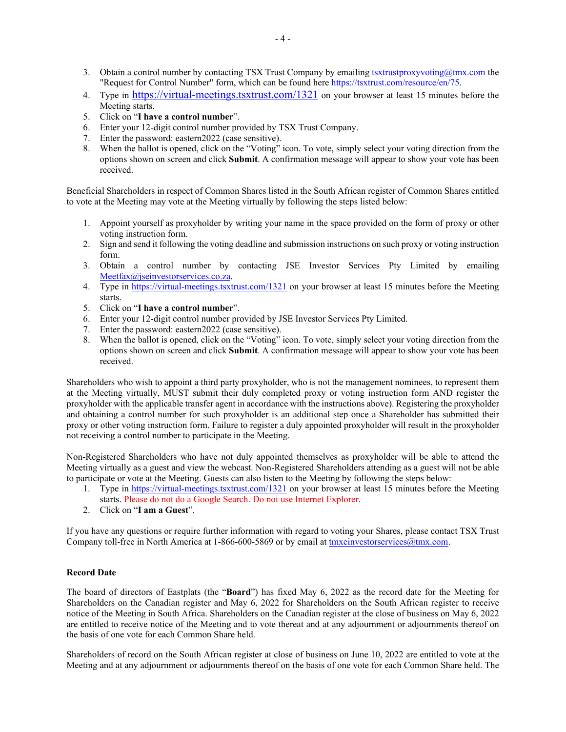3. Obtain a control number by contacting TSX Trust Company by emailing tsxtrustproxyvoting@tmx.com the "Request for Control Number" form, which can be found here https://tsxtrust.com/resource/en/75.
4. Type in https://virtual-meetings.tsxtrust.com/1321 on your browser at least 15 minutes before the Meeting starts.
5. Click on "**I have a control number**".
6. Enter your 12-digit control number provided by TSX Trust Company.
7. Enter the password: eastern2022 (case sensitive).
8. When the ballot is opened, click on the "Voting" icon. To vote, simply select your voting direction from the options shown on screen and click **Submit**. A confirmation message will appear to show your vote has been received.

Beneficial Shareholders in respect of Common Shares listed in the South African register of Common Shares entitled to vote at the Meeting may vote at the Meeting virtually by following the steps listed below:

1. Appoint yourself as proxyholder by writing your name in the space provided on the form of proxy or other voting instruction form.
2. Sign and send it following the voting deadline and submission instructions on such proxy or voting instruction form.
3. Obtain a control number by contacting JSE Investor Services Pty Limited by emailing Meetfax@jseinvestorservices.co.za.
4. Type in https://virtual-meetings.tsxtrust.com/1321 on your browser at least 15 minutes before the Meeting starts.
5. Click on "**I have a control number**".
6. Enter your 12-digit control number provided by JSE Investor Services Pty Limited.
7. Enter the password: eastern2022 (case sensitive).
8. When the ballot is opened, click on the "Voting" icon. To vote, simply select your voting direction from the options shown on screen and click **Submit**. A confirmation message will appear to show your vote has been received.

Shareholders who wish to appoint a third party proxyholder, who is not the management nominees, to represent them at the Meeting virtually, MUST submit their duly completed proxy or voting instruction form AND register the proxyholder with the applicable transfer agent in accordance with the instructions above). Registering the proxyholder and obtaining a control number for such proxyholder is an additional step once a Shareholder has submitted their proxy or other voting instruction form. Failure to register a duly appointed proxyholder will result in the proxyholder not receiving a control number to participate in the Meeting.

Non-Registered Shareholders who have not duly appointed themselves as proxyholder will be able to attend the Meeting virtually as a guest and view the webcast. Non-Registered Shareholders attending as a guest will not be able to participate or vote at the Meeting. Guests can also listen to the Meeting by following the steps below:

1. Type in https://virtual-meetings.tsxtrust.com/1321 on your browser at least 15 minutes before the Meeting starts. Please do not do a Google Search. Do not use Internet Explorer.
2. Click on "**I am a Guest**".

If you have any questions or require further information with regard to voting your Shares, please contact TSX Trust Company toll-free in North America at 1-866-600-5869 or by email at tmxeinvestorservices@tmx.com.

**Record Date**

The board of directors of Eastplats (the "**Board**") has fixed May 6, 2022 as the record date for the Meeting for Shareholders on the Canadian register and May 6, 2022 for Shareholders on the South African register to receive notice of the Meeting in South Africa. Shareholders on the Canadian register at the close of business on May 6, 2022 are entitled to receive notice of the Meeting and to vote thereat and at any adjournment or adjournments thereof on the basis of one vote for each Common Share held.

Shareholders of record on the South African register at close of business on June 10, 2022 are entitled to vote at the Meeting and at any adjournment or adjournments thereof on the basis of one vote for each Common Share held. The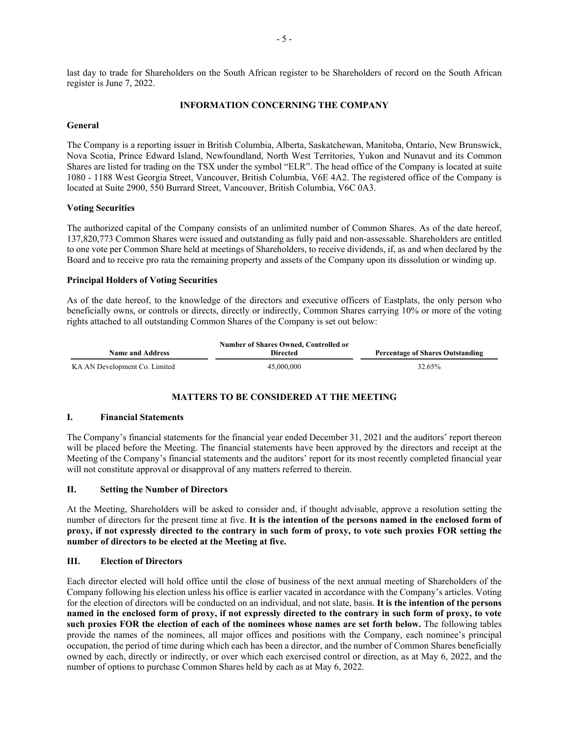last day to trade for Shareholders on the South African register to be Shareholders of record on the South African register is June 7, 2022.

## INFORMATION CONCERNING THE COMPANY

### General

The Company is a reporting issuer in British Columbia, Alberta, Saskatchewan, Manitoba, Ontario, New Brunswick, Nova Scotia, Prince Edward Island, Newfoundland, North West Territories, Yukon and Nunavut and its Common Shares are listed for trading on the TSX under the symbol "ELR". The head office of the Company is located at suite 1080 - 1188 West Georgia Street, Vancouver, British Columbia, V6E 4A2. The registered office of the Company is located at Suite 2900, 550 Burrard Street, Vancouver, British Columbia, V6C 0A3.

### Voting Securities

The authorized capital of the Company consists of an unlimited number of Common Shares. As of the date hereof, 137,820,773 Common Shares were issued and outstanding as fully paid and non-assessable. Shareholders are entitled to one vote per Common Share held at meetings of Shareholders, to receive dividends, if, as and when declared by the Board and to receive pro rata the remaining property and assets of the Company upon its dissolution or winding up.

### Principal Holders of Voting Securities

As of the date hereof, to the knowledge of the directors and executive officers of Eastplats, the only person who beneficially owns, or controls or directs, directly or indirectly, Common Shares carrying 10% or more of the voting rights attached to all outstanding Common Shares of the Company is set out below:

| Name and Address | Number of Shares Owned, Controlled or Directed | Percentage of Shares Outstanding |
|---|---|---|
| KA AN Development Co. Limited | 45,000,000 | 32.65% |

## MATTERS TO BE CONSIDERED AT THE MEETING

### I. Financial Statements

The Company's financial statements for the financial year ended December 31, 2021 and the auditors' report thereon will be placed before the Meeting. The financial statements have been approved by the directors and receipt at the Meeting of the Company's financial statements and the auditors' report for its most recently completed financial year will not constitute approval or disapproval of any matters referred to therein.

### II. Setting the Number of Directors

At the Meeting, Shareholders will be asked to consider and, if thought advisable, approve a resolution setting the number of directors for the present time at five. **It is the intention of the persons named in the enclosed form of proxy, if not expressly directed to the contrary in such form of proxy, to vote such proxies FOR setting the number of directors to be elected at the Meeting at five.**

### III. Election of Directors

Each director elected will hold office until the close of business of the next annual meeting of Shareholders of the Company following his election unless his office is earlier vacated in accordance with the Company's articles. Voting for the election of directors will be conducted on an individual, and not slate, basis. **It is the intention of the persons named in the enclosed form of proxy, if not expressly directed to the contrary in such form of proxy, to vote such proxies FOR the election of each of the nominees whose names are set forth below.** The following tables provide the names of the nominees, all major offices and positions with the Company, each nominee's principal occupation, the period of time during which each has been a director, and the number of Common Shares beneficially owned by each, directly or indirectly, or over which each exercised control or direction, as at May 6, 2022, and the number of options to purchase Common Shares held by each as at May 6, 2022.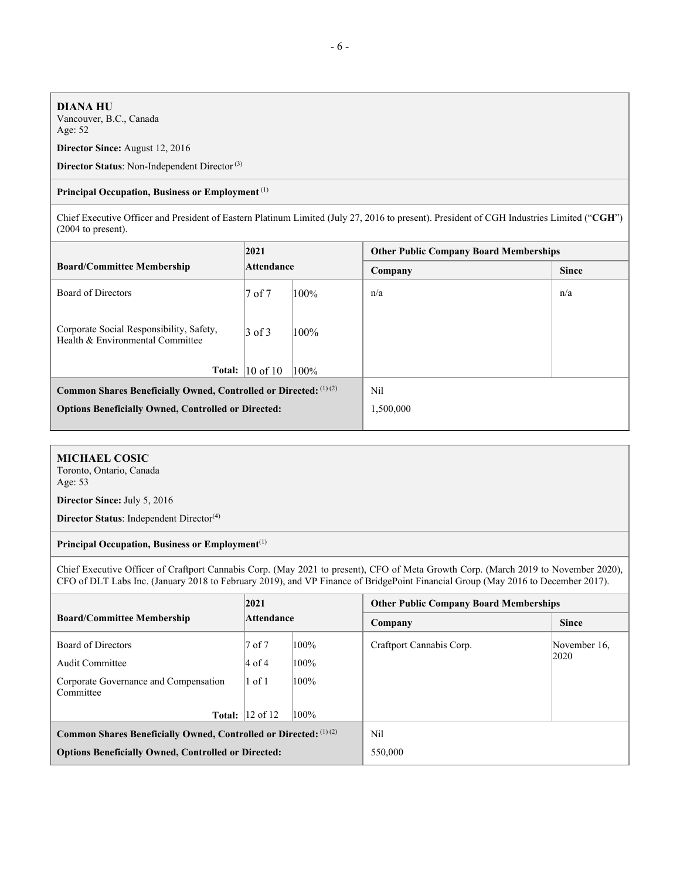**DIANA HU**
Vancouver, B.C., Canada
Age: 52

**Director Since:** August 12, 2016

**Director Status**: Non-Independent Director [3]

**Principal Occupation, Business or Employment** [1]

Chief Executive Officer and President of Eastern Platinum Limited (July 27, 2016 to present). President of CGH Industries Limited ("**CGH**") (2004 to present).

| Board/Committee Membership | 2021 Attendance | | Other Public Company Board Memberships | |
|---|---|---|---|---|
| | | | Company | Since |
| Board of Directors | 7 of 7 | 100% | n/a | n/a |
| Corporate Social Responsibility, Safety, Health & Environmental Committee | 3 of 3 | 100% | | |
| **Total:** | 10 of 10 | 100% | | |
| **Common Shares Beneficially Owned, Controlled or Directed:** [1] [2] | | | Nil | |
| **Options Beneficially Owned, Controlled or Directed:** | | | 1,500,000 | |

**MICHAEL COSIC**
Toronto, Ontario, Canada
Age: 53

**Director Since:** July 5, 2016

**Director Status**: Independent Director[4]

**Principal Occupation, Business or Employment**[1]

Chief Executive Officer of Craftport Cannabis Corp. (May 2021 to present), CFO of Meta Growth Corp. (March 2019 to November 2020), CFO of DLT Labs Inc. (January 2018 to February 2019), and VP Finance of BridgePoint Financial Group (May 2016 to December 2017).

| Board/Committee Membership | 2021 Attendance | | Other Public Company Board Memberships | |
|---|---|---|---|---|
| | | | Company | Since |
| Board of Directors | 7 of 7 | 100% | Craftport Cannabis Corp. | November 16, 2020 |
| Audit Committee | 4 of 4 | 100% | | |
| Corporate Governance and Compensation Committee | 1 of 1 | 100% | | |
| **Total:** | 12 of 12 | 100% | | |
| **Common Shares Beneficially Owned, Controlled or Directed:** [1] [2] | | | Nil | |
| **Options Beneficially Owned, Controlled or Directed:** | | | 550,000 | |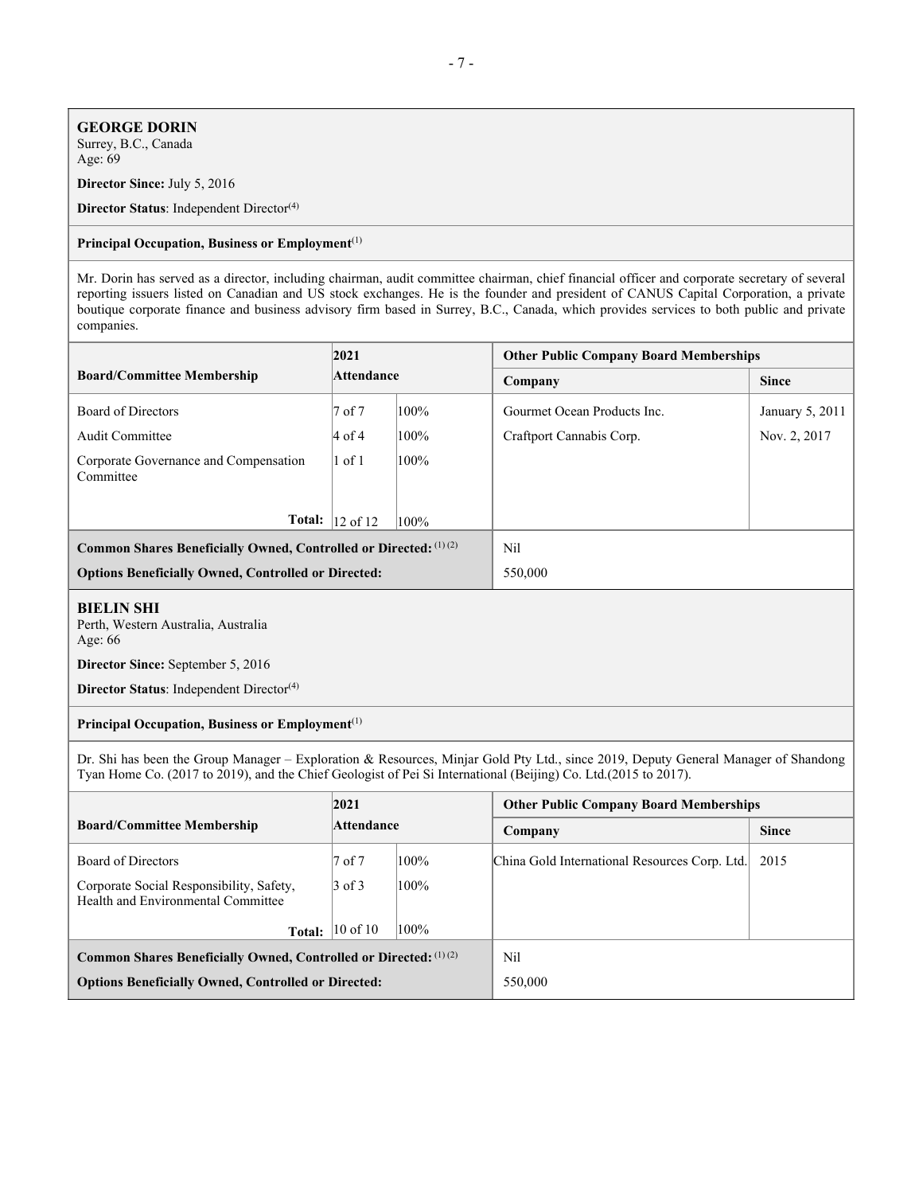**GEORGE DORIN**
Surrey, B.C., Canada
Age: 69

**Director Since:** July 5, 2016

**Director Status**: Independent Director[4]

**Principal Occupation, Business or Employment**[1]

Mr. Dorin has served as a director, including chairman, audit committee chairman, chief financial officer and corporate secretary of several reporting issuers listed on Canadian and US stock exchanges. He is the founder and president of CANUS Capital Corporation, a private boutique corporate finance and business advisory firm based in Surrey, B.C., Canada, which provides services to both public and private companies.

| Board/Committee Membership | 2021 Attendance | | Other Public Company Board Memberships | |
|---|---|---|---|---|
| | | | Company | Since |
| Board of Directors | 7 of 7 | 100% | Gourmet Ocean Products Inc. | January 5, 2011 |
| Audit Committee | 4 of 4 | 100% | Craftport Cannabis Corp. | Nov. 2, 2017 |
| Corporate Governance and Compensation Committee | 1 of 1 | 100% | | |
| Total: | 12 of 12 | 100% | | |
| **Common Shares Beneficially Owned, Controlled or Directed:** [1][2] | | | Nil | |
| **Options Beneficially Owned, Controlled or Directed:** | | | 550,000 | |

**BIELIN SHI**
Perth, Western Australia, Australia
Age: 66

**Director Since:** September 5, 2016

**Director Status**: Independent Director[4]

**Principal Occupation, Business or Employment**[1]

Dr. Shi has been the Group Manager – Exploration & Resources, Minjar Gold Pty Ltd., since 2019, Deputy General Manager of Shandong Tyan Home Co. (2017 to 2019), and the Chief Geologist of Pei Si International (Beijing) Co. Ltd.(2015 to 2017).

| Board/Committee Membership | 2021 Attendance | | Other Public Company Board Memberships | |
|---|---|---|---|---|
| | | | Company | Since |
| Board of Directors | 7 of 7 | 100% | China Gold International Resources Corp. Ltd. | 2015 |
| Corporate Social Responsibility, Safety, Health and Environmental Committee | 3 of 3 | 100% | | |
| Total: | 10 of 10 | 100% | | |
| **Common Shares Beneficially Owned, Controlled or Directed:** [1][2] | | | Nil | |
| **Options Beneficially Owned, Controlled or Directed:** | | | 550,000 | |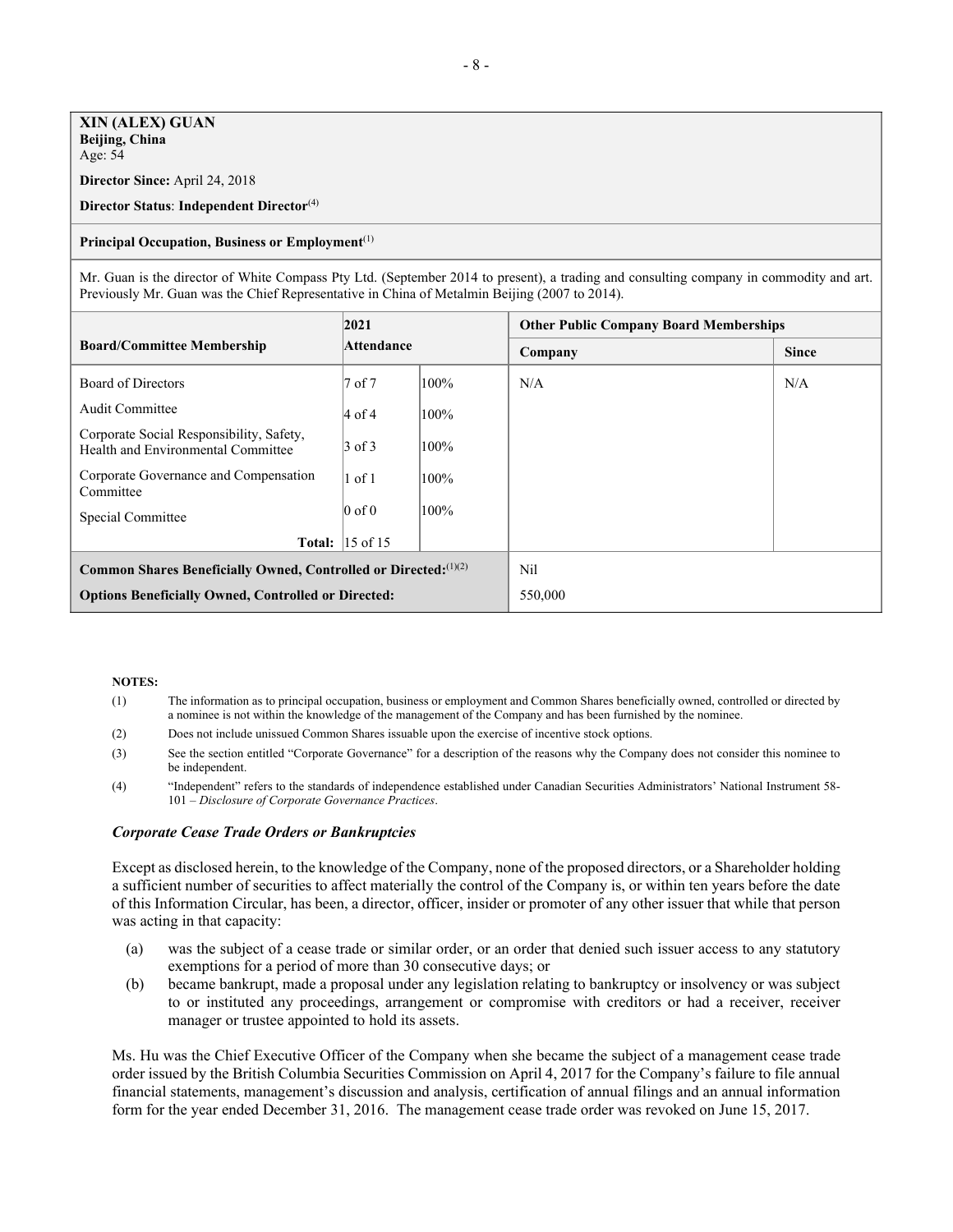**XIN (ALEX) GUAN**
**Beijing, China**
Age: 54

**Director Since:** April 24, 2018

**Director Status**: **Independent Director**[(4)]

**Principal Occupation, Business or Employment**[(1)]

Mr. Guan is the director of White Compass Pty Ltd. (September 2014 to present), a trading and consulting company in commodity and art. Previously Mr. Guan was the Chief Representative in China of Metalmin Beijing (2007 to 2014).

| Board/Committee Membership | 2021 Attendance | | Other Public Company Board Memberships | |
|---|---|---|---|---|
| | | | Company | Since |
| Board of Directors | 7 of 7 | 100% | N/A | N/A |
| Audit Committee | 4 of 4 | 100% | | |
| Corporate Social Responsibility, Safety, Health and Environmental Committee | 3 of 3 | 100% | | |
| Corporate Governance and Compensation Committee | 1 of 1 | 100% | | |
| Special Committee | 0 of 0 | 100% | | |
| **Total:** | 15 of 15 | | | |
| **Common Shares Beneficially Owned, Controlled or Directed:**[(1)(2)] | | | Nil | |
| **Options Beneficially Owned, Controlled or Directed:** | | | 550,000 | |

**NOTES:**

(1) The information as to principal occupation, business or employment and Common Shares beneficially owned, controlled or directed by a nominee is not within the knowledge of the management of the Company and has been furnished by the nominee.

(2) Does not include unissued Common Shares issuable upon the exercise of incentive stock options.

(3) See the section entitled "Corporate Governance" for a description of the reasons why the Company does not consider this nominee to be independent.

(4) "Independent" refers to the standards of independence established under Canadian Securities Administrators' National Instrument 58-101 – *Disclosure of Corporate Governance Practices*.

### *Corporate Cease Trade Orders or Bankruptcies*

Except as disclosed herein, to the knowledge of the Company, none of the proposed directors, or a Shareholder holding a sufficient number of securities to affect materially the control of the Company is, or within ten years before the date of this Information Circular, has been, a director, officer, insider or promoter of any other issuer that while that person was acting in that capacity:

(a) was the subject of a cease trade or similar order, or an order that denied such issuer access to any statutory exemptions for a period of more than 30 consecutive days; or

(b) became bankrupt, made a proposal under any legislation relating to bankruptcy or insolvency or was subject to or instituted any proceedings, arrangement or compromise with creditors or had a receiver, receiver manager or trustee appointed to hold its assets.

Ms. Hu was the Chief Executive Officer of the Company when she became the subject of a management cease trade order issued by the British Columbia Securities Commission on April 4, 2017 for the Company's failure to file annual financial statements, management's discussion and analysis, certification of annual filings and an annual information form for the year ended December 31, 2016. The management cease trade order was revoked on June 15, 2017.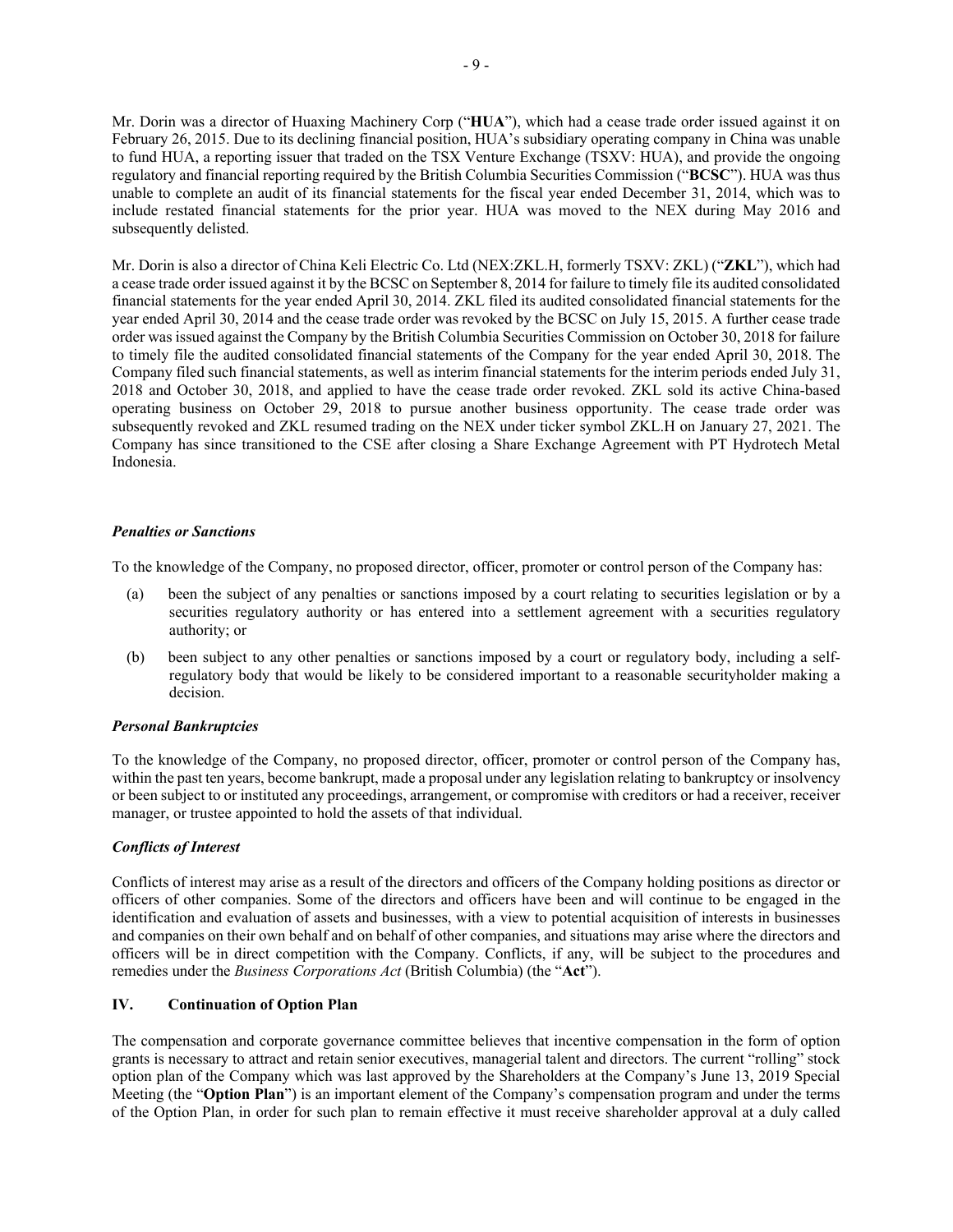Mr. Dorin was a director of Huaxing Machinery Corp ("**HUA**"), which had a cease trade order issued against it on February 26, 2015. Due to its declining financial position, HUA's subsidiary operating company in China was unable to fund HUA, a reporting issuer that traded on the TSX Venture Exchange (TSXV: HUA), and provide the ongoing regulatory and financial reporting required by the British Columbia Securities Commission ("**BCSC**"). HUA was thus unable to complete an audit of its financial statements for the fiscal year ended December 31, 2014, which was to include restated financial statements for the prior year. HUA was moved to the NEX during May 2016 and subsequently delisted.

Mr. Dorin is also a director of China Keli Electric Co. Ltd (NEX:ZKL.H, formerly TSXV: ZKL) ("**ZKL**"), which had a cease trade order issued against it by the BCSC on September 8, 2014 for failure to timely file its audited consolidated financial statements for the year ended April 30, 2014. ZKL filed its audited consolidated financial statements for the year ended April 30, 2014 and the cease trade order was revoked by the BCSC on July 15, 2015. A further cease trade order was issued against the Company by the British Columbia Securities Commission on October 30, 2018 for failure to timely file the audited consolidated financial statements of the Company for the year ended April 30, 2018. The Company filed such financial statements, as well as interim financial statements for the interim periods ended July 31, 2018 and October 30, 2018, and applied to have the cease trade order revoked. ZKL sold its active China-based operating business on October 29, 2018 to pursue another business opportunity. The cease trade order was subsequently revoked and ZKL resumed trading on the NEX under ticker symbol ZKL.H on January 27, 2021. The Company has since transitioned to the CSE after closing a Share Exchange Agreement with PT Hydrotech Metal Indonesia.

### *Penalties or Sanctions*

To the knowledge of the Company, no proposed director, officer, promoter or control person of the Company has:

(a) been the subject of any penalties or sanctions imposed by a court relating to securities legislation or by a securities regulatory authority or has entered into a settlement agreement with a securities regulatory authority; or

(b) been subject to any other penalties or sanctions imposed by a court or regulatory body, including a self-regulatory body that would be likely to be considered important to a reasonable securityholder making a decision.

### *Personal Bankruptcies*

To the knowledge of the Company, no proposed director, officer, promoter or control person of the Company has, within the past ten years, become bankrupt, made a proposal under any legislation relating to bankruptcy or insolvency or been subject to or instituted any proceedings, arrangement, or compromise with creditors or had a receiver, receiver manager, or trustee appointed to hold the assets of that individual.

### *Conflicts of Interest*

Conflicts of interest may arise as a result of the directors and officers of the Company holding positions as director or officers of other companies. Some of the directors and officers have been and will continue to be engaged in the identification and evaluation of assets and businesses, with a view to potential acquisition of interests in businesses and companies on their own behalf and on behalf of other companies, and situations may arise where the directors and officers will be in direct competition with the Company. Conflicts, if any, will be subject to the procedures and remedies under the *Business Corporations Act* (British Columbia) (the "**Act**").

## IV. Continuation of Option Plan

The compensation and corporate governance committee believes that incentive compensation in the form of option grants is necessary to attract and retain senior executives, managerial talent and directors. The current "rolling" stock option plan of the Company which was last approved by the Shareholders at the Company's June 13, 2019 Special Meeting (the "**Option Plan**") is an important element of the Company's compensation program and under the terms of the Option Plan, in order for such plan to remain effective it must receive shareholder approval at a duly called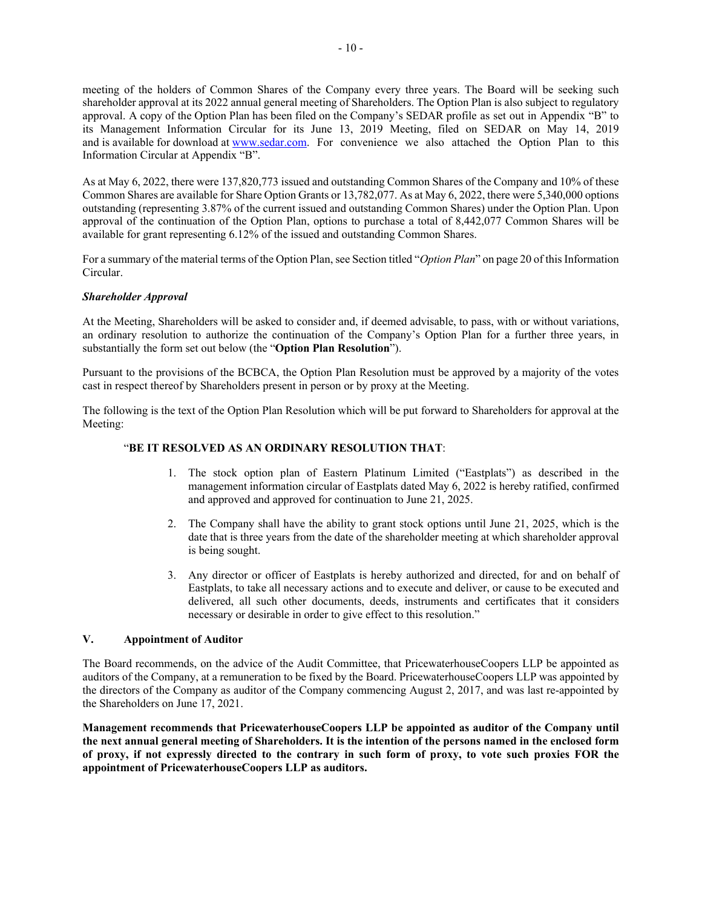meeting of the holders of Common Shares of the Company every three years. The Board will be seeking such shareholder approval at its 2022 annual general meeting of Shareholders. The Option Plan is also subject to regulatory approval. A copy of the Option Plan has been filed on the Company's SEDAR profile as set out in Appendix "B" to its Management Information Circular for its June 13, 2019 Meeting, filed on SEDAR on May 14, 2019 and is available for download at www.sedar.com. For convenience we also attached the Option Plan to this Information Circular at Appendix "B".

As at May 6, 2022, there were 137,820,773 issued and outstanding Common Shares of the Company and 10% of these Common Shares are available for Share Option Grants or 13,782,077. As at May 6, 2022, there were 5,340,000 options outstanding (representing 3.87% of the current issued and outstanding Common Shares) under the Option Plan. Upon approval of the continuation of the Option Plan, options to purchase a total of 8,442,077 Common Shares will be available for grant representing 6.12% of the issued and outstanding Common Shares.

For a summary of the material terms of the Option Plan, see Section titled "*Option Plan*" on page 20 of this Information Circular.

***Shareholder Approval***

At the Meeting, Shareholders will be asked to consider and, if deemed advisable, to pass, with or without variations, an ordinary resolution to authorize the continuation of the Company's Option Plan for a further three years, in substantially the form set out below (the "**Option Plan Resolution**").

Pursuant to the provisions of the BCBCA, the Option Plan Resolution must be approved by a majority of the votes cast in respect thereof by Shareholders present in person or by proxy at the Meeting.

The following is the text of the Option Plan Resolution which will be put forward to Shareholders for approval at the Meeting:

"**BE IT RESOLVED AS AN ORDINARY RESOLUTION THAT**:

1. The stock option plan of Eastern Platinum Limited ("Eastplats") as described in the management information circular of Eastplats dated May 6, 2022 is hereby ratified, confirmed and approved and approved for continuation to June 21, 2025.
2. The Company shall have the ability to grant stock options until June 21, 2025, which is the date that is three years from the date of the shareholder meeting at which shareholder approval is being sought.
3. Any director or officer of Eastplats is hereby authorized and directed, for and on behalf of Eastplats, to take all necessary actions and to execute and deliver, or cause to be executed and delivered, all such other documents, deeds, instruments and certificates that it considers necessary or desirable in order to give effect to this resolution."

## V. Appointment of Auditor

The Board recommends, on the advice of the Audit Committee, that PricewaterhouseCoopers LLP be appointed as auditors of the Company, at a remuneration to be fixed by the Board. PricewaterhouseCoopers LLP was appointed by the directors of the Company as auditor of the Company commencing August 2, 2017, and was last re-appointed by the Shareholders on June 17, 2021.

**Management recommends that PricewaterhouseCoopers LLP be appointed as auditor of the Company until the next annual general meeting of Shareholders. It is the intention of the persons named in the enclosed form of proxy, if not expressly directed to the contrary in such form of proxy, to vote such proxies FOR the appointment of PricewaterhouseCoopers LLP as auditors.**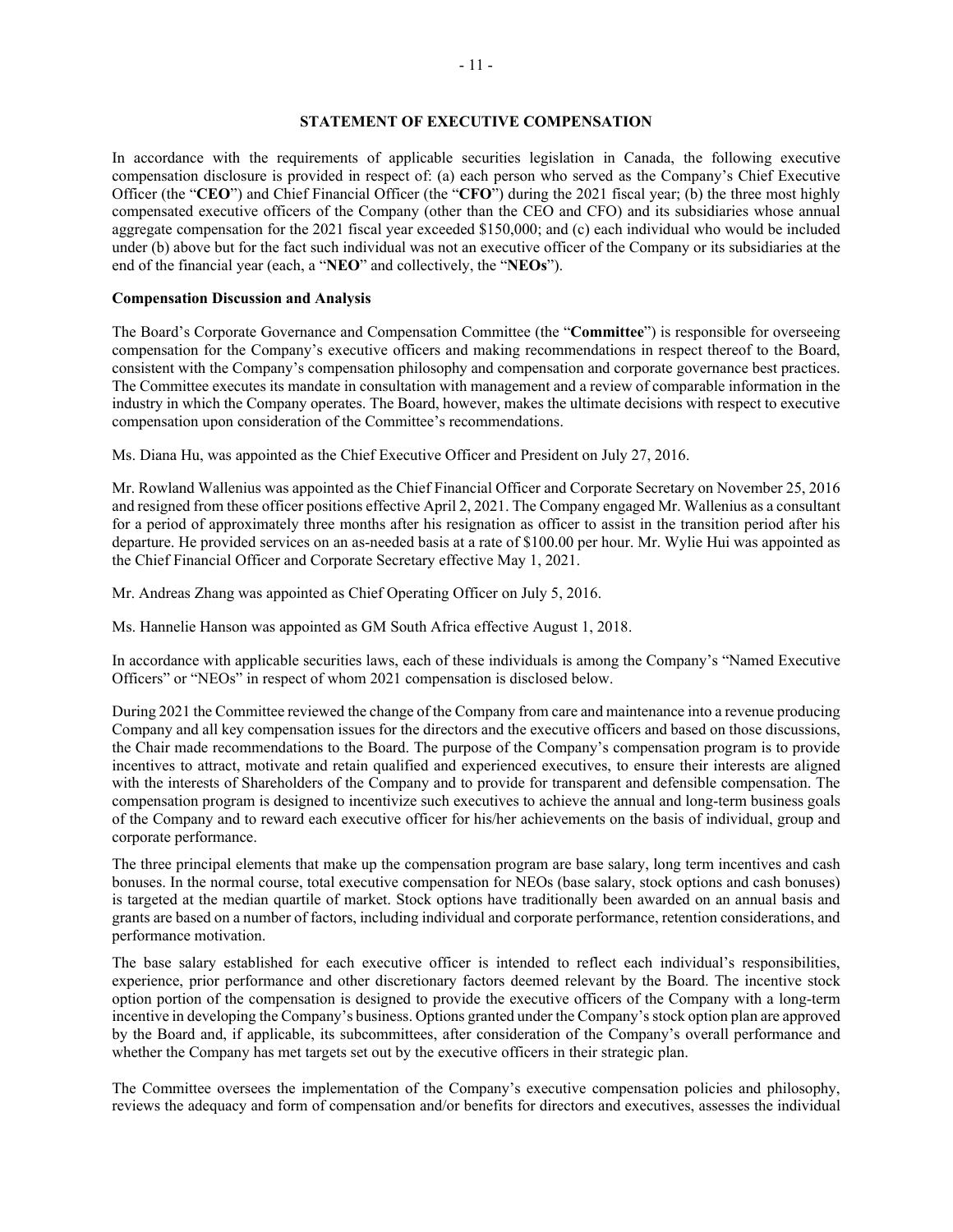## STATEMENT OF EXECUTIVE COMPENSATION

In accordance with the requirements of applicable securities legislation in Canada, the following executive compensation disclosure is provided in respect of: (a) each person who served as the Company's Chief Executive Officer (the "**CEO**") and Chief Financial Officer (the "**CFO**") during the 2021 fiscal year; (b) the three most highly compensated executive officers of the Company (other than the CEO and CFO) and its subsidiaries whose annual aggregate compensation for the 2021 fiscal year exceeded $150,000; and (c) each individual who would be included under (b) above but for the fact such individual was not an executive officer of the Company or its subsidiaries at the end of the financial year (each, a "**NEO**" and collectively, the "**NEOs**").

### Compensation Discussion and Analysis

The Board's Corporate Governance and Compensation Committee (the "**Committee**") is responsible for overseeing compensation for the Company's executive officers and making recommendations in respect thereof to the Board, consistent with the Company's compensation philosophy and compensation and corporate governance best practices. The Committee executes its mandate in consultation with management and a review of comparable information in the industry in which the Company operates. The Board, however, makes the ultimate decisions with respect to executive compensation upon consideration of the Committee's recommendations.

Ms. Diana Hu, was appointed as the Chief Executive Officer and President on July 27, 2016.

Mr. Rowland Wallenius was appointed as the Chief Financial Officer and Corporate Secretary on November 25, 2016 and resigned from these officer positions effective April 2, 2021. The Company engaged Mr. Wallenius as a consultant for a period of approximately three months after his resignation as officer to assist in the transition period after his departure. He provided services on an as-needed basis at a rate of $100.00 per hour. Mr. Wylie Hui was appointed as the Chief Financial Officer and Corporate Secretary effective May 1, 2021.

Mr. Andreas Zhang was appointed as Chief Operating Officer on July 5, 2016.

Ms. Hannelie Hanson was appointed as GM South Africa effective August 1, 2018.

In accordance with applicable securities laws, each of these individuals is among the Company's "Named Executive Officers" or "NEOs" in respect of whom 2021 compensation is disclosed below.

During 2021 the Committee reviewed the change of the Company from care and maintenance into a revenue producing Company and all key compensation issues for the directors and the executive officers and based on those discussions, the Chair made recommendations to the Board. The purpose of the Company's compensation program is to provide incentives to attract, motivate and retain qualified and experienced executives, to ensure their interests are aligned with the interests of Shareholders of the Company and to provide for transparent and defensible compensation. The compensation program is designed to incentivize such executives to achieve the annual and long-term business goals of the Company and to reward each executive officer for his/her achievements on the basis of individual, group and corporate performance.

The three principal elements that make up the compensation program are base salary, long term incentives and cash bonuses. In the normal course, total executive compensation for NEOs (base salary, stock options and cash bonuses) is targeted at the median quartile of market. Stock options have traditionally been awarded on an annual basis and grants are based on a number of factors, including individual and corporate performance, retention considerations, and performance motivation.

The base salary established for each executive officer is intended to reflect each individual's responsibilities, experience, prior performance and other discretionary factors deemed relevant by the Board. The incentive stock option portion of the compensation is designed to provide the executive officers of the Company with a long-term incentive in developing the Company's business. Options granted under the Company's stock option plan are approved by the Board and, if applicable, its subcommittees, after consideration of the Company's overall performance and whether the Company has met targets set out by the executive officers in their strategic plan.

The Committee oversees the implementation of the Company's executive compensation policies and philosophy, reviews the adequacy and form of compensation and/or benefits for directors and executives, assesses the individual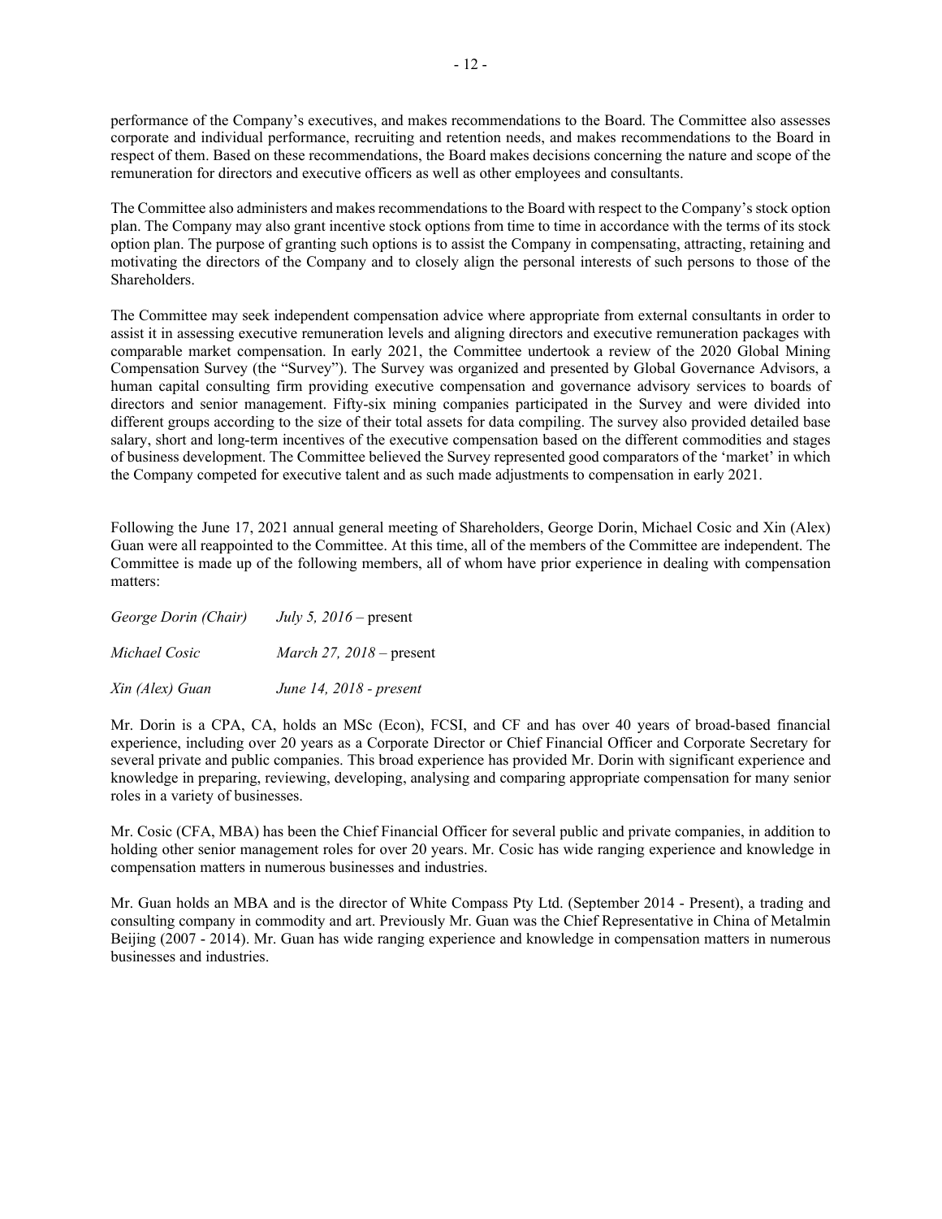performance of the Company's executives, and makes recommendations to the Board. The Committee also assesses corporate and individual performance, recruiting and retention needs, and makes recommendations to the Board in respect of them. Based on these recommendations, the Board makes decisions concerning the nature and scope of the remuneration for directors and executive officers as well as other employees and consultants.

The Committee also administers and makes recommendations to the Board with respect to the Company's stock option plan. The Company may also grant incentive stock options from time to time in accordance with the terms of its stock option plan. The purpose of granting such options is to assist the Company in compensating, attracting, retaining and motivating the directors of the Company and to closely align the personal interests of such persons to those of the Shareholders.

The Committee may seek independent compensation advice where appropriate from external consultants in order to assist it in assessing executive remuneration levels and aligning directors and executive remuneration packages with comparable market compensation. In early 2021, the Committee undertook a review of the 2020 Global Mining Compensation Survey (the "Survey"). The Survey was organized and presented by Global Governance Advisors, a human capital consulting firm providing executive compensation and governance advisory services to boards of directors and senior management. Fifty-six mining companies participated in the Survey and were divided into different groups according to the size of their total assets for data compiling. The survey also provided detailed base salary, short and long-term incentives of the executive compensation based on the different commodities and stages of business development. The Committee believed the Survey represented good comparators of the 'market' in which the Company competed for executive talent and as such made adjustments to compensation in early 2021.

Following the June 17, 2021 annual general meeting of Shareholders, George Dorin, Michael Cosic and Xin (Alex) Guan were all reappointed to the Committee. At this time, all of the members of the Committee are independent. The Committee is made up of the following members, all of whom have prior experience in dealing with compensation matters:

| | |
|---|---|
| *George Dorin (Chair)* | *July 5, 2016* – present |
| *Michael Cosic* | *March 27, 2018* – present |
| *Xin (Alex) Guan* | *June 14, 2018 - present* |

Mr. Dorin is a CPA, CA, holds an MSc (Econ), FCSI, and CF and has over 40 years of broad-based financial experience, including over 20 years as a Corporate Director or Chief Financial Officer and Corporate Secretary for several private and public companies. This broad experience has provided Mr. Dorin with significant experience and knowledge in preparing, reviewing, developing, analysing and comparing appropriate compensation for many senior roles in a variety of businesses.

Mr. Cosic (CFA, MBA) has been the Chief Financial Officer for several public and private companies, in addition to holding other senior management roles for over 20 years. Mr. Cosic has wide ranging experience and knowledge in compensation matters in numerous businesses and industries.

Mr. Guan holds an MBA and is the director of White Compass Pty Ltd. (September 2014 - Present), a trading and consulting company in commodity and art. Previously Mr. Guan was the Chief Representative in China of Metalmin Beijing (2007 - 2014). Mr. Guan has wide ranging experience and knowledge in compensation matters in numerous businesses and industries.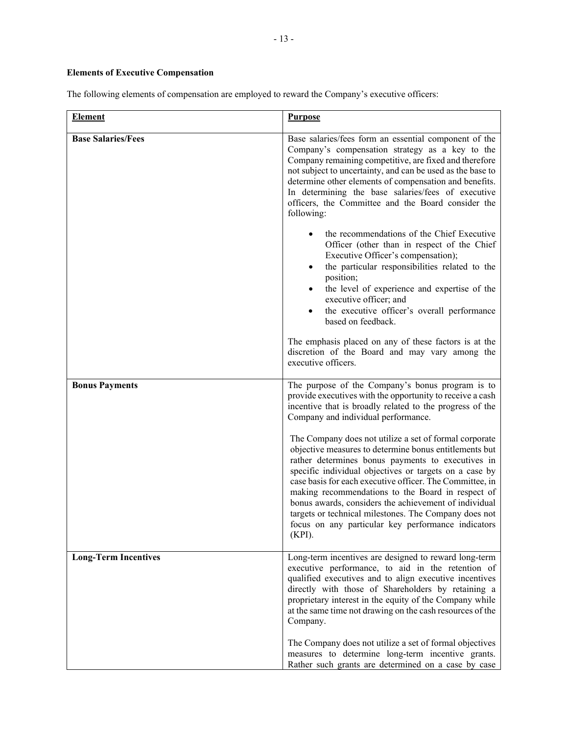**Elements of Executive Compensation**

The following elements of compensation are employed to reward the Company's executive officers:

| Element | Purpose |
| --- | --- |
| **Base Salaries/Fees** | Base salaries/fees form an essential component of the Company's compensation strategy as a key to the Company remaining competitive, are fixed and therefore not subject to uncertainty, and can be used as the base to determine other elements of compensation and benefits. In determining the base salaries/fees of executive officers, the Committee and the Board consider the following:<br><br>• the recommendations of the Chief Executive Officer (other than in respect of the Chief Executive Officer's compensation);<br>• the particular responsibilities related to the position;<br>• the level of experience and expertise of the executive officer; and<br>• the executive officer's overall performance based on feedback.<br><br>The emphasis placed on any of these factors is at the discretion of the Board and may vary among the executive officers. |
| **Bonus Payments** | The purpose of the Company's bonus program is to provide executives with the opportunity to receive a cash incentive that is broadly related to the progress of the Company and individual performance.<br><br>The Company does not utilize a set of formal corporate objective measures to determine bonus entitlements but rather determines bonus payments to executives in specific individual objectives or targets on a case by case basis for each executive officer. The Committee, in making recommendations to the Board in respect of bonus awards, considers the achievement of individual targets or technical milestones. The Company does not focus on any particular key performance indicators (KPI). |
| **Long-Term Incentives** | Long-term incentives are designed to reward long-term executive performance, to aid in the retention of qualified executives and to align executive incentives directly with those of Shareholders by retaining a proprietary interest in the equity of the Company while at the same time not drawing on the cash resources of the Company.<br><br>The Company does not utilize a set of formal objectives measures to determine long-term incentive grants. Rather such grants are determined on a case by case |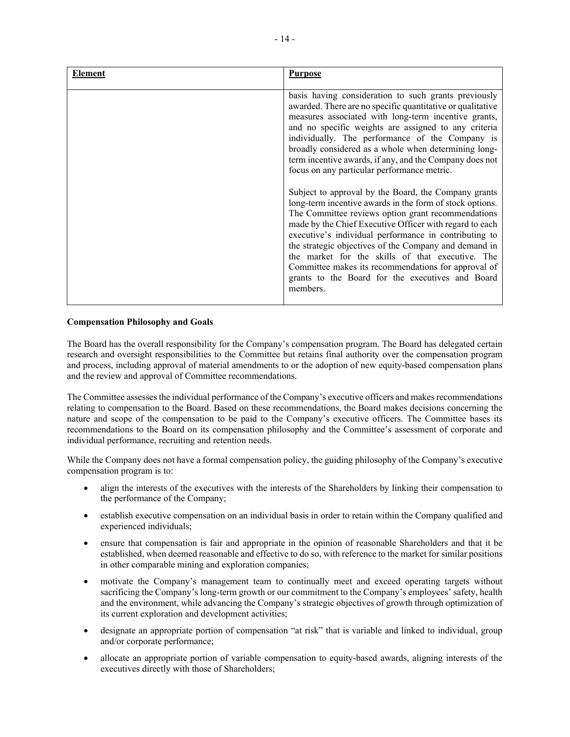| Element | Purpose |
| --- | --- |
| | basis having consideration to such grants previously awarded. There are no specific quantitative or qualitative measures associated with long-term incentive grants, and no specific weights are assigned to any criteria individually. The performance of the Company is broadly considered as a whole when determining long-term incentive awards, if any, and the Company does not focus on any particular performance metric.<br><br>Subject to approval by the Board, the Company grants long-term incentive awards in the form of stock options. The Committee reviews option grant recommendations made by the Chief Executive Officer with regard to each executive's individual performance in contributing to the strategic objectives of the Company and demand in the market for the skills of that executive. The Committee makes its recommendations for approval of grants to the Board for the executives and Board members. |

**Compensation Philosophy and Goals**

The Board has the overall responsibility for the Company's compensation program. The Board has delegated certain research and oversight responsibilities to the Committee but retains final authority over the compensation program and process, including approval of material amendments to or the adoption of new equity-based compensation plans and the review and approval of Committee recommendations.

The Committee assesses the individual performance of the Company's executive officers and makes recommendations relating to compensation to the Board. Based on these recommendations, the Board makes decisions concerning the nature and scope of the compensation to be paid to the Company's executive officers. The Committee bases its recommendations to the Board on its compensation philosophy and the Committee's assessment of corporate and individual performance, recruiting and retention needs.

While the Company does not have a formal compensation policy, the guiding philosophy of the Company's executive compensation program is to:

- align the interests of the executives with the interests of the Shareholders by linking their compensation to the performance of the Company;
- establish executive compensation on an individual basis in order to retain within the Company qualified and experienced individuals;
- ensure that compensation is fair and appropriate in the opinion of reasonable Shareholders and that it be established, when deemed reasonable and effective to do so, with reference to the market for similar positions in other comparable mining and exploration companies;
- motivate the Company's management team to continually meet and exceed operating targets without sacrificing the Company's long-term growth or our commitment to the Company's employees' safety, health and the environment, while advancing the Company's strategic objectives of growth through optimization of its current exploration and development activities;
- designate an appropriate portion of compensation "at risk" that is variable and linked to individual, group and/or corporate performance;
- allocate an appropriate portion of variable compensation to equity-based awards, aligning interests of the executives directly with those of Shareholders;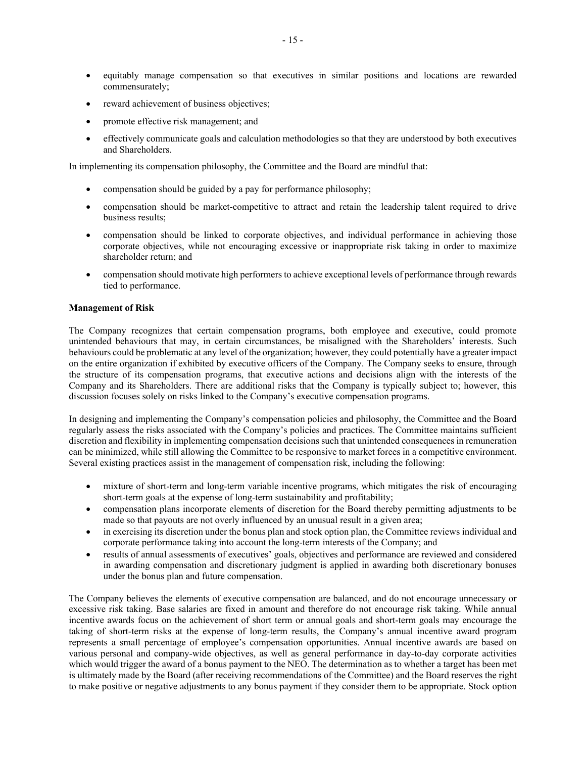- equitably manage compensation so that executives in similar positions and locations are rewarded commensurately;
- reward achievement of business objectives;
- promote effective risk management; and
- effectively communicate goals and calculation methodologies so that they are understood by both executives and Shareholders.

In implementing its compensation philosophy, the Committee and the Board are mindful that:

- compensation should be guided by a pay for performance philosophy;
- compensation should be market-competitive to attract and retain the leadership talent required to drive business results;
- compensation should be linked to corporate objectives, and individual performance in achieving those corporate objectives, while not encouraging excessive or inappropriate risk taking in order to maximize shareholder return; and
- compensation should motivate high performers to achieve exceptional levels of performance through rewards tied to performance.

**Management of Risk**

The Company recognizes that certain compensation programs, both employee and executive, could promote unintended behaviours that may, in certain circumstances, be misaligned with the Shareholders' interests. Such behaviours could be problematic at any level of the organization; however, they could potentially have a greater impact on the entire organization if exhibited by executive officers of the Company. The Company seeks to ensure, through the structure of its compensation programs, that executive actions and decisions align with the interests of the Company and its Shareholders. There are additional risks that the Company is typically subject to; however, this discussion focuses solely on risks linked to the Company's executive compensation programs.

In designing and implementing the Company's compensation policies and philosophy, the Committee and the Board regularly assess the risks associated with the Company's policies and practices. The Committee maintains sufficient discretion and flexibility in implementing compensation decisions such that unintended consequences in remuneration can be minimized, while still allowing the Committee to be responsive to market forces in a competitive environment. Several existing practices assist in the management of compensation risk, including the following:

- mixture of short-term and long-term variable incentive programs, which mitigates the risk of encouraging short-term goals at the expense of long-term sustainability and profitability;
- compensation plans incorporate elements of discretion for the Board thereby permitting adjustments to be made so that payouts are not overly influenced by an unusual result in a given area;
- in exercising its discretion under the bonus plan and stock option plan, the Committee reviews individual and corporate performance taking into account the long-term interests of the Company; and
- results of annual assessments of executives' goals, objectives and performance are reviewed and considered in awarding compensation and discretionary judgment is applied in awarding both discretionary bonuses under the bonus plan and future compensation.

The Company believes the elements of executive compensation are balanced, and do not encourage unnecessary or excessive risk taking. Base salaries are fixed in amount and therefore do not encourage risk taking. While annual incentive awards focus on the achievement of short term or annual goals and short-term goals may encourage the taking of short-term risks at the expense of long-term results, the Company's annual incentive award program represents a small percentage of employee's compensation opportunities. Annual incentive awards are based on various personal and company-wide objectives, as well as general performance in day-to-day corporate activities which would trigger the award of a bonus payment to the NEO. The determination as to whether a target has been met is ultimately made by the Board (after receiving recommendations of the Committee) and the Board reserves the right to make positive or negative adjustments to any bonus payment if they consider them to be appropriate. Stock option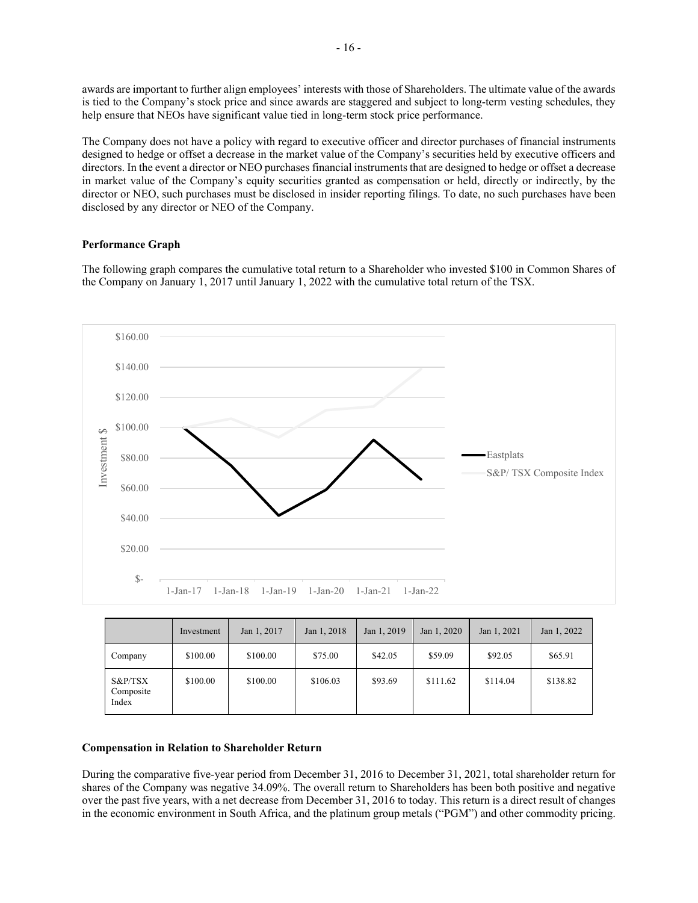awards are important to further align employees' interests with those of Shareholders. The ultimate value of the awards is tied to the Company's stock price and since awards are staggered and subject to long-term vesting schedules, they help ensure that NEOs have significant value tied in long-term stock price performance.

The Company does not have a policy with regard to executive officer and director purchases of financial instruments designed to hedge or offset a decrease in the market value of the Company's securities held by executive officers and directors. In the event a director or NEO purchases financial instruments that are designed to hedge or offset a decrease in market value of the Company's equity securities granted as compensation or held, directly or indirectly, by the director or NEO, such purchases must be disclosed in insider reporting filings. To date, no such purchases have been disclosed by any director or NEO of the Company.

**Performance Graph**

The following graph compares the cumulative total return to a Shareholder who invested $100 in Common Shares of the Company on January 1, 2017 until January 1, 2022 with the cumulative total return of the TSX.

| | Investment | Jan 1, 2017 | Jan 1, 2018 | Jan 1, 2019 | Jan 1, 2020 | Jan 1, 2021 | Jan 1, 2022 |
|---|---|---|---|---|---|---|---|
| Company | $100.00 | $100.00 | $75.00 | $42.05 | $59.09 | $92.05 | $65.91 |
| S&P/TSX Composite Index | $100.00 | $100.00 | $106.03 | $93.69 | $111.62 | $114.04 | $138.82 |

**Compensation in Relation to Shareholder Return**

During the comparative five-year period from December 31, 2016 to December 31, 2021, total shareholder return for shares of the Company was negative 34.09%. The overall return to Shareholders has been both positive and negative over the past five years, with a net decrease from December 31, 2016 to today. This return is a direct result of changes in the economic environment in South Africa, and the platinum group metals ("PGM") and other commodity pricing.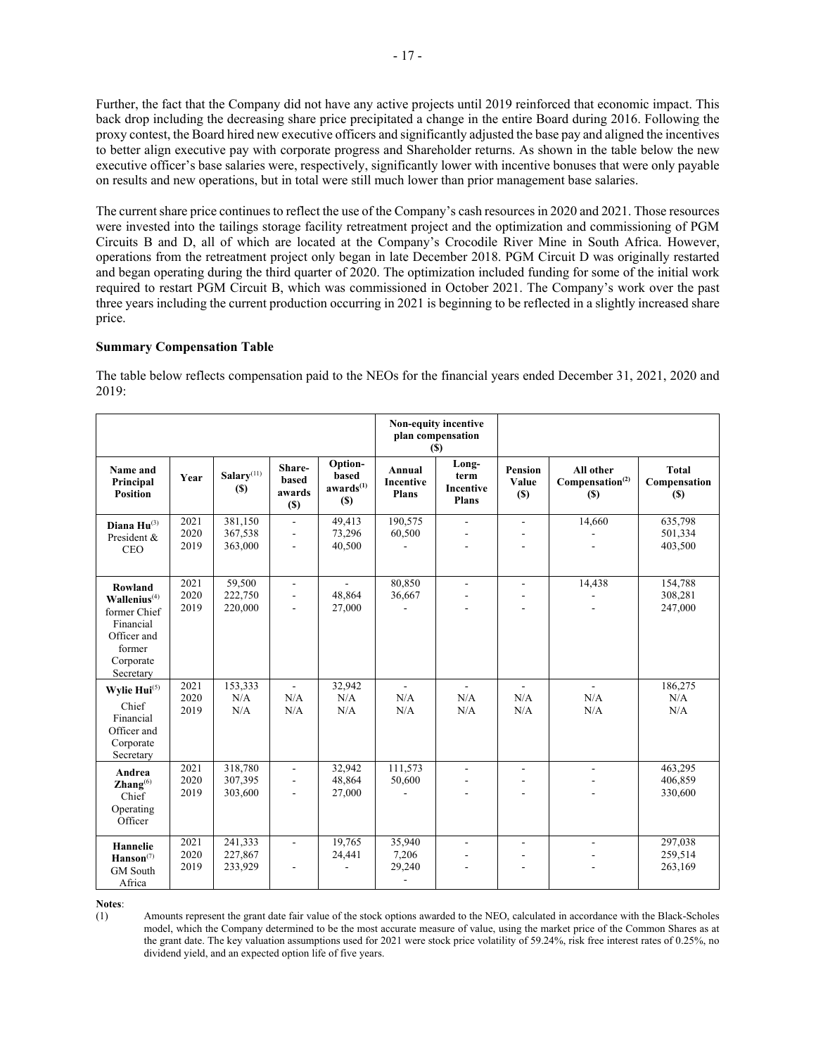Further, the fact that the Company did not have any active projects until 2019 reinforced that economic impact. This back drop including the decreasing share price precipitated a change in the entire Board during 2016. Following the proxy contest, the Board hired new executive officers and significantly adjusted the base pay and aligned the incentives to better align executive pay with corporate progress and Shareholder returns. As shown in the table below the new executive officer's base salaries were, respectively, significantly lower with incentive bonuses that were only payable on results and new operations, but in total were still much lower than prior management base salaries.

The current share price continues to reflect the use of the Company's cash resources in 2020 and 2021. Those resources were invested into the tailings storage facility retreatment project and the optimization and commissioning of PGM Circuits B and D, all of which are located at the Company's Crocodile River Mine in South Africa. However, operations from the retreatment project only began in late December 2018. PGM Circuit D was originally restarted and began operating during the third quarter of 2020. The optimization included funding for some of the initial work required to restart PGM Circuit B, which was commissioned in October 2021. The Company's work over the past three years including the current production occurring in 2021 is beginning to be reflected in a slightly increased share price.

**Summary Compensation Table**

The table below reflects compensation paid to the NEOs for the financial years ended December 31, 2021, 2020 and 2019:

| | | | | | Non-equity incentive plan compensation ($) | | | | |
|---|---|---|---|---|---|---|---|---|---|
| **Name and Principal Position** | **Year** | **Salary[11] ($)** | **Share-based awards ($)** | **Option-based awards[1] ($)** | **Annual Incentive Plans** | **Long-term Incentive Plans** | **Pension Value ($)** | **All other Compensation[2] ($)** | **Total Compensation ($)** |
| **Diana Hu**[3] President & CEO | 2021 | 381,150 | - | 49,413 | 190,575 | - | - | 14,660 | 635,798 |
| | 2020 | 367,538 | - | 73,296 | 60,500 | - | - | - | 501,334 |
| | 2019 | 363,000 | - | 40,500 | - | - | - | - | 403,500 |
| **Rowland Wallenius**[4] former Chief Financial Officer and former Corporate Secretary | 2021 | 59,500 | - | - | 80,850 | - | - | 14,438 | 154,788 |
| | 2020 | 222,750 | - | 48,864 | 36,667 | - | - | - | 308,281 |
| | 2019 | 220,000 | - | 27,000 | - | - | - | - | 247,000 |
| **Wylie Hui**[5] Chief Financial Officer and Corporate Secretary | 2021 | 153,333 | - | 32,942 | - | - | - | - | 186,275 |
| | 2020 | N/A | N/A | N/A | N/A | N/A | N/A | N/A | N/A |
| | 2019 | N/A | N/A | N/A | N/A | N/A | N/A | N/A | N/A |
| **Andrea Zhang**[6] Chief Operating Officer | 2021 | 318,780 | - | 32,942 | 111,573 | - | - | - | 463,295 |
| | 2020 | 307,395 | - | 48,864 | 50,600 | - | - | - | 406,859 |
| | 2019 | 303,600 | - | 27,000 | - | - | - | - | 330,600 |
| **Hannelie Hanson**[7] GM South Africa | 2021 | 241,333 | - | 19,765 | 35,940 | - | - | - | 297,038 |
| | 2020 | 227,867 | | 24,441 | 7,206 | - | - | - | 259,514 |
| | 2019 | 233,929 | - | - | 29,240 | - | - | - | 263,169 |

**Notes**:

(1) Amounts represent the grant date fair value of the stock options awarded to the NEO, calculated in accordance with the Black-Scholes model, which the Company determined to be the most accurate measure of value, using the market price of the Common Shares as at the grant date. The key valuation assumptions used for 2021 were stock price volatility of 59.24%, risk free interest rates of 0.25%, no dividend yield, and an expected option life of five years.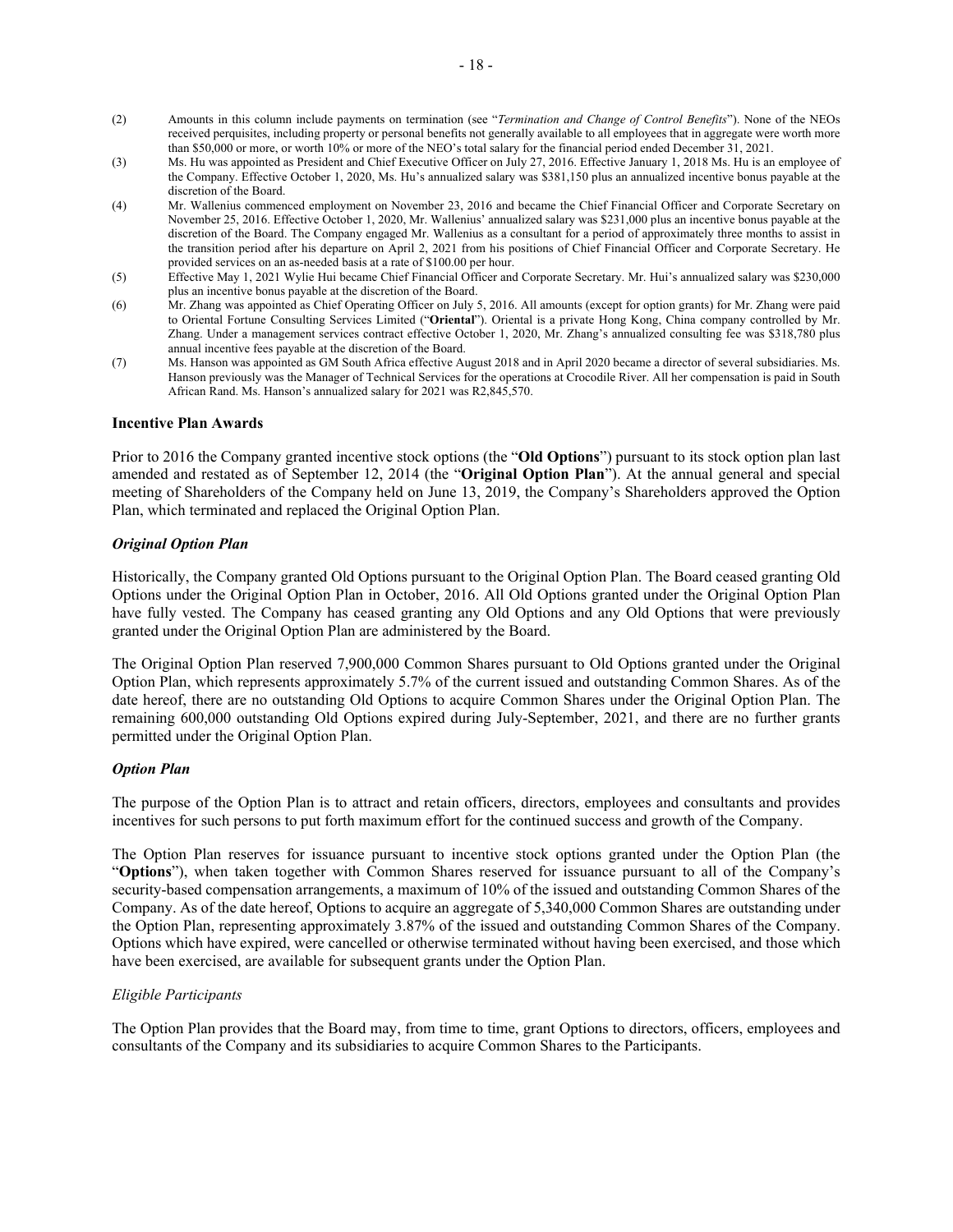(2) Amounts in this column include payments on termination (see "*Termination and Change of Control Benefits*"). None of the NEOs received perquisites, including property or personal benefits not generally available to all employees that in aggregate were worth more than $50,000 or more, or worth 10% or more of the NEO's total salary for the financial period ended December 31, 2021.

(3) Ms. Hu was appointed as President and Chief Executive Officer on July 27, 2016. Effective January 1, 2018 Ms. Hu is an employee of the Company. Effective October 1, 2020, Ms. Hu's annualized salary was $381,150 plus an annualized incentive bonus payable at the discretion of the Board.

(4) Mr. Wallenius commenced employment on November 23, 2016 and became the Chief Financial Officer and Corporate Secretary on November 25, 2016. Effective October 1, 2020, Mr. Wallenius' annualized salary was $231,000 plus an incentive bonus payable at the discretion of the Board. The Company engaged Mr. Wallenius as a consultant for a period of approximately three months to assist in the transition period after his departure on April 2, 2021 from his positions of Chief Financial Officer and Corporate Secretary. He provided services on an as-needed basis at a rate of $100.00 per hour.

(5) Effective May 1, 2021 Wylie Hui became Chief Financial Officer and Corporate Secretary. Mr. Hui's annualized salary was $230,000 plus an incentive bonus payable at the discretion of the Board.

(6) Mr. Zhang was appointed as Chief Operating Officer on July 5, 2016. All amounts (except for option grants) for Mr. Zhang were paid to Oriental Fortune Consulting Services Limited ("**Oriental**"). Oriental is a private Hong Kong, China company controlled by Mr. Zhang. Under a management services contract effective October 1, 2020, Mr. Zhang's annualized consulting fee was $318,780 plus annual incentive fees payable at the discretion of the Board.

(7) Ms. Hanson was appointed as GM South Africa effective August 2018 and in April 2020 became a director of several subsidiaries. Ms. Hanson previously was the Manager of Technical Services for the operations at Crocodile River. All her compensation is paid in South African Rand. Ms. Hanson's annualized salary for 2021 was R2,845,570.

### Incentive Plan Awards

Prior to 2016 the Company granted incentive stock options (the "**Old Options**") pursuant to its stock option plan last amended and restated as of September 12, 2014 (the "**Original Option Plan**"). At the annual general and special meeting of Shareholders of the Company held on June 13, 2019, the Company's Shareholders approved the Option Plan, which terminated and replaced the Original Option Plan.

#### *Original Option Plan*

Historically, the Company granted Old Options pursuant to the Original Option Plan. The Board ceased granting Old Options under the Original Option Plan in October, 2016. All Old Options granted under the Original Option Plan have fully vested. The Company has ceased granting any Old Options and any Old Options that were previously granted under the Original Option Plan are administered by the Board.

The Original Option Plan reserved 7,900,000 Common Shares pursuant to Old Options granted under the Original Option Plan, which represents approximately 5.7% of the current issued and outstanding Common Shares. As of the date hereof, there are no outstanding Old Options to acquire Common Shares under the Original Option Plan. The remaining 600,000 outstanding Old Options expired during July-September, 2021, and there are no further grants permitted under the Original Option Plan.

#### *Option Plan*

The purpose of the Option Plan is to attract and retain officers, directors, employees and consultants and provides incentives for such persons to put forth maximum effort for the continued success and growth of the Company.

The Option Plan reserves for issuance pursuant to incentive stock options granted under the Option Plan (the "**Options**"), when taken together with Common Shares reserved for issuance pursuant to all of the Company's security-based compensation arrangements, a maximum of 10% of the issued and outstanding Common Shares of the Company. As of the date hereof, Options to acquire an aggregate of 5,340,000 Common Shares are outstanding under the Option Plan, representing approximately 3.87% of the issued and outstanding Common Shares of the Company. Options which have expired, were cancelled or otherwise terminated without having been exercised, and those which have been exercised, are available for subsequent grants under the Option Plan.

*Eligible Participants*

The Option Plan provides that the Board may, from time to time, grant Options to directors, officers, employees and consultants of the Company and its subsidiaries to acquire Common Shares to the Participants.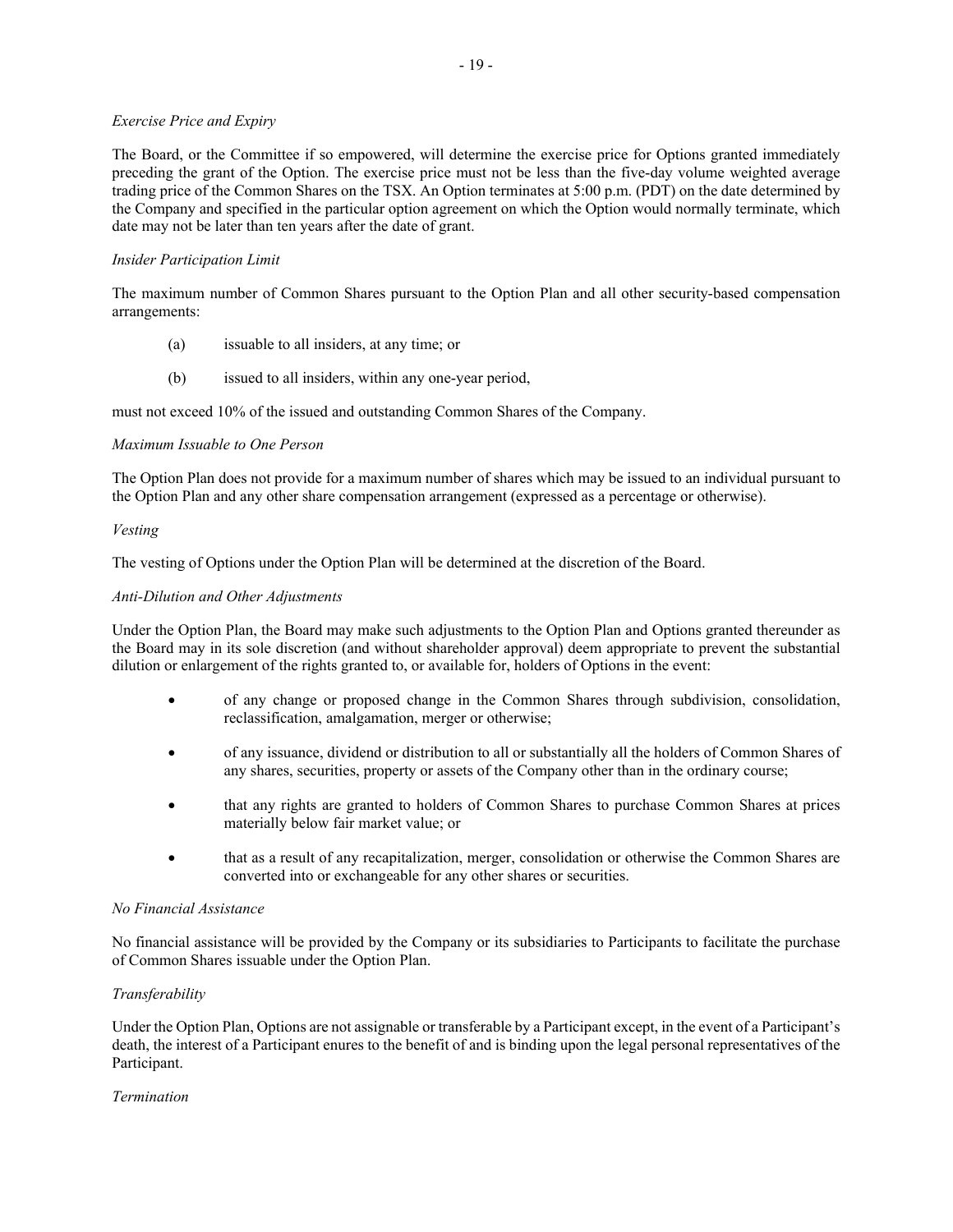*Exercise Price and Expiry*

The Board, or the Committee if so empowered, will determine the exercise price for Options granted immediately preceding the grant of the Option. The exercise price must not be less than the five-day volume weighted average trading price of the Common Shares on the TSX. An Option terminates at 5:00 p.m. (PDT) on the date determined by the Company and specified in the particular option agreement on which the Option would normally terminate, which date may not be later than ten years after the date of grant.

*Insider Participation Limit*

The maximum number of Common Shares pursuant to the Option Plan and all other security-based compensation arrangements:

(a) issuable to all insiders, at any time; or

(b) issued to all insiders, within any one-year period,

must not exceed 10% of the issued and outstanding Common Shares of the Company.

*Maximum Issuable to One Person*

The Option Plan does not provide for a maximum number of shares which may be issued to an individual pursuant to the Option Plan and any other share compensation arrangement (expressed as a percentage or otherwise).

*Vesting*

The vesting of Options under the Option Plan will be determined at the discretion of the Board.

*Anti-Dilution and Other Adjustments*

Under the Option Plan, the Board may make such adjustments to the Option Plan and Options granted thereunder as the Board may in its sole discretion (and without shareholder approval) deem appropriate to prevent the substantial dilution or enlargement of the rights granted to, or available for, holders of Options in the event:

- of any change or proposed change in the Common Shares through subdivision, consolidation, reclassification, amalgamation, merger or otherwise;
- of any issuance, dividend or distribution to all or substantially all the holders of Common Shares of any shares, securities, property or assets of the Company other than in the ordinary course;
- that any rights are granted to holders of Common Shares to purchase Common Shares at prices materially below fair market value; or
- that as a result of any recapitalization, merger, consolidation or otherwise the Common Shares are converted into or exchangeable for any other shares or securities.

*No Financial Assistance*

No financial assistance will be provided by the Company or its subsidiaries to Participants to facilitate the purchase of Common Shares issuable under the Option Plan.

*Transferability*

Under the Option Plan, Options are not assignable or transferable by a Participant except, in the event of a Participant's death, the interest of a Participant enures to the benefit of and is binding upon the legal personal representatives of the Participant.

*Termination*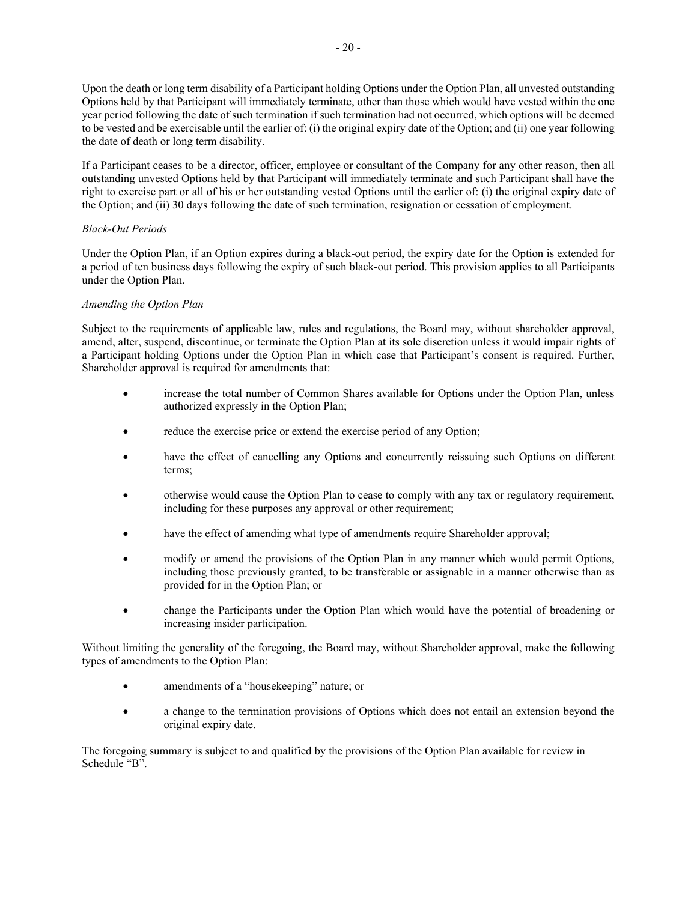Upon the death or long term disability of a Participant holding Options under the Option Plan, all unvested outstanding Options held by that Participant will immediately terminate, other than those which would have vested within the one year period following the date of such termination if such termination had not occurred, which options will be deemed to be vested and be exercisable until the earlier of: (i) the original expiry date of the Option; and (ii) one year following the date of death or long term disability.

If a Participant ceases to be a director, officer, employee or consultant of the Company for any other reason, then all outstanding unvested Options held by that Participant will immediately terminate and such Participant shall have the right to exercise part or all of his or her outstanding vested Options until the earlier of: (i) the original expiry date of the Option; and (ii) 30 days following the date of such termination, resignation or cessation of employment.

*Black-Out Periods*

Under the Option Plan, if an Option expires during a black-out period, the expiry date for the Option is extended for a period of ten business days following the expiry of such black-out period. This provision applies to all Participants under the Option Plan.

*Amending the Option Plan*

Subject to the requirements of applicable law, rules and regulations, the Board may, without shareholder approval, amend, alter, suspend, discontinue, or terminate the Option Plan at its sole discretion unless it would impair rights of a Participant holding Options under the Option Plan in which case that Participant's consent is required. Further, Shareholder approval is required for amendments that:

- increase the total number of Common Shares available for Options under the Option Plan, unless authorized expressly in the Option Plan;
- reduce the exercise price or extend the exercise period of any Option;
- have the effect of cancelling any Options and concurrently reissuing such Options on different terms;
- otherwise would cause the Option Plan to cease to comply with any tax or regulatory requirement, including for these purposes any approval or other requirement;
- have the effect of amending what type of amendments require Shareholder approval;
- modify or amend the provisions of the Option Plan in any manner which would permit Options, including those previously granted, to be transferable or assignable in a manner otherwise than as provided for in the Option Plan; or
- change the Participants under the Option Plan which would have the potential of broadening or increasing insider participation.

Without limiting the generality of the foregoing, the Board may, without Shareholder approval, make the following types of amendments to the Option Plan:

- amendments of a "housekeeping" nature; or
- a change to the termination provisions of Options which does not entail an extension beyond the original expiry date.

The foregoing summary is subject to and qualified by the provisions of the Option Plan available for review in Schedule "B".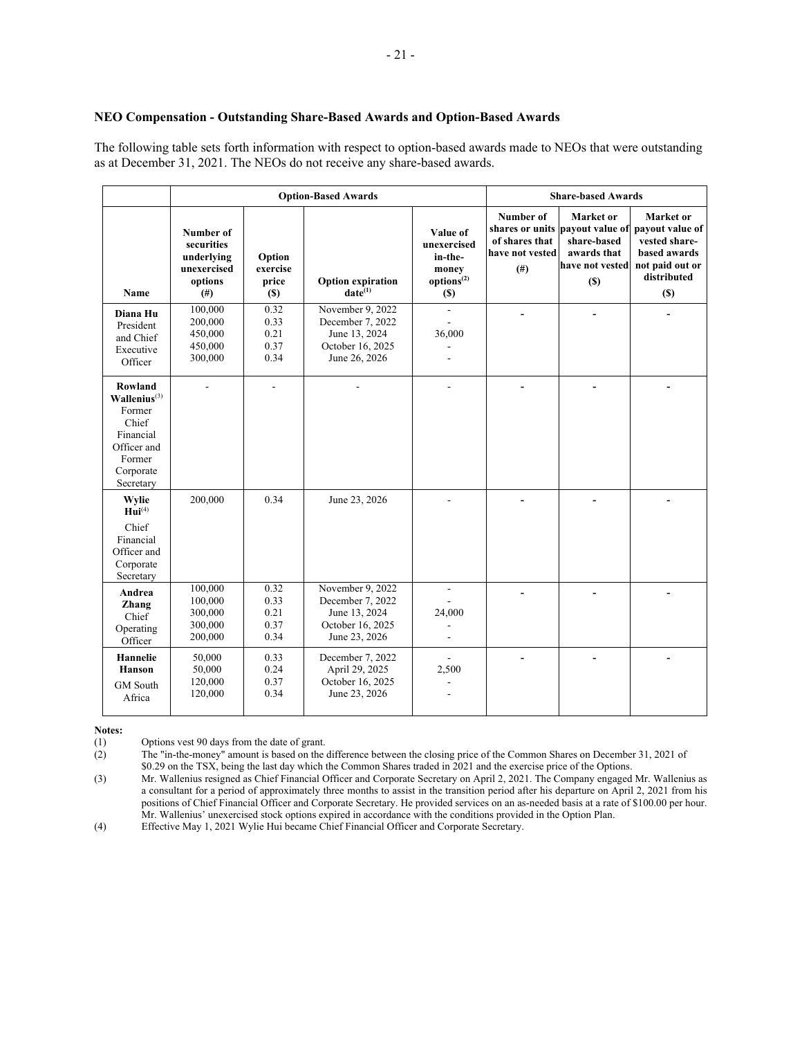## NEO Compensation - Outstanding Share-Based Awards and Option-Based Awards

The following table sets forth information with respect to option-based awards made to NEOs that were outstanding as at December 31, 2021. The NEOs do not receive any share-based awards.

| | Option-Based Awards | | | | Share-based Awards | | |
|---|---|---|---|---|---|---|---|
| Name | Number of securities underlying unexercised options (#) | Option exercise price ($) | Option expiration date[(1)] | Value of unexercised in-the-money options[(2)] ($) | Number of shares or units of shares that have not vested (#) | Market or payout value of share-based awards that have not vested ($) | Market or payout value of vested share-based awards not paid out or distributed ($) |
| **Diana Hu** President and Chief Executive Officer | 100,000<br>200,000<br>450,000<br>450,000<br>300,000 | 0.32<br>0.33<br>0.21<br>0.37<br>0.34 | November 9, 2022<br>December 7, 2022<br>June 13, 2024<br>October 16, 2025<br>June 26, 2026 | -<br>-<br>36,000<br>-<br>- | - | - | - |
| **Rowland Wallenius**[(3)] Former Chief Financial Officer and Former Corporate Secretary | - | - | - | - | - | - | - |
| **Wylie Hui**[(4)] Chief Financial Officer and Corporate Secretary | 200,000 | 0.34 | June 23, 2026 | - | - | - | - |
| **Andrea Zhang** Chief Operating Officer | 100,000<br>100,000<br>300,000<br>300,000<br>200,000 | 0.32<br>0.33<br>0.21<br>0.37<br>0.34 | November 9, 2022<br>December 7, 2022<br>June 13, 2024<br>October 16, 2025<br>June 23, 2026 | -<br>-<br>24,000<br>-<br>- | - | - | - |
| **Hannelie Hanson** GM South Africa | 50,000<br>50,000<br>120,000<br>120,000 | 0.33<br>0.24<br>0.37<br>0.34 | December 7, 2022<br>April 29, 2025<br>October 16, 2025<br>June 23, 2026 | -<br>2,500<br>-<br>- | - | - | - |

**Notes:**

(1) Options vest 90 days from the date of grant.

(2) The "in-the-money" amount is based on the difference between the closing price of the Common Shares on December 31, 2021 of $0.29 on the TSX, being the last day which the Common Shares traded in 2021 and the exercise price of the Options.

(3) Mr. Wallenius resigned as Chief Financial Officer and Corporate Secretary on April 2, 2021. The Company engaged Mr. Wallenius as a consultant for a period of approximately three months to assist in the transition period after his departure on April 2, 2021 from his positions of Chief Financial Officer and Corporate Secretary. He provided services on an as-needed basis at a rate of $100.00 per hour. Mr. Wallenius' unexercised stock options expired in accordance with the conditions provided in the Option Plan.

(4) Effective May 1, 2021 Wylie Hui became Chief Financial Officer and Corporate Secretary.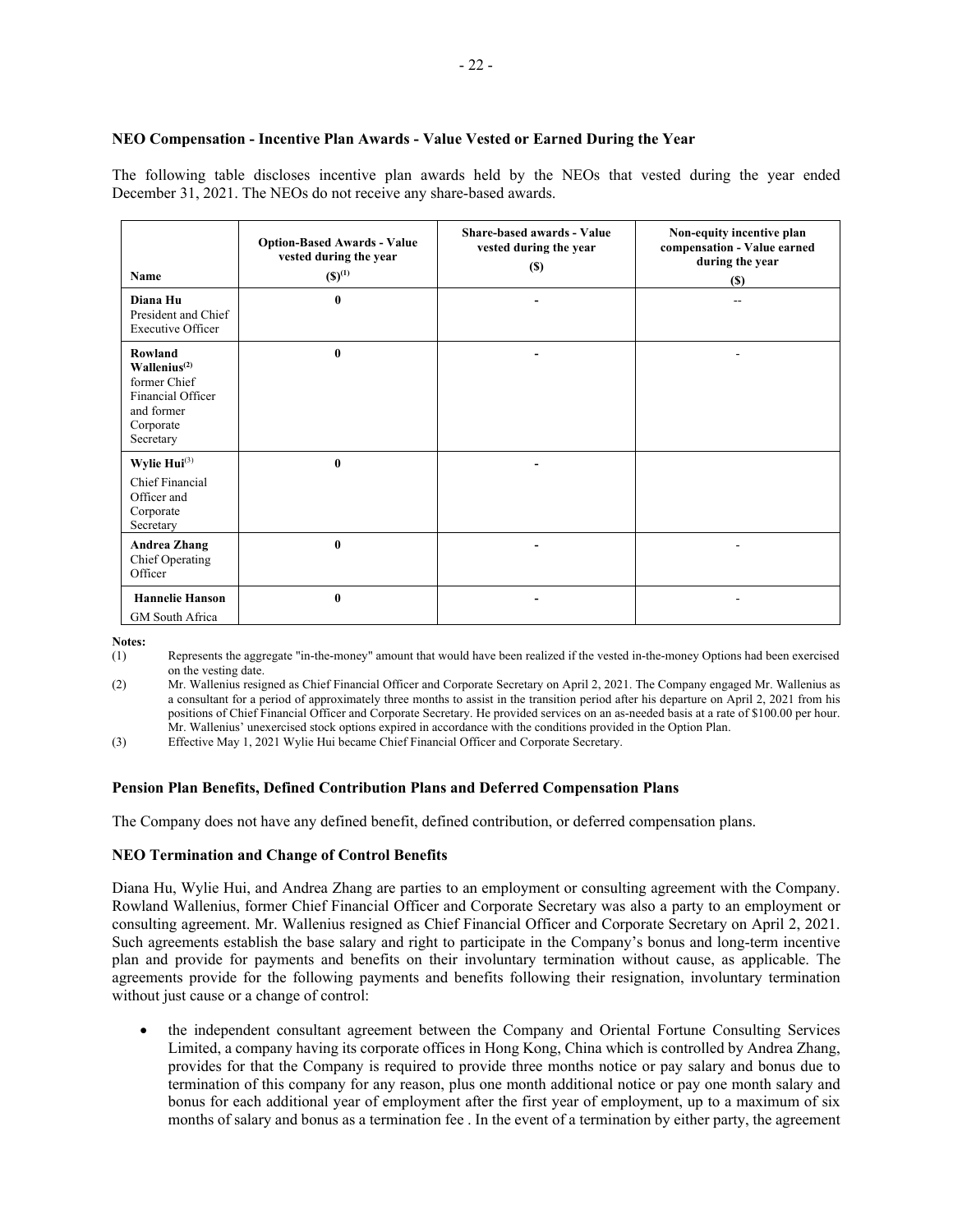### NEO Compensation - Incentive Plan Awards - Value Vested or Earned During the Year

The following table discloses incentive plan awards held by the NEOs that vested during the year ended December 31, 2021. The NEOs do not receive any share-based awards.

| Name | Option-Based Awards - Value vested during the year ($)(1) | Share-based awards - Value vested during the year ($) | Non-equity incentive plan compensation - Value earned during the year ($) |
|---|---|---|---|
| **Diana Hu** President and Chief Executive Officer | **0** | **-** | -- |
| **Rowland Wallenius**(2) former Chief Financial Officer and former Corporate Secretary | **0** | **-** | - |
| **Wylie Hui**(3) Chief Financial Officer and Corporate Secretary | **0** | **-** | |
| **Andrea Zhang** Chief Operating Officer | **0** | **-** | - |
| **Hannelie Hanson** GM South Africa | **0** | **-** | - |

**Notes:**

(1) Represents the aggregate "in-the-money" amount that would have been realized if the vested in-the-money Options had been exercised on the vesting date.

(2) Mr. Wallenius resigned as Chief Financial Officer and Corporate Secretary on April 2, 2021. The Company engaged Mr. Wallenius as a consultant for a period of approximately three months to assist in the transition period after his departure on April 2, 2021 from his positions of Chief Financial Officer and Corporate Secretary. He provided services on an as-needed basis at a rate of $100.00 per hour. Mr. Wallenius' unexercised stock options expired in accordance with the conditions provided in the Option Plan.

(3) Effective May 1, 2021 Wylie Hui became Chief Financial Officer and Corporate Secretary.

### Pension Plan Benefits, Defined Contribution Plans and Deferred Compensation Plans

The Company does not have any defined benefit, defined contribution, or deferred compensation plans.

### NEO Termination and Change of Control Benefits

Diana Hu, Wylie Hui, and Andrea Zhang are parties to an employment or consulting agreement with the Company. Rowland Wallenius, former Chief Financial Officer and Corporate Secretary was also a party to an employment or consulting agreement. Mr. Wallenius resigned as Chief Financial Officer and Corporate Secretary on April 2, 2021. Such agreements establish the base salary and right to participate in the Company's bonus and long-term incentive plan and provide for payments and benefits on their involuntary termination without cause, as applicable. The agreements provide for the following payments and benefits following their resignation, involuntary termination without just cause or a change of control:

- the independent consultant agreement between the Company and Oriental Fortune Consulting Services Limited, a company having its corporate offices in Hong Kong, China which is controlled by Andrea Zhang, provides for that the Company is required to provide three months notice or pay salary and bonus due to termination of this company for any reason, plus one month additional notice or pay one month salary and bonus for each additional year of employment after the first year of employment, up to a maximum of six months of salary and bonus as a termination fee . In the event of a termination by either party, the agreement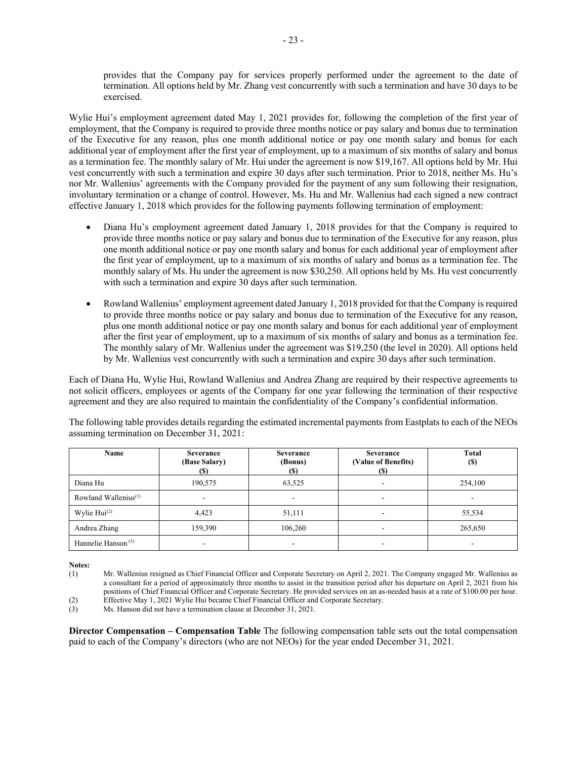provides that the Company pay for services properly performed under the agreement to the date of termination. All options held by Mr. Zhang vest concurrently with such a termination and have 30 days to be exercised.

Wylie Hui's employment agreement dated May 1, 2021 provides for, following the completion of the first year of employment, that the Company is required to provide three months notice or pay salary and bonus due to termination of the Executive for any reason, plus one month additional notice or pay one month salary and bonus for each additional year of employment after the first year of employment, up to a maximum of six months of salary and bonus as a termination fee. The monthly salary of Mr. Hui under the agreement is now $19,167. All options held by Mr. Hui vest concurrently with such a termination and expire 30 days after such termination. Prior to 2018, neither Ms. Hu's nor Mr. Wallenius' agreements with the Company provided for the payment of any sum following their resignation, involuntary termination or a change of control. However, Ms. Hu and Mr. Wallenius had each signed a new contract effective January 1, 2018 which provides for the following payments following termination of employment:

- Diana Hu's employment agreement dated January 1, 2018 provides for that the Company is required to provide three months notice or pay salary and bonus due to termination of the Executive for any reason, plus one month additional notice or pay one month salary and bonus for each additional year of employment after the first year of employment, up to a maximum of six months of salary and bonus as a termination fee. The monthly salary of Ms. Hu under the agreement is now $30,250. All options held by Ms. Hu vest concurrently with such a termination and expire 30 days after such termination.

- Rowland Wallenius' employment agreement dated January 1, 2018 provided for that the Company is required to provide three months notice or pay salary and bonus due to termination of the Executive for any reason, plus one month additional notice or pay one month salary and bonus for each additional year of employment after the first year of employment, up to a maximum of six months of salary and bonus as a termination fee. The monthly salary of Mr. Wallenius under the agreement was $19,250 (the level in 2020). All options held by Mr. Wallenius vest concurrently with such a termination and expire 30 days after such termination.

Each of Diana Hu, Wylie Hui, Rowland Wallenius and Andrea Zhang are required by their respective agreements to not solicit officers, employees or agents of the Company for one year following the termination of their respective agreement and they are also required to maintain the confidentiality of the Company's confidential information.

The following table provides details regarding the estimated incremental payments from Eastplats to each of the NEOs assuming termination on December 31, 2021:

| Name | Severance (Base Salary) ($) | Severance (Bonus) ($) | Severance (Value of Benefits) ($) | Total ($) |
|---|---|---|---|---|
| Diana Hu | 190,575 | 63,525 | - | 254,100 |
| Rowland Wallenius[(1)] | - | - | - | - |
| Wylie Hui[(2)] | 4,423 | 51,111 | - | 55,534 |
| Andrea Zhang | 159,390 | 106,260 | - | 265,650 |
| Hannelie Hanson[(3)] | - | - | - | - |

**Notes:**

(1) Mr. Wallenius resigned as Chief Financial Officer and Corporate Secretary on April 2, 2021. The Company engaged Mr. Wallenius as a consultant for a period of approximately three months to assist in the transition period after his departure on April 2, 2021 from his positions of Chief Financial Officer and Corporate Secretary. He provided services on an as-needed basis at a rate of $100.00 per hour.

(2) Effective May 1, 2021 Wylie Hui became Chief Financial Officer and Corporate Secretary.

(3) Ms. Hanson did not have a termination clause at December 31, 2021.

**Director Compensation – Compensation Table** The following compensation table sets out the total compensation paid to each of the Company's directors (who are not NEOs) for the year ended December 31, 2021.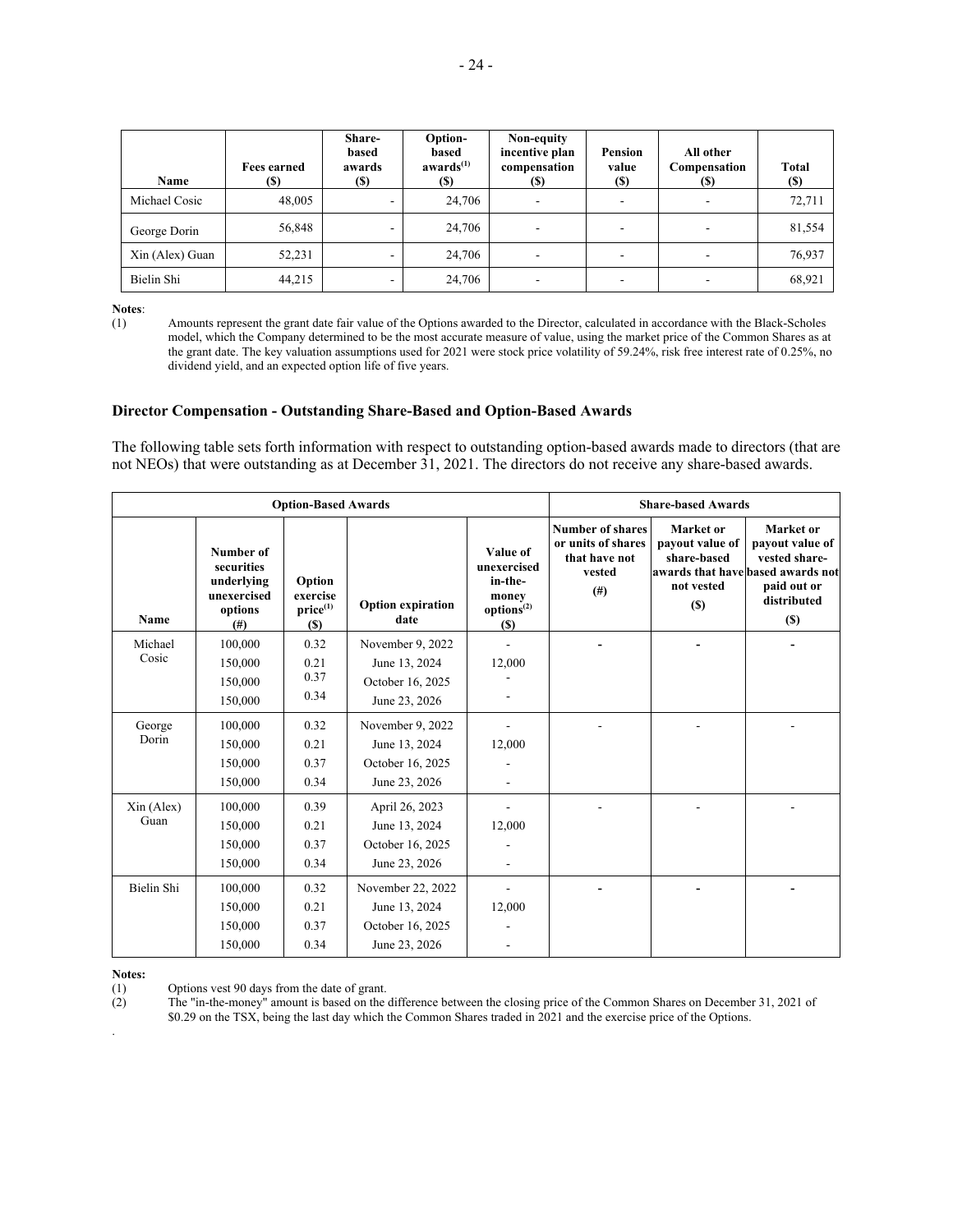| Name | Fees earned ($) | Share-based awards ($) | Option-based awards[(1)] ($) | Non-equity incentive plan compensation ($) | Pension value ($) | All other Compensation ($) | Total ($) |
|---|---|---|---|---|---|---|---|
| Michael Cosic | 48,005 | - | 24,706 | - | - | - | 72,711 |
| George Dorin | 56,848 | - | 24,706 | - | - | - | 81,554 |
| Xin (Alex) Guan | 52,231 | - | 24,706 | - | - | - | 76,937 |
| Bielin Shi | 44,215 | - | 24,706 | - | - | - | 68,921 |

**Notes**:

(1) Amounts represent the grant date fair value of the Options awarded to the Director, calculated in accordance with the Black-Scholes model, which the Company determined to be the most accurate measure of value, using the market price of the Common Shares as at the grant date. The key valuation assumptions used for 2021 were stock price volatility of 59.24%, risk free interest rate of 0.25%, no dividend yield, and an expected option life of five years.

### Director Compensation - Outstanding Share-Based and Option-Based Awards

The following table sets forth information with respect to outstanding option-based awards made to directors (that are not NEOs) that were outstanding as at December 31, 2021. The directors do not receive any share-based awards.

| Option-Based Awards | | | | | Share-based Awards | | |
|---|---|---|---|---|---|---|---|
| Name | Number of securities underlying unexercised options (#) | Option exercise price[(1)] ($) | Option expiration date | Value of unexercised in-the-money options[(2)] ($) | Number of shares or units of shares that have not vested (#) | Market or payout value of share-based awards that have not vested ($) | Market or payout value of vested share-based awards not paid out or distributed ($) |
| Michael Cosic | 100,000 | 0.32 | November 9, 2022 | - | - | - | - |
| | 150,000 | 0.21 | June 13, 2024 | 12,000 | | | |
| | 150,000 | 0.37 | October 16, 2025 | - | | | |
| | 150,000 | 0.34 | June 23, 2026 | - | | | |
| George Dorin | 100,000 | 0.32 | November 9, 2022 | - | - | - | - |
| | 150,000 | 0.21 | June 13, 2024 | 12,000 | | | |
| | 150,000 | 0.37 | October 16, 2025 | - | | | |
| | 150,000 | 0.34 | June 23, 2026 | - | | | |
| Xin (Alex) Guan | 100,000 | 0.39 | April 26, 2023 | - | - | - | - |
| | 150,000 | 0.21 | June 13, 2024 | 12,000 | | | |
| | 150,000 | 0.37 | October 16, 2025 | - | | | |
| | 150,000 | 0.34 | June 23, 2026 | - | | | |
| Bielin Shi | 100,000 | 0.32 | November 22, 2022 | - | - | - | - |
| | 150,000 | 0.21 | June 13, 2024 | 12,000 | | | |
| | 150,000 | 0.37 | October 16, 2025 | - | | | |
| | 150,000 | 0.34 | June 23, 2026 | - | | | |

**Notes:**

(1) Options vest 90 days from the date of grant.

(2) The "in-the-money" amount is based on the difference between the closing price of the Common Shares on December 31, 2021 of $0.29 on the TSX, being the last day which the Common Shares traded in 2021 and the exercise price of the Options.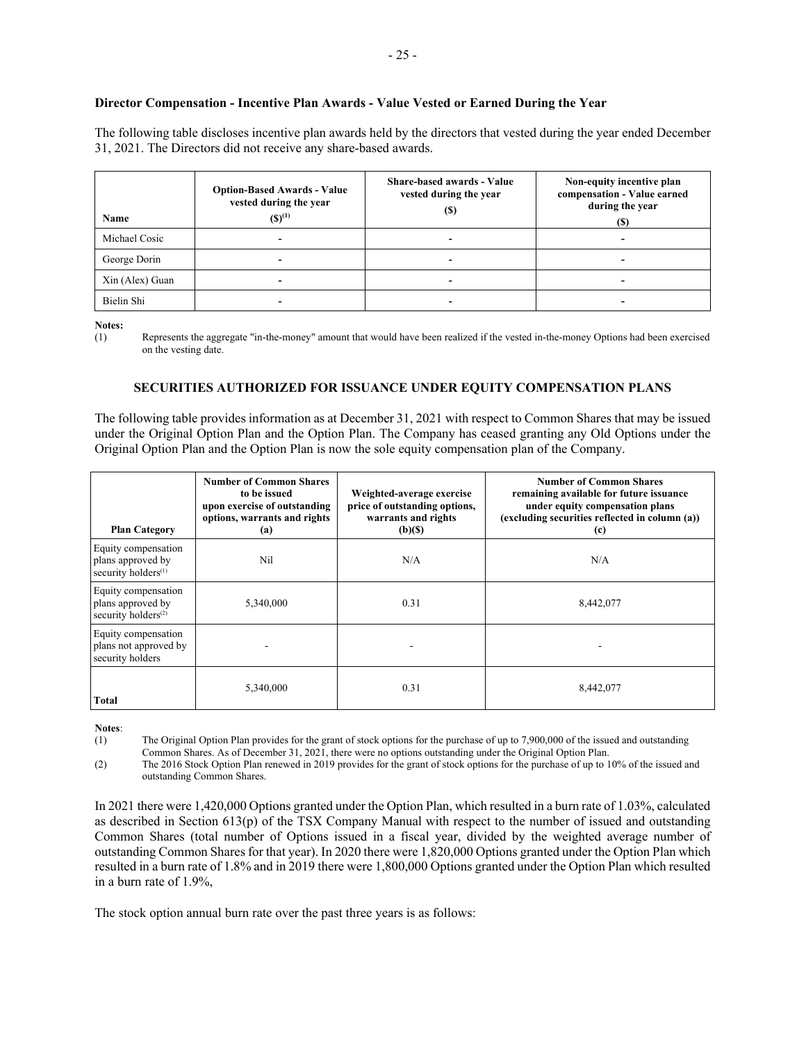**Director Compensation - Incentive Plan Awards - Value Vested or Earned During the Year**

The following table discloses incentive plan awards held by the directors that vested during the year ended December 31, 2021. The Directors did not receive any share-based awards.

| Name | Option-Based Awards - Value vested during the year ($)[1] | Share-based awards - Value vested during the year ($) | Non-equity incentive plan compensation - Value earned during the year ($) |
|---|---|---|---|
| Michael Cosic | - | - | - |
| George Dorin | - | - | - |
| Xin (Alex) Guan | - | - | - |
| Bielin Shi | - | - | - |

**Notes:**

(1) Represents the aggregate "in-the-money" amount that would have been realized if the vested in-the-money Options had been exercised on the vesting date.

## SECURITIES AUTHORIZED FOR ISSUANCE UNDER EQUITY COMPENSATION PLANS

The following table provides information as at December 31, 2021 with respect to Common Shares that may be issued under the Original Option Plan and the Option Plan. The Company has ceased granting any Old Options under the Original Option Plan and the Option Plan is now the sole equity compensation plan of the Company.

| Plan Category | Number of Common Shares to be issued upon exercise of outstanding options, warrants and rights (a) | Weighted-average exercise price of outstanding options, warrants and rights (b)($) | Number of Common Shares remaining available for future issuance under equity compensation plans (excluding securities reflected in column (a)) (c) |
|---|---|---|---|
| Equity compensation plans approved by security holders[1] | Nil | N/A | N/A |
| Equity compensation plans approved by security holders[2] | 5,340,000 | 0.31 | 8,442,077 |
| Equity compensation plans not approved by security holders | - | - | - |
| **Total** | 5,340,000 | 0.31 | 8,442,077 |

**Notes**:

(1) The Original Option Plan provides for the grant of stock options for the purchase of up to 7,900,000 of the issued and outstanding Common Shares. As of December 31, 2021, there were no options outstanding under the Original Option Plan.

(2) The 2016 Stock Option Plan renewed in 2019 provides for the grant of stock options for the purchase of up to 10% of the issued and outstanding Common Shares.

In 2021 there were 1,420,000 Options granted under the Option Plan, which resulted in a burn rate of 1.03%, calculated as described in Section 613(p) of the TSX Company Manual with respect to the number of issued and outstanding Common Shares (total number of Options issued in a fiscal year, divided by the weighted average number of outstanding Common Shares for that year). In 2020 there were 1,820,000 Options granted under the Option Plan which resulted in a burn rate of 1.8% and in 2019 there were 1,800,000 Options granted under the Option Plan which resulted in a burn rate of 1.9%,

The stock option annual burn rate over the past three years is as follows: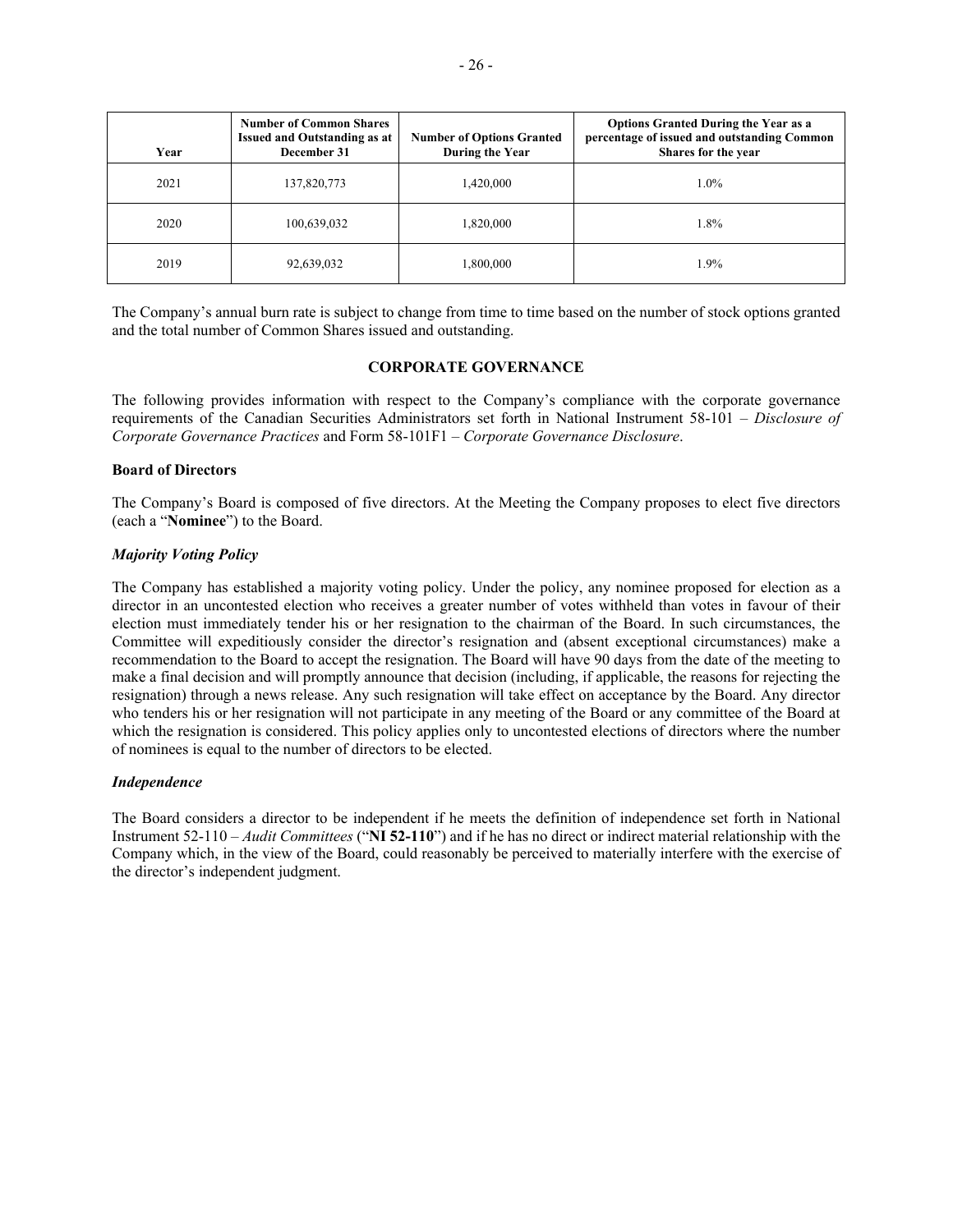| Year | Number of Common Shares Issued and Outstanding as at December 31 | Number of Options Granted During the Year | Options Granted During the Year as a percentage of issued and outstanding Common Shares for the year |
|---|---|---|---|
| 2021 | 137,820,773 | 1,420,000 | 1.0% |
| 2020 | 100,639,032 | 1,820,000 | 1.8% |
| 2019 | 92,639,032 | 1,800,000 | 1.9% |

The Company's annual burn rate is subject to change from time to time based on the number of stock options granted and the total number of Common Shares issued and outstanding.

## CORPORATE GOVERNANCE

The following provides information with respect to the Company's compliance with the corporate governance requirements of the Canadian Securities Administrators set forth in National Instrument 58-101 – *Disclosure of Corporate Governance Practices* and Form 58-101F1 – *Corporate Governance Disclosure*.

### Board of Directors

The Company's Board is composed of five directors. At the Meeting the Company proposes to elect five directors (each a "**Nominee**") to the Board.

#### *Majority Voting Policy*

The Company has established a majority voting policy. Under the policy, any nominee proposed for election as a director in an uncontested election who receives a greater number of votes withheld than votes in favour of their election must immediately tender his or her resignation to the chairman of the Board. In such circumstances, the Committee will expeditiously consider the director's resignation and (absent exceptional circumstances) make a recommendation to the Board to accept the resignation. The Board will have 90 days from the date of the meeting to make a final decision and will promptly announce that decision (including, if applicable, the reasons for rejecting the resignation) through a news release. Any such resignation will take effect on acceptance by the Board. Any director who tenders his or her resignation will not participate in any meeting of the Board or any committee of the Board at which the resignation is considered. This policy applies only to uncontested elections of directors where the number of nominees is equal to the number of directors to be elected.

#### *Independence*

The Board considers a director to be independent if he meets the definition of independence set forth in National Instrument 52-110 – *Audit Committees* ("**NI 52-110**") and if he has no direct or indirect material relationship with the Company which, in the view of the Board, could reasonably be perceived to materially interfere with the exercise of the director's independent judgment.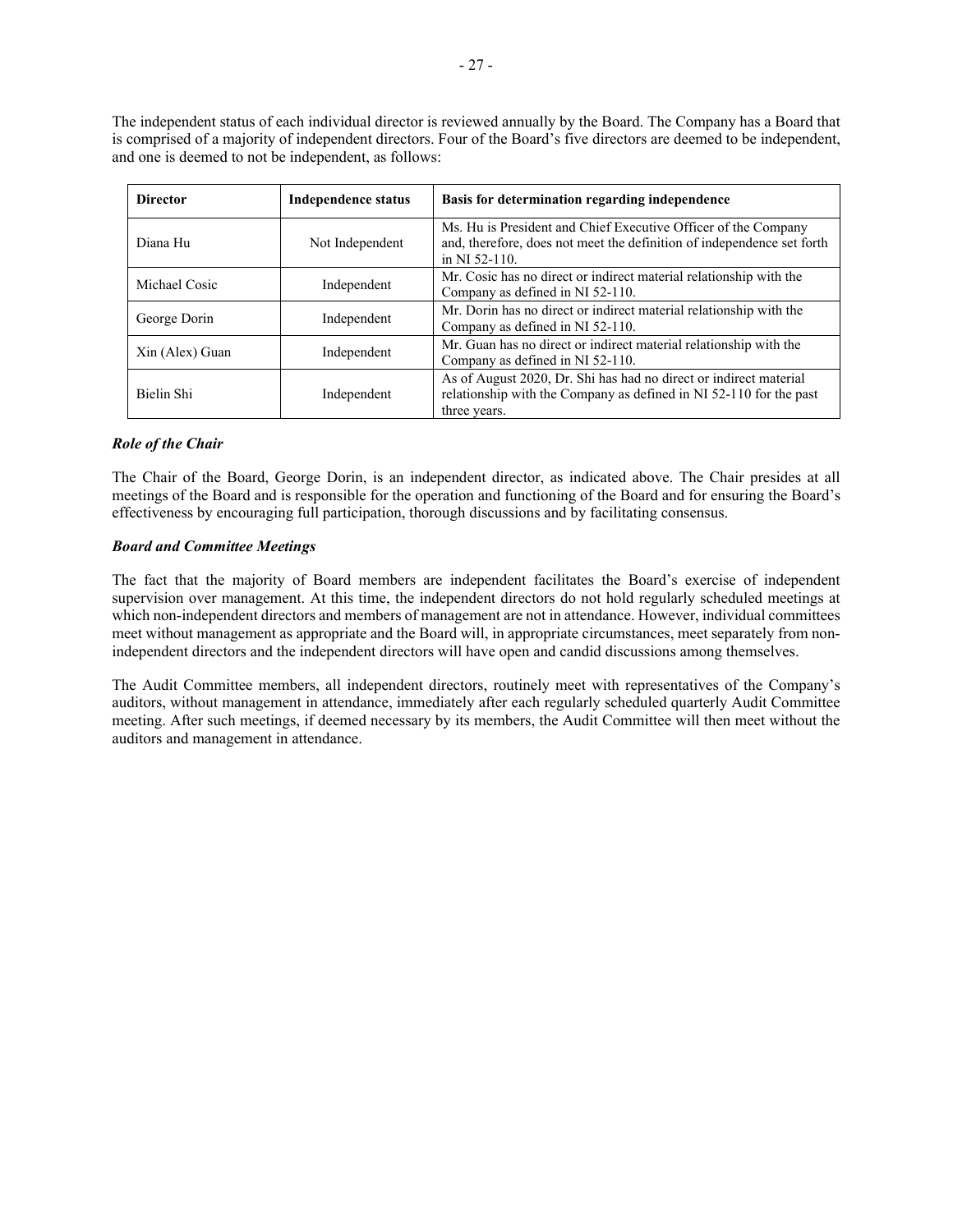The independent status of each individual director is reviewed annually by the Board. The Company has a Board that is comprised of a majority of independent directors. Four of the Board's five directors are deemed to be independent, and one is deemed to not be independent, as follows:

| Director | Independence status | Basis for determination regarding independence |
| --- | --- | --- |
| Diana Hu | Not Independent | Ms. Hu is President and Chief Executive Officer of the Company and, therefore, does not meet the definition of independence set forth in NI 52-110. |
| Michael Cosic | Independent | Mr. Cosic has no direct or indirect material relationship with the Company as defined in NI 52-110. |
| George Dorin | Independent | Mr. Dorin has no direct or indirect material relationship with the Company as defined in NI 52-110. |
| Xin (Alex) Guan | Independent | Mr. Guan has no direct or indirect material relationship with the Company as defined in NI 52-110. |
| Bielin Shi | Independent | As of August 2020, Dr. Shi has had no direct or indirect material relationship with the Company as defined in NI 52-110 for the past three years. |

***Role of the Chair***

The Chair of the Board, George Dorin, is an independent director, as indicated above. The Chair presides at all meetings of the Board and is responsible for the operation and functioning of the Board and for ensuring the Board's effectiveness by encouraging full participation, thorough discussions and by facilitating consensus.

***Board and Committee Meetings***

The fact that the majority of Board members are independent facilitates the Board's exercise of independent supervision over management. At this time, the independent directors do not hold regularly scheduled meetings at which non-independent directors and members of management are not in attendance. However, individual committees meet without management as appropriate and the Board will, in appropriate circumstances, meet separately from non-independent directors and the independent directors will have open and candid discussions among themselves.

The Audit Committee members, all independent directors, routinely meet with representatives of the Company's auditors, without management in attendance, immediately after each regularly scheduled quarterly Audit Committee meeting. After such meetings, if deemed necessary by its members, the Audit Committee will then meet without the auditors and management in attendance.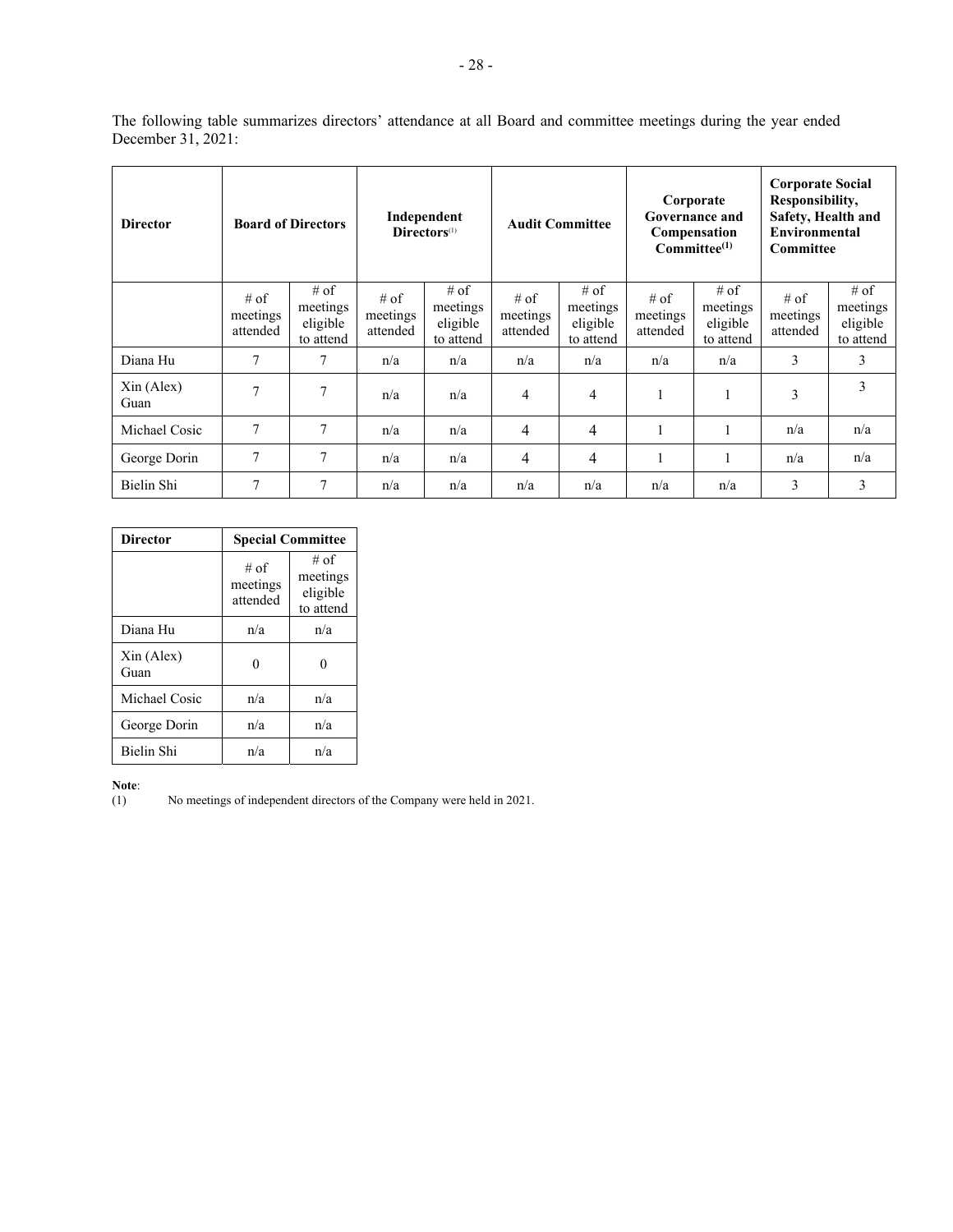The following table summarizes directors' attendance at all Board and committee meetings during the year ended December 31, 2021:

| Director | Board of Directors | | Independent Directors[(1)] | | Audit Committee | | Corporate Governance and Compensation Committee[(1)] | | Corporate Social Responsibility, Safety, Health and Environmental Committee | |
|---|---|---|---|---|---|---|---|---|---|---|
| | # of meetings attended | # of meetings eligible to attend | # of meetings attended | # of meetings eligible to attend | # of meetings attended | # of meetings eligible to attend | # of meetings attended | # of meetings eligible to attend | # of meetings attended | # of meetings eligible to attend |
| Diana Hu | 7 | 7 | n/a | n/a | n/a | n/a | n/a | n/a | 3 | 3 |
| Xin (Alex) Guan | 7 | 7 | n/a | n/a | 4 | 4 | 1 | 1 | 3 | 3 |
| Michael Cosic | 7 | 7 | n/a | n/a | 4 | 4 | 1 | 1 | n/a | n/a |
| George Dorin | 7 | 7 | n/a | n/a | 4 | 4 | 1 | 1 | n/a | n/a |
| Bielin Shi | 7 | 7 | n/a | n/a | n/a | n/a | n/a | n/a | 3 | 3 |

| Director | Special Committee | |
|---|---|---|
| | # of meetings attended | # of meetings eligible to attend |
| Diana Hu | n/a | n/a |
| Xin (Alex) Guan | 0 | 0 |
| Michael Cosic | n/a | n/a |
| George Dorin | n/a | n/a |
| Bielin Shi | n/a | n/a |

**Note**:

(1) No meetings of independent directors of the Company were held in 2021.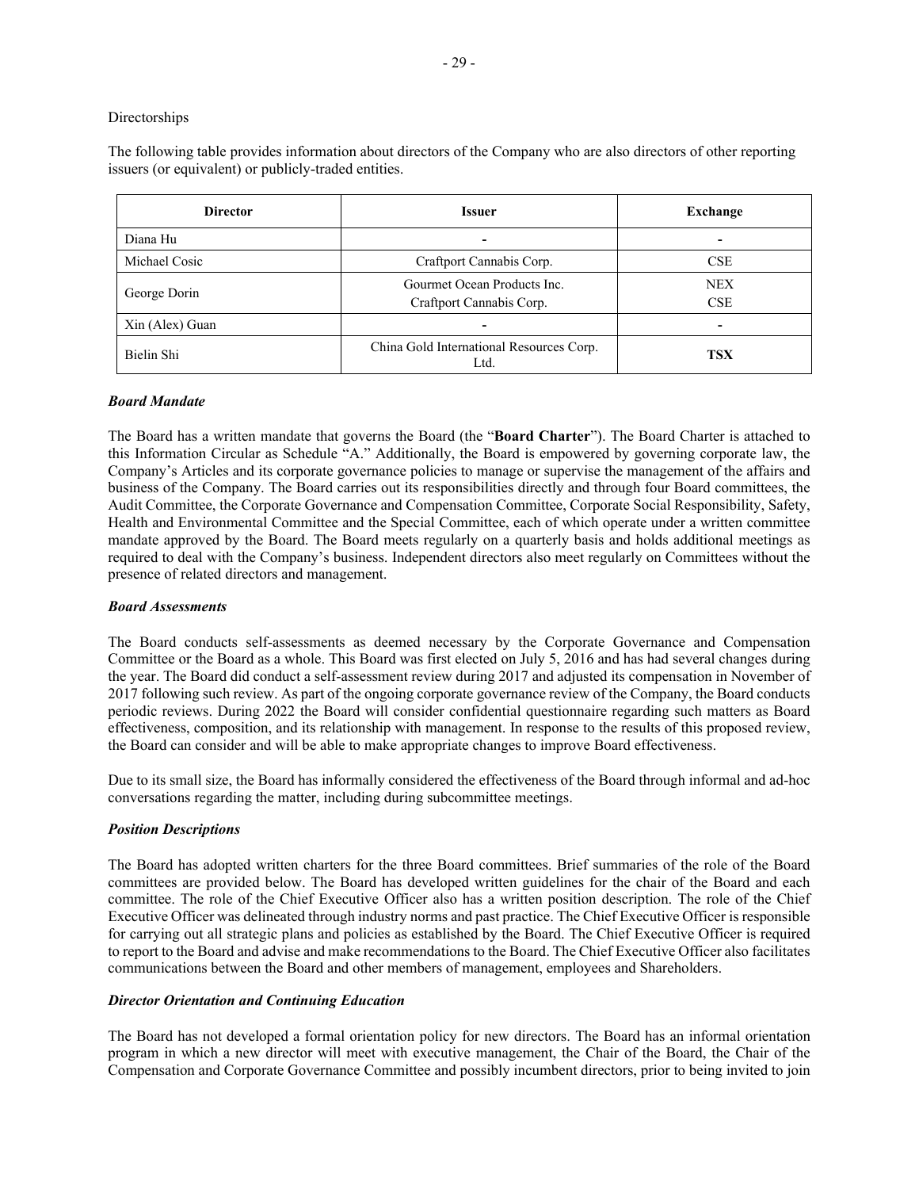Directorships

The following table provides information about directors of the Company who are also directors of other reporting issuers (or equivalent) or publicly-traded entities.

| Director | Issuer | Exchange |
|---|---|---|
| Diana Hu | - | - |
| Michael Cosic | Craftport Cannabis Corp. | CSE |
| George Dorin | Gourmet Ocean Products Inc.<br>Craftport Cannabis Corp. | NEX<br>CSE |
| Xin (Alex) Guan | - | - |
| Bielin Shi | China Gold International Resources Corp. Ltd. | **TSX** |

***Board Mandate***

The Board has a written mandate that governs the Board (the "**Board Charter**"). The Board Charter is attached to this Information Circular as Schedule "A." Additionally, the Board is empowered by governing corporate law, the Company's Articles and its corporate governance policies to manage or supervise the management of the affairs and business of the Company. The Board carries out its responsibilities directly and through four Board committees, the Audit Committee, the Corporate Governance and Compensation Committee, Corporate Social Responsibility, Safety, Health and Environmental Committee and the Special Committee, each of which operate under a written committee mandate approved by the Board. The Board meets regularly on a quarterly basis and holds additional meetings as required to deal with the Company's business. Independent directors also meet regularly on Committees without the presence of related directors and management.

***Board Assessments***

The Board conducts self-assessments as deemed necessary by the Corporate Governance and Compensation Committee or the Board as a whole. This Board was first elected on July 5, 2016 and has had several changes during the year. The Board did conduct a self-assessment review during 2017 and adjusted its compensation in November of 2017 following such review. As part of the ongoing corporate governance review of the Company, the Board conducts periodic reviews. During 2022 the Board will consider confidential questionnaire regarding such matters as Board effectiveness, composition, and its relationship with management. In response to the results of this proposed review, the Board can consider and will be able to make appropriate changes to improve Board effectiveness.

Due to its small size, the Board has informally considered the effectiveness of the Board through informal and ad-hoc conversations regarding the matter, including during subcommittee meetings.

***Position Descriptions***

The Board has adopted written charters for the three Board committees. Brief summaries of the role of the Board committees are provided below. The Board has developed written guidelines for the chair of the Board and each committee. The role of the Chief Executive Officer also has a written position description. The role of the Chief Executive Officer was delineated through industry norms and past practice. The Chief Executive Officer is responsible for carrying out all strategic plans and policies as established by the Board. The Chief Executive Officer is required to report to the Board and advise and make recommendations to the Board. The Chief Executive Officer also facilitates communications between the Board and other members of management, employees and Shareholders.

***Director Orientation and Continuing Education***

The Board has not developed a formal orientation policy for new directors. The Board has an informal orientation program in which a new director will meet with executive management, the Chair of the Board, the Chair of the Compensation and Corporate Governance Committee and possibly incumbent directors, prior to being invited to join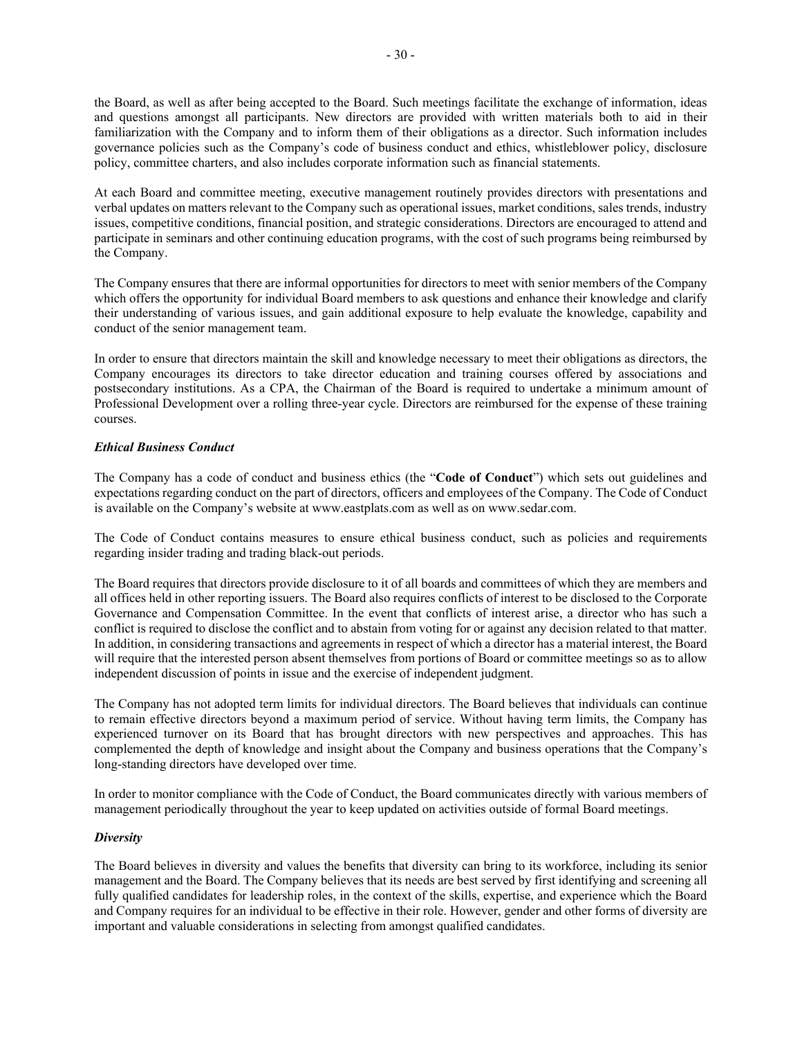the Board, as well as after being accepted to the Board. Such meetings facilitate the exchange of information, ideas and questions amongst all participants. New directors are provided with written materials both to aid in their familiarization with the Company and to inform them of their obligations as a director. Such information includes governance policies such as the Company's code of business conduct and ethics, whistleblower policy, disclosure policy, committee charters, and also includes corporate information such as financial statements.

At each Board and committee meeting, executive management routinely provides directors with presentations and verbal updates on matters relevant to the Company such as operational issues, market conditions, sales trends, industry issues, competitive conditions, financial position, and strategic considerations. Directors are encouraged to attend and participate in seminars and other continuing education programs, with the cost of such programs being reimbursed by the Company.

The Company ensures that there are informal opportunities for directors to meet with senior members of the Company which offers the opportunity for individual Board members to ask questions and enhance their knowledge and clarify their understanding of various issues, and gain additional exposure to help evaluate the knowledge, capability and conduct of the senior management team.

In order to ensure that directors maintain the skill and knowledge necessary to meet their obligations as directors, the Company encourages its directors to take director education and training courses offered by associations and postsecondary institutions. As a CPA, the Chairman of the Board is required to undertake a minimum amount of Professional Development over a rolling three-year cycle. Directors are reimbursed for the expense of these training courses.

***Ethical Business Conduct***

The Company has a code of conduct and business ethics (the "**Code of Conduct**") which sets out guidelines and expectations regarding conduct on the part of directors, officers and employees of the Company. The Code of Conduct is available on the Company's website at www.eastplats.com as well as on www.sedar.com.

The Code of Conduct contains measures to ensure ethical business conduct, such as policies and requirements regarding insider trading and trading black-out periods.

The Board requires that directors provide disclosure to it of all boards and committees of which they are members and all offices held in other reporting issuers. The Board also requires conflicts of interest to be disclosed to the Corporate Governance and Compensation Committee. In the event that conflicts of interest arise, a director who has such a conflict is required to disclose the conflict and to abstain from voting for or against any decision related to that matter. In addition, in considering transactions and agreements in respect of which a director has a material interest, the Board will require that the interested person absent themselves from portions of Board or committee meetings so as to allow independent discussion of points in issue and the exercise of independent judgment.

The Company has not adopted term limits for individual directors. The Board believes that individuals can continue to remain effective directors beyond a maximum period of service. Without having term limits, the Company has experienced turnover on its Board that has brought directors with new perspectives and approaches. This has complemented the depth of knowledge and insight about the Company and business operations that the Company's long-standing directors have developed over time.

In order to monitor compliance with the Code of Conduct, the Board communicates directly with various members of management periodically throughout the year to keep updated on activities outside of formal Board meetings.

***Diversity***

The Board believes in diversity and values the benefits that diversity can bring to its workforce, including its senior management and the Board. The Company believes that its needs are best served by first identifying and screening all fully qualified candidates for leadership roles, in the context of the skills, expertise, and experience which the Board and Company requires for an individual to be effective in their role. However, gender and other forms of diversity are important and valuable considerations in selecting from amongst qualified candidates.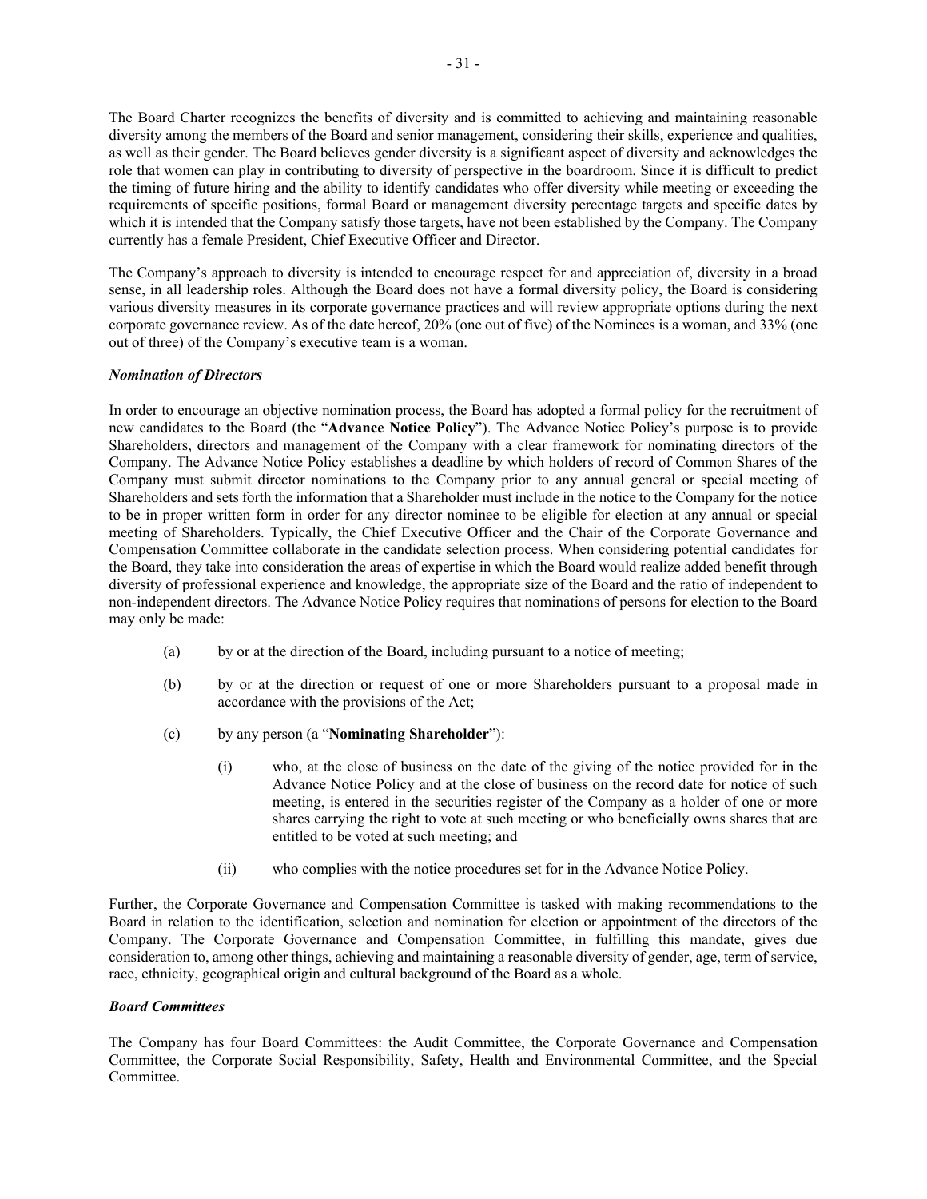The Board Charter recognizes the benefits of diversity and is committed to achieving and maintaining reasonable diversity among the members of the Board and senior management, considering their skills, experience and qualities, as well as their gender. The Board believes gender diversity is a significant aspect of diversity and acknowledges the role that women can play in contributing to diversity of perspective in the boardroom. Since it is difficult to predict the timing of future hiring and the ability to identify candidates who offer diversity while meeting or exceeding the requirements of specific positions, formal Board or management diversity percentage targets and specific dates by which it is intended that the Company satisfy those targets, have not been established by the Company. The Company currently has a female President, Chief Executive Officer and Director.

The Company's approach to diversity is intended to encourage respect for and appreciation of, diversity in a broad sense, in all leadership roles. Although the Board does not have a formal diversity policy, the Board is considering various diversity measures in its corporate governance practices and will review appropriate options during the next corporate governance review. As of the date hereof, 20% (one out of five) of the Nominees is a woman, and 33% (one out of three) of the Company's executive team is a woman.

***Nomination of Directors***

In order to encourage an objective nomination process, the Board has adopted a formal policy for the recruitment of new candidates to the Board (the "**Advance Notice Policy**"). The Advance Notice Policy's purpose is to provide Shareholders, directors and management of the Company with a clear framework for nominating directors of the Company. The Advance Notice Policy establishes a deadline by which holders of record of Common Shares of the Company must submit director nominations to the Company prior to any annual general or special meeting of Shareholders and sets forth the information that a Shareholder must include in the notice to the Company for the notice to be in proper written form in order for any director nominee to be eligible for election at any annual or special meeting of Shareholders. Typically, the Chief Executive Officer and the Chair of the Corporate Governance and Compensation Committee collaborate in the candidate selection process. When considering potential candidates for the Board, they take into consideration the areas of expertise in which the Board would realize added benefit through diversity of professional experience and knowledge, the appropriate size of the Board and the ratio of independent to non-independent directors. The Advance Notice Policy requires that nominations of persons for election to the Board may only be made:

(a) by or at the direction of the Board, including pursuant to a notice of meeting;

(b) by or at the direction or request of one or more Shareholders pursuant to a proposal made in accordance with the provisions of the Act;

(c) by any person (a "**Nominating Shareholder**"):

  (i) who, at the close of business on the date of the giving of the notice provided for in the Advance Notice Policy and at the close of business on the record date for notice of such meeting, is entered in the securities register of the Company as a holder of one or more shares carrying the right to vote at such meeting or who beneficially owns shares that are entitled to be voted at such meeting; and

  (ii) who complies with the notice procedures set for in the Advance Notice Policy.

Further, the Corporate Governance and Compensation Committee is tasked with making recommendations to the Board in relation to the identification, selection and nomination for election or appointment of the directors of the Company. The Corporate Governance and Compensation Committee, in fulfilling this mandate, gives due consideration to, among other things, achieving and maintaining a reasonable diversity of gender, age, term of service, race, ethnicity, geographical origin and cultural background of the Board as a whole.

***Board Committees***

The Company has four Board Committees: the Audit Committee, the Corporate Governance and Compensation Committee, the Corporate Social Responsibility, Safety, Health and Environmental Committee, and the Special Committee.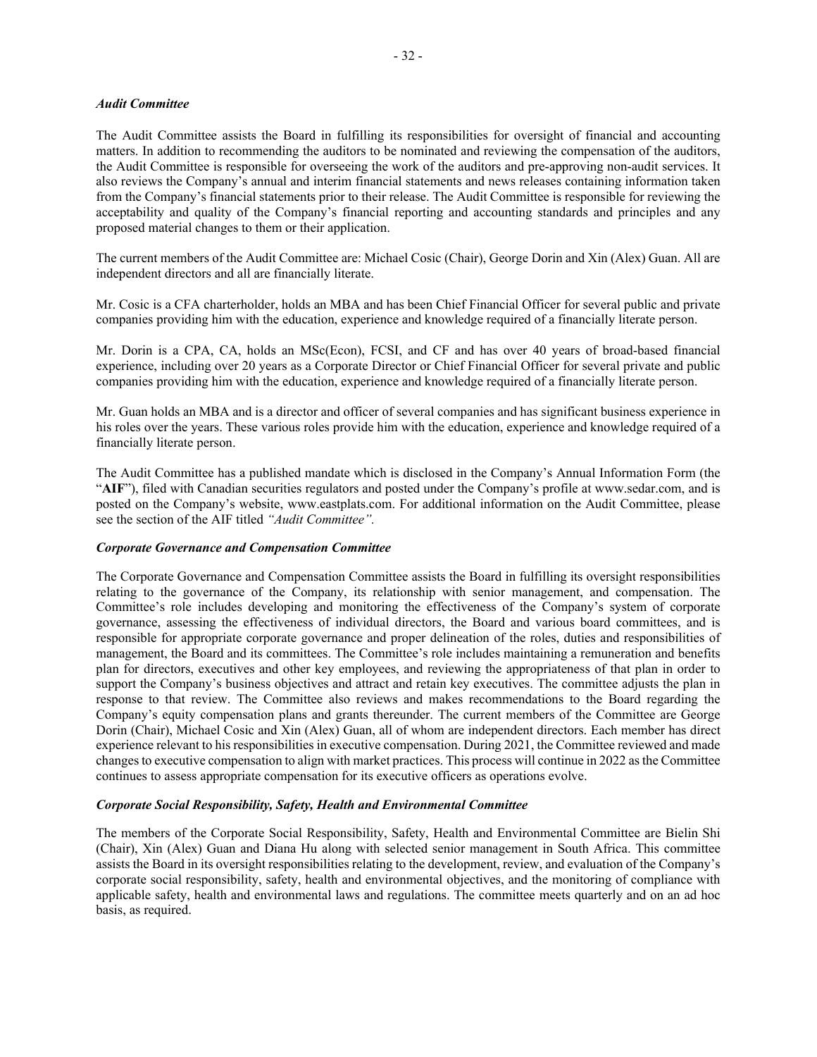***Audit Committee***

The Audit Committee assists the Board in fulfilling its responsibilities for oversight of financial and accounting matters. In addition to recommending the auditors to be nominated and reviewing the compensation of the auditors, the Audit Committee is responsible for overseeing the work of the auditors and pre-approving non-audit services. It also reviews the Company's annual and interim financial statements and news releases containing information taken from the Company's financial statements prior to their release. The Audit Committee is responsible for reviewing the acceptability and quality of the Company's financial reporting and accounting standards and principles and any proposed material changes to them or their application.

The current members of the Audit Committee are: Michael Cosic (Chair), George Dorin and Xin (Alex) Guan. All are independent directors and all are financially literate.

Mr. Cosic is a CFA charterholder, holds an MBA and has been Chief Financial Officer for several public and private companies providing him with the education, experience and knowledge required of a financially literate person.

Mr. Dorin is a CPA, CA, holds an MSc(Econ), FCSI, and CF and has over 40 years of broad-based financial experience, including over 20 years as a Corporate Director or Chief Financial Officer for several private and public companies providing him with the education, experience and knowledge required of a financially literate person.

Mr. Guan holds an MBA and is a director and officer of several companies and has significant business experience in his roles over the years. These various roles provide him with the education, experience and knowledge required of a financially literate person.

The Audit Committee has a published mandate which is disclosed in the Company's Annual Information Form (the "**AIF**"), filed with Canadian securities regulators and posted under the Company's profile at www.sedar.com, and is posted on the Company's website, www.eastplats.com. For additional information on the Audit Committee, please see the section of the AIF titled *"Audit Committee".*

***Corporate Governance and Compensation Committee***

The Corporate Governance and Compensation Committee assists the Board in fulfilling its oversight responsibilities relating to the governance of the Company, its relationship with senior management, and compensation. The Committee's role includes developing and monitoring the effectiveness of the Company's system of corporate governance, assessing the effectiveness of individual directors, the Board and various board committees, and is responsible for appropriate corporate governance and proper delineation of the roles, duties and responsibilities of management, the Board and its committees. The Committee's role includes maintaining a remuneration and benefits plan for directors, executives and other key employees, and reviewing the appropriateness of that plan in order to support the Company's business objectives and attract and retain key executives. The committee adjusts the plan in response to that review. The Committee also reviews and makes recommendations to the Board regarding the Company's equity compensation plans and grants thereunder. The current members of the Committee are George Dorin (Chair), Michael Cosic and Xin (Alex) Guan, all of whom are independent directors. Each member has direct experience relevant to his responsibilities in executive compensation. During 2021, the Committee reviewed and made changes to executive compensation to align with market practices. This process will continue in 2022 as the Committee continues to assess appropriate compensation for its executive officers as operations evolve.

***Corporate Social Responsibility, Safety, Health and Environmental Committee***

The members of the Corporate Social Responsibility, Safety, Health and Environmental Committee are Bielin Shi (Chair), Xin (Alex) Guan and Diana Hu along with selected senior management in South Africa. This committee assists the Board in its oversight responsibilities relating to the development, review, and evaluation of the Company's corporate social responsibility, safety, health and environmental objectives, and the monitoring of compliance with applicable safety, health and environmental laws and regulations. The committee meets quarterly and on an ad hoc basis, as required.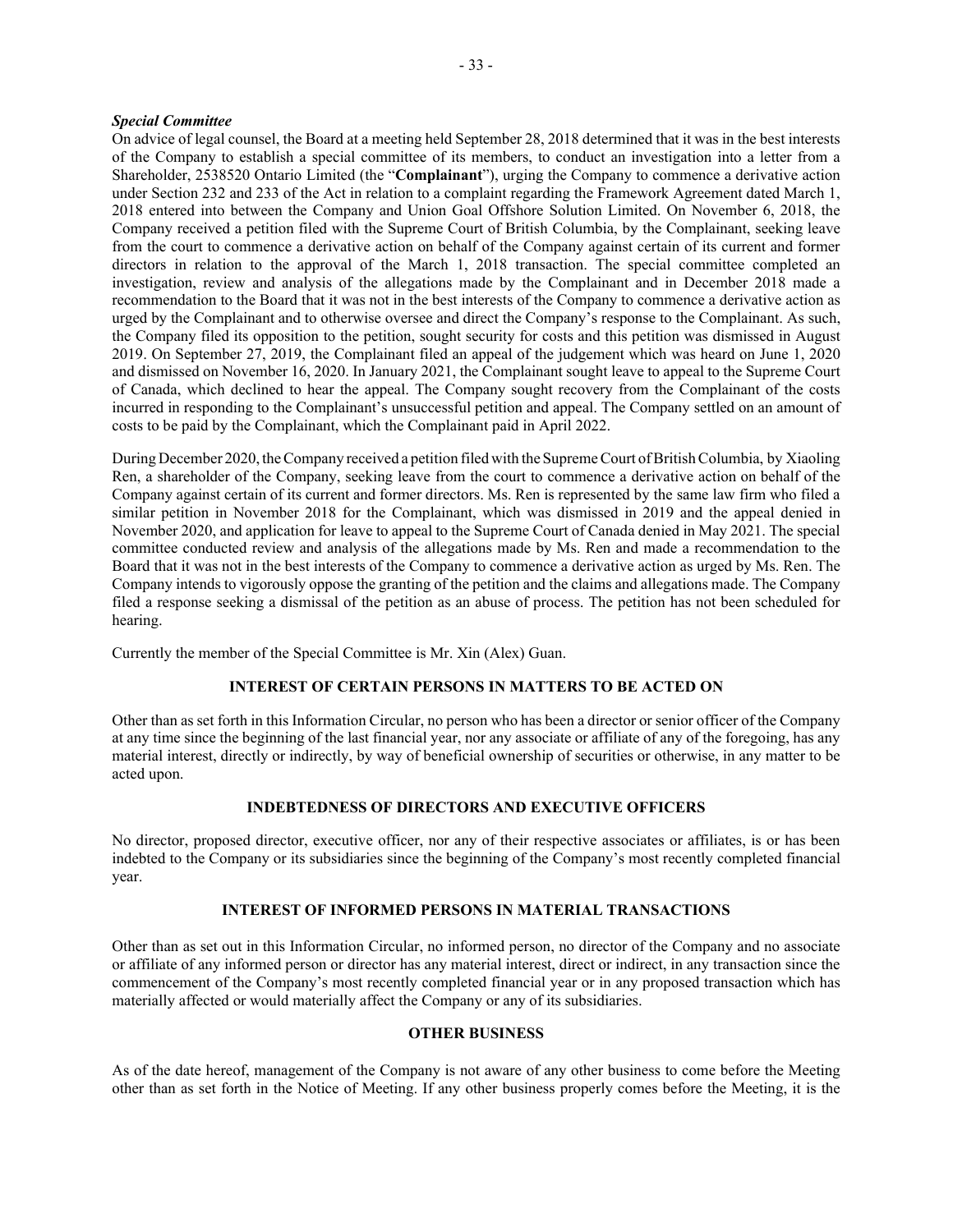***Special Committee***

On advice of legal counsel, the Board at a meeting held September 28, 2018 determined that it was in the best interests of the Company to establish a special committee of its members, to conduct an investigation into a letter from a Shareholder, 2538520 Ontario Limited (the "**Complainant**"), urging the Company to commence a derivative action under Section 232 and 233 of the Act in relation to a complaint regarding the Framework Agreement dated March 1, 2018 entered into between the Company and Union Goal Offshore Solution Limited. On November 6, 2018, the Company received a petition filed with the Supreme Court of British Columbia, by the Complainant, seeking leave from the court to commence a derivative action on behalf of the Company against certain of its current and former directors in relation to the approval of the March 1, 2018 transaction. The special committee completed an investigation, review and analysis of the allegations made by the Complainant and in December 2018 made a recommendation to the Board that it was not in the best interests of the Company to commence a derivative action as urged by the Complainant and to otherwise oversee and direct the Company's response to the Complainant. As such, the Company filed its opposition to the petition, sought security for costs and this petition was dismissed in August 2019. On September 27, 2019, the Complainant filed an appeal of the judgement which was heard on June 1, 2020 and dismissed on November 16, 2020. In January 2021, the Complainant sought leave to appeal to the Supreme Court of Canada, which declined to hear the appeal. The Company sought recovery from the Complainant of the costs incurred in responding to the Complainant's unsuccessful petition and appeal. The Company settled on an amount of costs to be paid by the Complainant, which the Complainant paid in April 2022.

During December 2020, the Company received a petition filed with the Supreme Court of British Columbia, by Xiaoling Ren, a shareholder of the Company, seeking leave from the court to commence a derivative action on behalf of the Company against certain of its current and former directors. Ms. Ren is represented by the same law firm who filed a similar petition in November 2018 for the Complainant, which was dismissed in 2019 and the appeal denied in November 2020, and application for leave to appeal to the Supreme Court of Canada denied in May 2021. The special committee conducted review and analysis of the allegations made by Ms. Ren and made a recommendation to the Board that it was not in the best interests of the Company to commence a derivative action as urged by Ms. Ren. The Company intends to vigorously oppose the granting of the petition and the claims and allegations made. The Company filed a response seeking a dismissal of the petition as an abuse of process. The petition has not been scheduled for hearing.

Currently the member of the Special Committee is Mr. Xin (Alex) Guan.

## INTEREST OF CERTAIN PERSONS IN MATTERS TO BE ACTED ON

Other than as set forth in this Information Circular, no person who has been a director or senior officer of the Company at any time since the beginning of the last financial year, nor any associate or affiliate of any of the foregoing, has any material interest, directly or indirectly, by way of beneficial ownership of securities or otherwise, in any matter to be acted upon.

## INDEBTEDNESS OF DIRECTORS AND EXECUTIVE OFFICERS

No director, proposed director, executive officer, nor any of their respective associates or affiliates, is or has been indebted to the Company or its subsidiaries since the beginning of the Company's most recently completed financial year.

## INTEREST OF INFORMED PERSONS IN MATERIAL TRANSACTIONS

Other than as set out in this Information Circular, no informed person, no director of the Company and no associate or affiliate of any informed person or director has any material interest, direct or indirect, in any transaction since the commencement of the Company's most recently completed financial year or in any proposed transaction which has materially affected or would materially affect the Company or any of its subsidiaries.

## OTHER BUSINESS

As of the date hereof, management of the Company is not aware of any other business to come before the Meeting other than as set forth in the Notice of Meeting. If any other business properly comes before the Meeting, it is the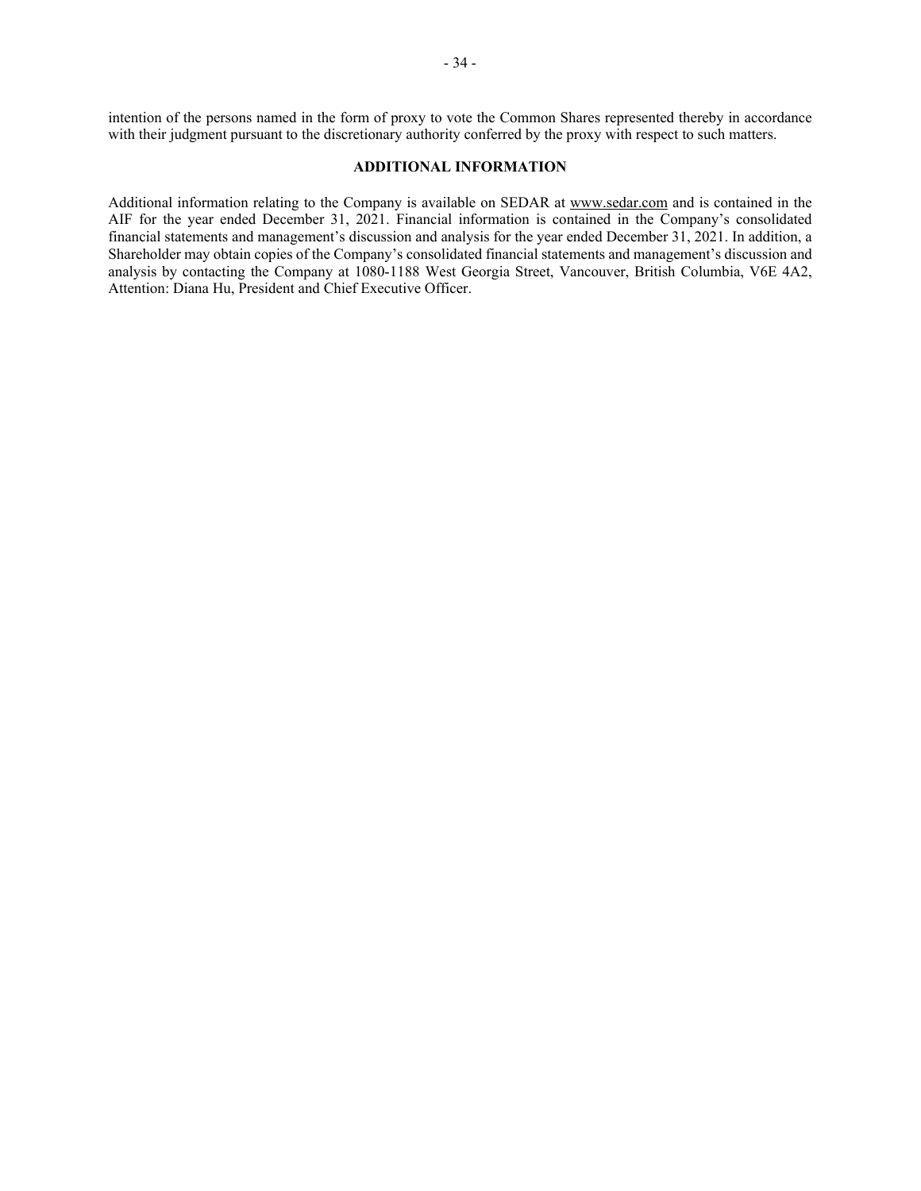intention of the persons named in the form of proxy to vote the Common Shares represented thereby in accordance with their judgment pursuant to the discretionary authority conferred by the proxy with respect to such matters.

## ADDITIONAL INFORMATION

Additional information relating to the Company is available on SEDAR at www.sedar.com and is contained in the AIF for the year ended December 31, 2021. Financial information is contained in the Company's consolidated financial statements and management's discussion and analysis for the year ended December 31, 2021. In addition, a Shareholder may obtain copies of the Company's consolidated financial statements and management's discussion and analysis by contacting the Company at 1080-1188 West Georgia Street, Vancouver, British Columbia, V6E 4A2, Attention: Diana Hu, President and Chief Executive Officer.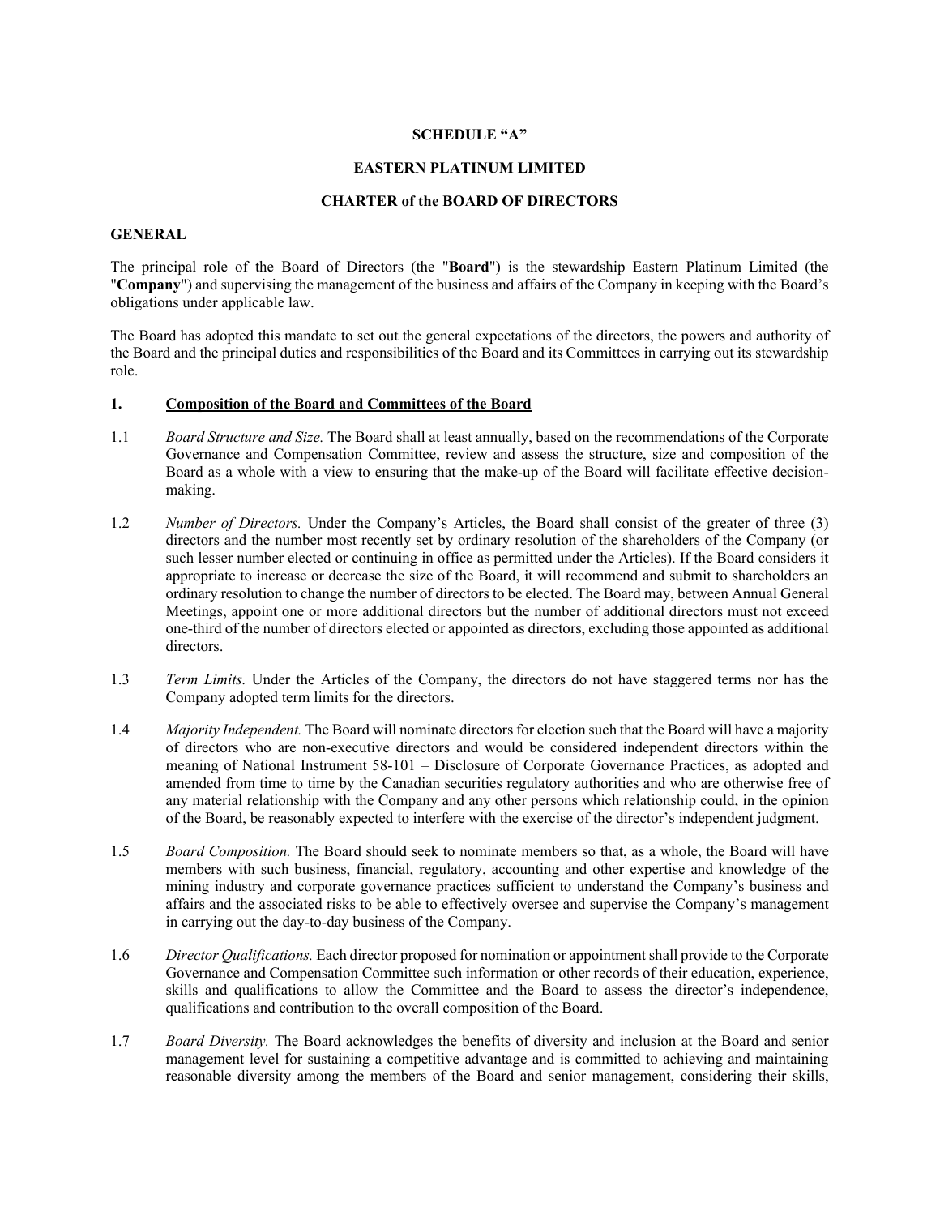**SCHEDULE "A"**

**EASTERN PLATINUM LIMITED**

**CHARTER of the BOARD OF DIRECTORS**

**GENERAL**

The principal role of the Board of Directors (the "**Board**") is the stewardship Eastern Platinum Limited (the "**Company**") and supervising the management of the business and affairs of the Company in keeping with the Board's obligations under applicable law.

The Board has adopted this mandate to set out the general expectations of the directors, the powers and authority of the Board and the principal duties and responsibilities of the Board and its Committees in carrying out its stewardship role.

**1. <u>Composition of the Board and Committees of the Board</u>**

1.1 *Board Structure and Size.* The Board shall at least annually, based on the recommendations of the Corporate Governance and Compensation Committee, review and assess the structure, size and composition of the Board as a whole with a view to ensuring that the make-up of the Board will facilitate effective decision-making.

1.2 *Number of Directors.* Under the Company's Articles, the Board shall consist of the greater of three (3) directors and the number most recently set by ordinary resolution of the shareholders of the Company (or such lesser number elected or continuing in office as permitted under the Articles). If the Board considers it appropriate to increase or decrease the size of the Board, it will recommend and submit to shareholders an ordinary resolution to change the number of directors to be elected. The Board may, between Annual General Meetings, appoint one or more additional directors but the number of additional directors must not exceed one-third of the number of directors elected or appointed as directors, excluding those appointed as additional directors.

1.3 *Term Limits.* Under the Articles of the Company, the directors do not have staggered terms nor has the Company adopted term limits for the directors.

1.4 *Majority Independent.* The Board will nominate directors for election such that the Board will have a majority of directors who are non-executive directors and would be considered independent directors within the meaning of National Instrument 58-101 – Disclosure of Corporate Governance Practices, as adopted and amended from time to time by the Canadian securities regulatory authorities and who are otherwise free of any material relationship with the Company and any other persons which relationship could, in the opinion of the Board, be reasonably expected to interfere with the exercise of the director's independent judgment.

1.5 *Board Composition.* The Board should seek to nominate members so that, as a whole, the Board will have members with such business, financial, regulatory, accounting and other expertise and knowledge of the mining industry and corporate governance practices sufficient to understand the Company's business and affairs and the associated risks to be able to effectively oversee and supervise the Company's management in carrying out the day-to-day business of the Company.

1.6 *Director Qualifications.* Each director proposed for nomination or appointment shall provide to the Corporate Governance and Compensation Committee such information or other records of their education, experience, skills and qualifications to allow the Committee and the Board to assess the director's independence, qualifications and contribution to the overall composition of the Board.

1.7 *Board Diversity.* The Board acknowledges the benefits of diversity and inclusion at the Board and senior management level for sustaining a competitive advantage and is committed to achieving and maintaining reasonable diversity among the members of the Board and senior management, considering their skills,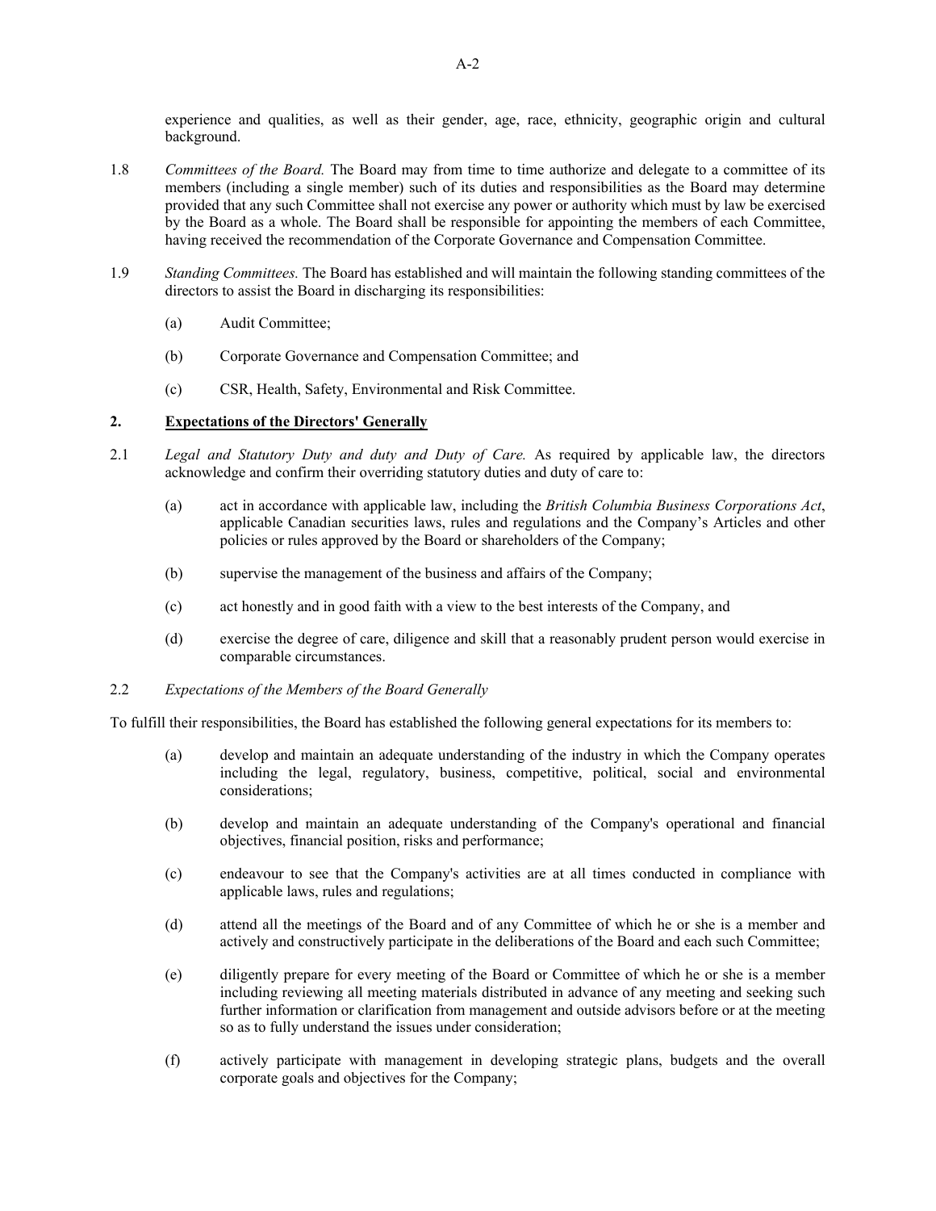experience and qualities, as well as their gender, age, race, ethnicity, geographic origin and cultural background.

1.8 *Committees of the Board.* The Board may from time to time authorize and delegate to a committee of its members (including a single member) such of its duties and responsibilities as the Board may determine provided that any such Committee shall not exercise any power or authority which must by law be exercised by the Board as a whole. The Board shall be responsible for appointing the members of each Committee, having received the recommendation of the Corporate Governance and Compensation Committee.

1.9 *Standing Committees.* The Board has established and will maintain the following standing committees of the directors to assist the Board in discharging its responsibilities:

(a) Audit Committee;

(b) Corporate Governance and Compensation Committee; and

(c) CSR, Health, Safety, Environmental and Risk Committee.

## 2. Expectations of the Directors' Generally

2.1 *Legal and Statutory Duty and duty and Duty of Care.* As required by applicable law, the directors acknowledge and confirm their overriding statutory duties and duty of care to:

(a) act in accordance with applicable law, including the *British Columbia Business Corporations Act*, applicable Canadian securities laws, rules and regulations and the Company's Articles and other policies or rules approved by the Board or shareholders of the Company;

(b) supervise the management of the business and affairs of the Company;

(c) act honestly and in good faith with a view to the best interests of the Company, and

(d) exercise the degree of care, diligence and skill that a reasonably prudent person would exercise in comparable circumstances.

2.2 *Expectations of the Members of the Board Generally*

To fulfill their responsibilities, the Board has established the following general expectations for its members to:

(a) develop and maintain an adequate understanding of the industry in which the Company operates including the legal, regulatory, business, competitive, political, social and environmental considerations;

(b) develop and maintain an adequate understanding of the Company's operational and financial objectives, financial position, risks and performance;

(c) endeavour to see that the Company's activities are at all times conducted in compliance with applicable laws, rules and regulations;

(d) attend all the meetings of the Board and of any Committee of which he or she is a member and actively and constructively participate in the deliberations of the Board and each such Committee;

(e) diligently prepare for every meeting of the Board or Committee of which he or she is a member including reviewing all meeting materials distributed in advance of any meeting and seeking such further information or clarification from management and outside advisors before or at the meeting so as to fully understand the issues under consideration;

(f) actively participate with management in developing strategic plans, budgets and the overall corporate goals and objectives for the Company;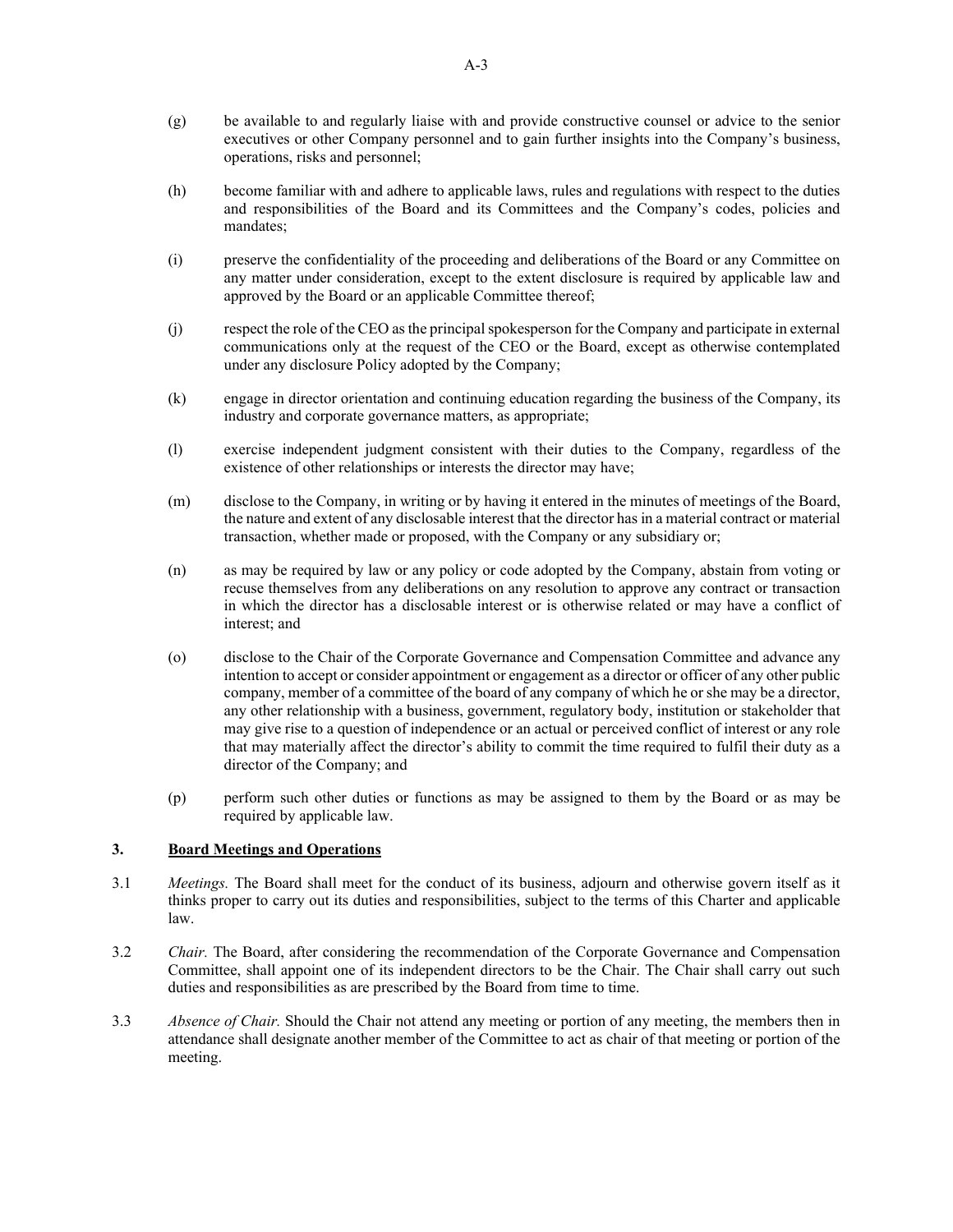(g) be available to and regularly liaise with and provide constructive counsel or advice to the senior executives or other Company personnel and to gain further insights into the Company's business, operations, risks and personnel;

(h) become familiar with and adhere to applicable laws, rules and regulations with respect to the duties and responsibilities of the Board and its Committees and the Company's codes, policies and mandates;

(i) preserve the confidentiality of the proceeding and deliberations of the Board or any Committee on any matter under consideration, except to the extent disclosure is required by applicable law and approved by the Board or an applicable Committee thereof;

(j) respect the role of the CEO as the principal spokesperson for the Company and participate in external communications only at the request of the CEO or the Board, except as otherwise contemplated under any disclosure Policy adopted by the Company;

(k) engage in director orientation and continuing education regarding the business of the Company, its industry and corporate governance matters, as appropriate;

(l) exercise independent judgment consistent with their duties to the Company, regardless of the existence of other relationships or interests the director may have;

(m) disclose to the Company, in writing or by having it entered in the minutes of meetings of the Board, the nature and extent of any disclosable interest that the director has in a material contract or material transaction, whether made or proposed, with the Company or any subsidiary or;

(n) as may be required by law or any policy or code adopted by the Company, abstain from voting or recuse themselves from any deliberations on any resolution to approve any contract or transaction in which the director has a disclosable interest or is otherwise related or may have a conflict of interest; and

(o) disclose to the Chair of the Corporate Governance and Compensation Committee and advance any intention to accept or consider appointment or engagement as a director or officer of any other public company, member of a committee of the board of any company of which he or she may be a director, any other relationship with a business, government, regulatory body, institution or stakeholder that may give rise to a question of independence or an actual or perceived conflict of interest or any role that may materially affect the director's ability to commit the time required to fulfil their duty as a director of the Company; and

(p) perform such other duties or functions as may be assigned to them by the Board or as may be required by applicable law.

## 3. Board Meetings and Operations

3.1 *Meetings.* The Board shall meet for the conduct of its business, adjourn and otherwise govern itself as it thinks proper to carry out its duties and responsibilities, subject to the terms of this Charter and applicable law.

3.2 *Chair.* The Board, after considering the recommendation of the Corporate Governance and Compensation Committee, shall appoint one of its independent directors to be the Chair. The Chair shall carry out such duties and responsibilities as are prescribed by the Board from time to time.

3.3 *Absence of Chair.* Should the Chair not attend any meeting or portion of any meeting, the members then in attendance shall designate another member of the Committee to act as chair of that meeting or portion of the meeting.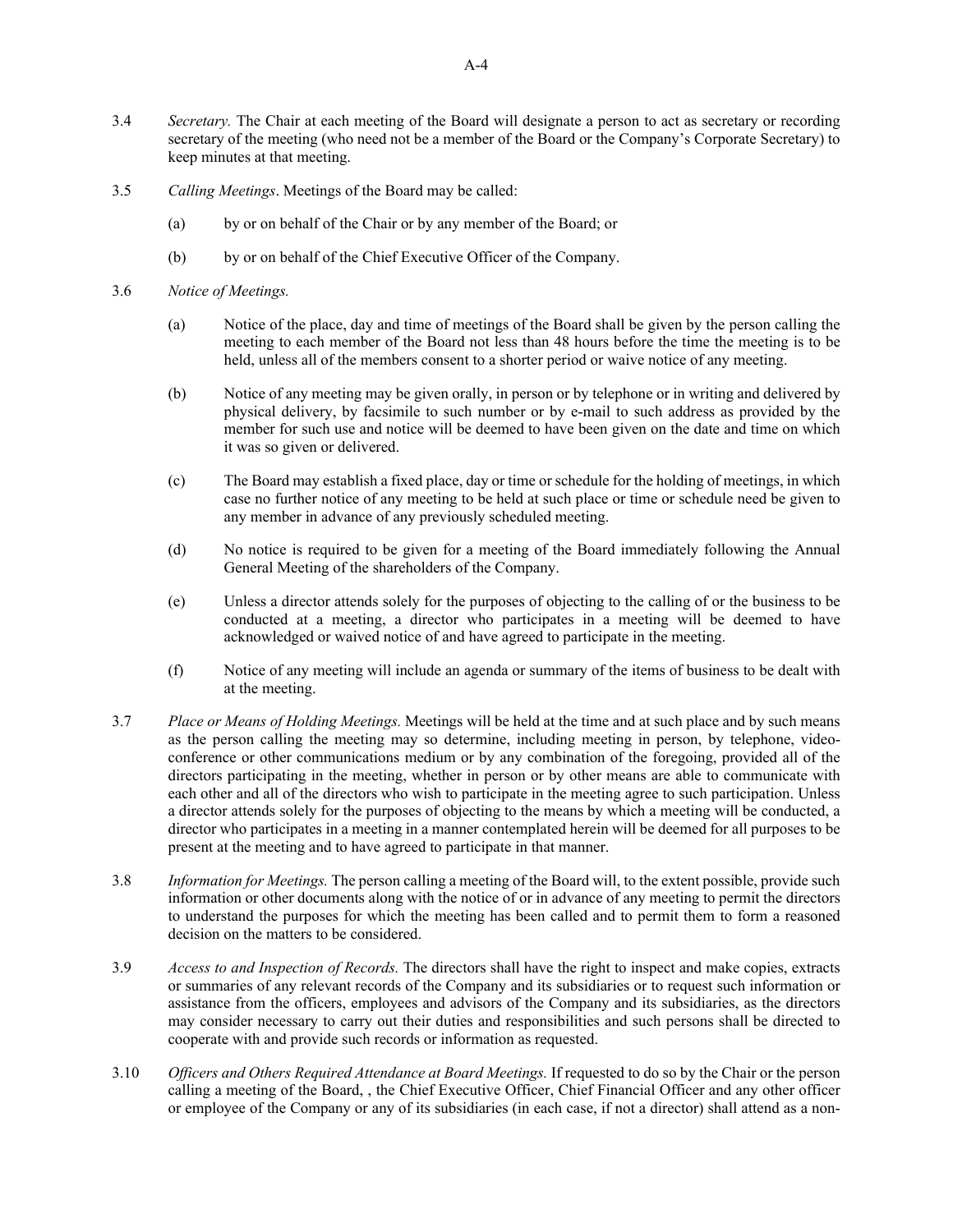3.4 *Secretary.* The Chair at each meeting of the Board will designate a person to act as secretary or recording secretary of the meeting (who need not be a member of the Board or the Company's Corporate Secretary) to keep minutes at that meeting.

3.5 *Calling Meetings*. Meetings of the Board may be called:

(a) by or on behalf of the Chair or by any member of the Board; or

(b) by or on behalf of the Chief Executive Officer of the Company.

3.6 *Notice of Meetings.*

(a) Notice of the place, day and time of meetings of the Board shall be given by the person calling the meeting to each member of the Board not less than 48 hours before the time the meeting is to be held, unless all of the members consent to a shorter period or waive notice of any meeting.

(b) Notice of any meeting may be given orally, in person or by telephone or in writing and delivered by physical delivery, by facsimile to such number or by e-mail to such address as provided by the member for such use and notice will be deemed to have been given on the date and time on which it was so given or delivered.

(c) The Board may establish a fixed place, day or time or schedule for the holding of meetings, in which case no further notice of any meeting to be held at such place or time or schedule need be given to any member in advance of any previously scheduled meeting.

(d) No notice is required to be given for a meeting of the Board immediately following the Annual General Meeting of the shareholders of the Company.

(e) Unless a director attends solely for the purposes of objecting to the calling of or the business to be conducted at a meeting, a director who participates in a meeting will be deemed to have acknowledged or waived notice of and have agreed to participate in the meeting.

(f) Notice of any meeting will include an agenda or summary of the items of business to be dealt with at the meeting.

3.7 *Place or Means of Holding Meetings.* Meetings will be held at the time and at such place and by such means as the person calling the meeting may so determine, including meeting in person, by telephone, video-conference or other communications medium or by any combination of the foregoing, provided all of the directors participating in the meeting, whether in person or by other means are able to communicate with each other and all of the directors who wish to participate in the meeting agree to such participation. Unless a director attends solely for the purposes of objecting to the means by which a meeting will be conducted, a director who participates in a meeting in a manner contemplated herein will be deemed for all purposes to be present at the meeting and to have agreed to participate in that manner.

3.8 *Information for Meetings.* The person calling a meeting of the Board will, to the extent possible, provide such information or other documents along with the notice of or in advance of any meeting to permit the directors to understand the purposes for which the meeting has been called and to permit them to form a reasoned decision on the matters to be considered.

3.9 *Access to and Inspection of Records.* The directors shall have the right to inspect and make copies, extracts or summaries of any relevant records of the Company and its subsidiaries or to request such information or assistance from the officers, employees and advisors of the Company and its subsidiaries, as the directors may consider necessary to carry out their duties and responsibilities and such persons shall be directed to cooperate with and provide such records or information as requested.

3.10 *Officers and Others Required Attendance at Board Meetings.* If requested to do so by the Chair or the person calling a meeting of the Board, , the Chief Executive Officer, Chief Financial Officer and any other officer or employee of the Company or any of its subsidiaries (in each case, if not a director) shall attend as a non-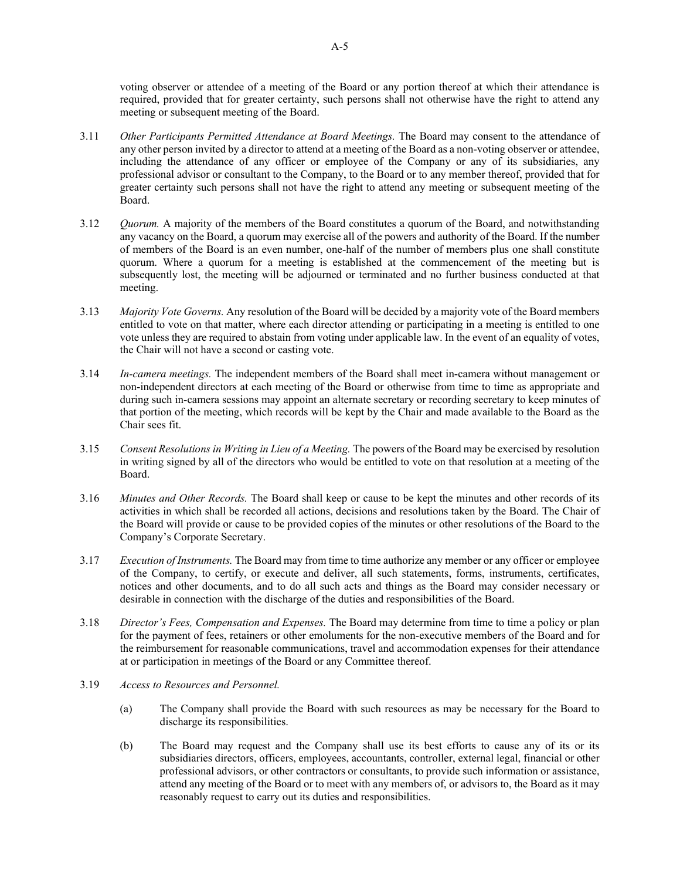voting observer or attendee of a meeting of the Board or any portion thereof at which their attendance is required, provided that for greater certainty, such persons shall not otherwise have the right to attend any meeting or subsequent meeting of the Board.

3.11 *Other Participants Permitted Attendance at Board Meetings.* The Board may consent to the attendance of any other person invited by a director to attend at a meeting of the Board as a non-voting observer or attendee, including the attendance of any officer or employee of the Company or any of its subsidiaries, any professional advisor or consultant to the Company, to the Board or to any member thereof, provided that for greater certainty such persons shall not have the right to attend any meeting or subsequent meeting of the Board.

3.12 *Quorum.* A majority of the members of the Board constitutes a quorum of the Board, and notwithstanding any vacancy on the Board, a quorum may exercise all of the powers and authority of the Board. If the number of members of the Board is an even number, one-half of the number of members plus one shall constitute quorum. Where a quorum for a meeting is established at the commencement of the meeting but is subsequently lost, the meeting will be adjourned or terminated and no further business conducted at that meeting.

3.13 *Majority Vote Governs.* Any resolution of the Board will be decided by a majority vote of the Board members entitled to vote on that matter, where each director attending or participating in a meeting is entitled to one vote unless they are required to abstain from voting under applicable law. In the event of an equality of votes, the Chair will not have a second or casting vote.

3.14 *In-camera meetings.* The independent members of the Board shall meet in-camera without management or non-independent directors at each meeting of the Board or otherwise from time to time as appropriate and during such in-camera sessions may appoint an alternate secretary or recording secretary to keep minutes of that portion of the meeting, which records will be kept by the Chair and made available to the Board as the Chair sees fit.

3.15 *Consent Resolutions in Writing in Lieu of a Meeting.* The powers of the Board may be exercised by resolution in writing signed by all of the directors who would be entitled to vote on that resolution at a meeting of the Board.

3.16 *Minutes and Other Records.* The Board shall keep or cause to be kept the minutes and other records of its activities in which shall be recorded all actions, decisions and resolutions taken by the Board. The Chair of the Board will provide or cause to be provided copies of the minutes or other resolutions of the Board to the Company's Corporate Secretary.

3.17 *Execution of Instruments.* The Board may from time to time authorize any member or any officer or employee of the Company, to certify, or execute and deliver, all such statements, forms, instruments, certificates, notices and other documents, and to do all such acts and things as the Board may consider necessary or desirable in connection with the discharge of the duties and responsibilities of the Board.

3.18 *Director's Fees, Compensation and Expenses.* The Board may determine from time to time a policy or plan for the payment of fees, retainers or other emoluments for the non-executive members of the Board and for the reimbursement for reasonable communications, travel and accommodation expenses for their attendance at or participation in meetings of the Board or any Committee thereof.

3.19 *Access to Resources and Personnel.*

(a) The Company shall provide the Board with such resources as may be necessary for the Board to discharge its responsibilities.

(b) The Board may request and the Company shall use its best efforts to cause any of its or its subsidiaries directors, officers, employees, accountants, controller, external legal, financial or other professional advisors, or other contractors or consultants, to provide such information or assistance, attend any meeting of the Board or to meet with any members of, or advisors to, the Board as it may reasonably request to carry out its duties and responsibilities.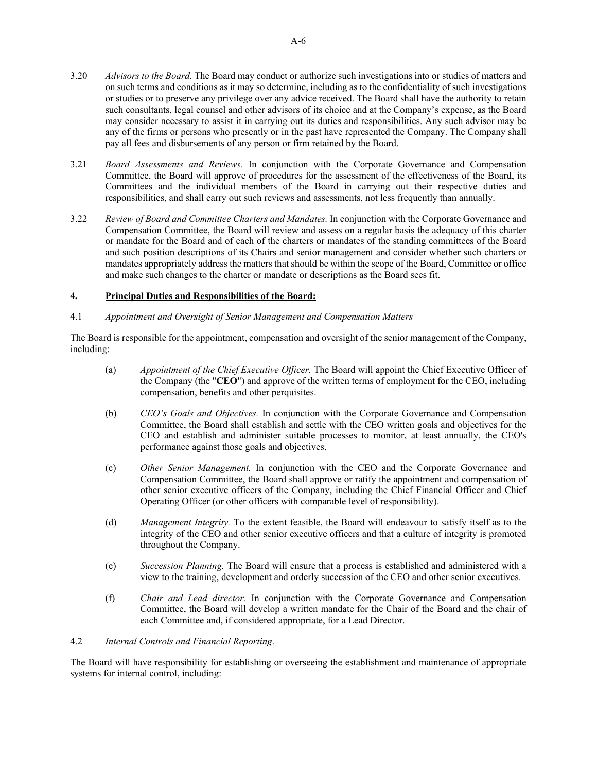3.20 *Advisors to the Board.* The Board may conduct or authorize such investigations into or studies of matters and on such terms and conditions as it may so determine, including as to the confidentiality of such investigations or studies or to preserve any privilege over any advice received. The Board shall have the authority to retain such consultants, legal counsel and other advisors of its choice and at the Company's expense, as the Board may consider necessary to assist it in carrying out its duties and responsibilities. Any such advisor may be any of the firms or persons who presently or in the past have represented the Company. The Company shall pay all fees and disbursements of any person or firm retained by the Board.

3.21 *Board Assessments and Reviews.* In conjunction with the Corporate Governance and Compensation Committee, the Board will approve of procedures for the assessment of the effectiveness of the Board, its Committees and the individual members of the Board in carrying out their respective duties and responsibilities, and shall carry out such reviews and assessments, not less frequently than annually.

3.22 *Review of Board and Committee Charters and Mandates.* In conjunction with the Corporate Governance and Compensation Committee, the Board will review and assess on a regular basis the adequacy of this charter or mandate for the Board and of each of the charters or mandates of the standing committees of the Board and such position descriptions of its Chairs and senior management and consider whether such charters or mandates appropriately address the matters that should be within the scope of the Board, Committee or office and make such changes to the charter or mandate or descriptions as the Board sees fit.

## 4. Principal Duties and Responsibilities of the Board:

4.1 *Appointment and Oversight of Senior Management and Compensation Matters*

The Board is responsible for the appointment, compensation and oversight of the senior management of the Company, including:

(a) *Appointment of the Chief Executive Officer.* The Board will appoint the Chief Executive Officer of the Company (the "**CEO**") and approve of the written terms of employment for the CEO, including compensation, benefits and other perquisites.

(b) *CEO's Goals and Objectives.* In conjunction with the Corporate Governance and Compensation Committee, the Board shall establish and settle with the CEO written goals and objectives for the CEO and establish and administer suitable processes to monitor, at least annually, the CEO's performance against those goals and objectives.

(c) *Other Senior Management.* In conjunction with the CEO and the Corporate Governance and Compensation Committee, the Board shall approve or ratify the appointment and compensation of other senior executive officers of the Company, including the Chief Financial Officer and Chief Operating Officer (or other officers with comparable level of responsibility).

(d) *Management Integrity.* To the extent feasible, the Board will endeavour to satisfy itself as to the integrity of the CEO and other senior executive officers and that a culture of integrity is promoted throughout the Company.

(e) *Succession Planning.* The Board will ensure that a process is established and administered with a view to the training, development and orderly succession of the CEO and other senior executives.

(f) *Chair and Lead director.* In conjunction with the Corporate Governance and Compensation Committee, the Board will develop a written mandate for the Chair of the Board and the chair of each Committee and, if considered appropriate, for a Lead Director.

4.2 *Internal Controls and Financial Reporting.*

The Board will have responsibility for establishing or overseeing the establishment and maintenance of appropriate systems for internal control, including: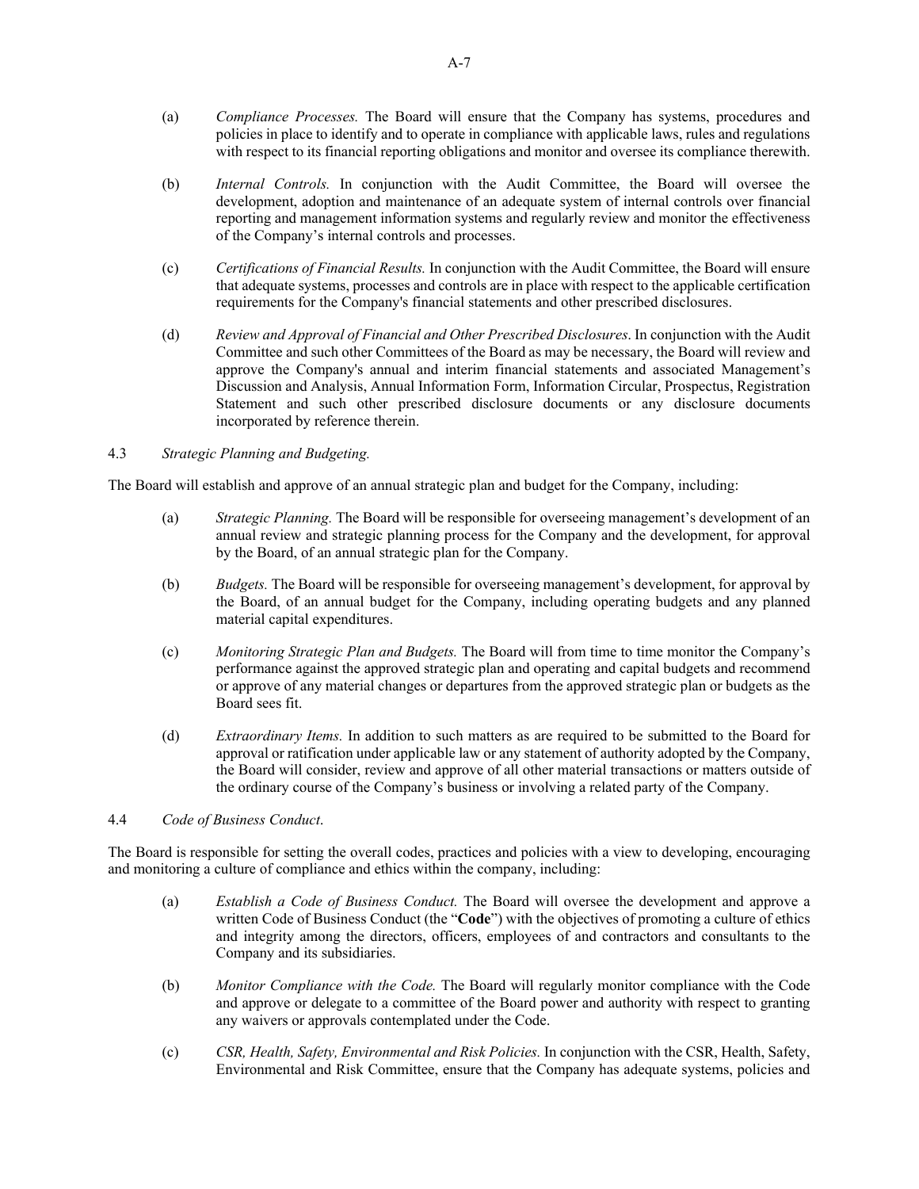(a) *Compliance Processes.* The Board will ensure that the Company has systems, procedures and policies in place to identify and to operate in compliance with applicable laws, rules and regulations with respect to its financial reporting obligations and monitor and oversee its compliance therewith.

(b) *Internal Controls.* In conjunction with the Audit Committee, the Board will oversee the development, adoption and maintenance of an adequate system of internal controls over financial reporting and management information systems and regularly review and monitor the effectiveness of the Company's internal controls and processes.

(c) *Certifications of Financial Results.* In conjunction with the Audit Committee, the Board will ensure that adequate systems, processes and controls are in place with respect to the applicable certification requirements for the Company's financial statements and other prescribed disclosures.

(d) *Review and Approval of Financial and Other Prescribed Disclosures*. In conjunction with the Audit Committee and such other Committees of the Board as may be necessary, the Board will review and approve the Company's annual and interim financial statements and associated Management's Discussion and Analysis, Annual Information Form, Information Circular, Prospectus, Registration Statement and such other prescribed disclosure documents or any disclosure documents incorporated by reference therein.

4.3 *Strategic Planning and Budgeting.*

The Board will establish and approve of an annual strategic plan and budget for the Company, including:

(a) *Strategic Planning.* The Board will be responsible for overseeing management's development of an annual review and strategic planning process for the Company and the development, for approval by the Board, of an annual strategic plan for the Company.

(b) *Budgets.* The Board will be responsible for overseeing management's development, for approval by the Board, of an annual budget for the Company, including operating budgets and any planned material capital expenditures.

(c) *Monitoring Strategic Plan and Budgets.* The Board will from time to time monitor the Company's performance against the approved strategic plan and operating and capital budgets and recommend or approve of any material changes or departures from the approved strategic plan or budgets as the Board sees fit.

(d) *Extraordinary Items.* In addition to such matters as are required to be submitted to the Board for approval or ratification under applicable law or any statement of authority adopted by the Company, the Board will consider, review and approve of all other material transactions or matters outside of the ordinary course of the Company's business or involving a related party of the Company.

4.4 *Code of Business Conduct*.

The Board is responsible for setting the overall codes, practices and policies with a view to developing, encouraging and monitoring a culture of compliance and ethics within the company, including:

(a) *Establish a Code of Business Conduct.* The Board will oversee the development and approve a written Code of Business Conduct (the "**Code**") with the objectives of promoting a culture of ethics and integrity among the directors, officers, employees of and contractors and consultants to the Company and its subsidiaries.

(b) *Monitor Compliance with the Code.* The Board will regularly monitor compliance with the Code and approve or delegate to a committee of the Board power and authority with respect to granting any waivers or approvals contemplated under the Code.

(c) *CSR, Health, Safety, Environmental and Risk Policies.* In conjunction with the CSR, Health, Safety, Environmental and Risk Committee, ensure that the Company has adequate systems, policies and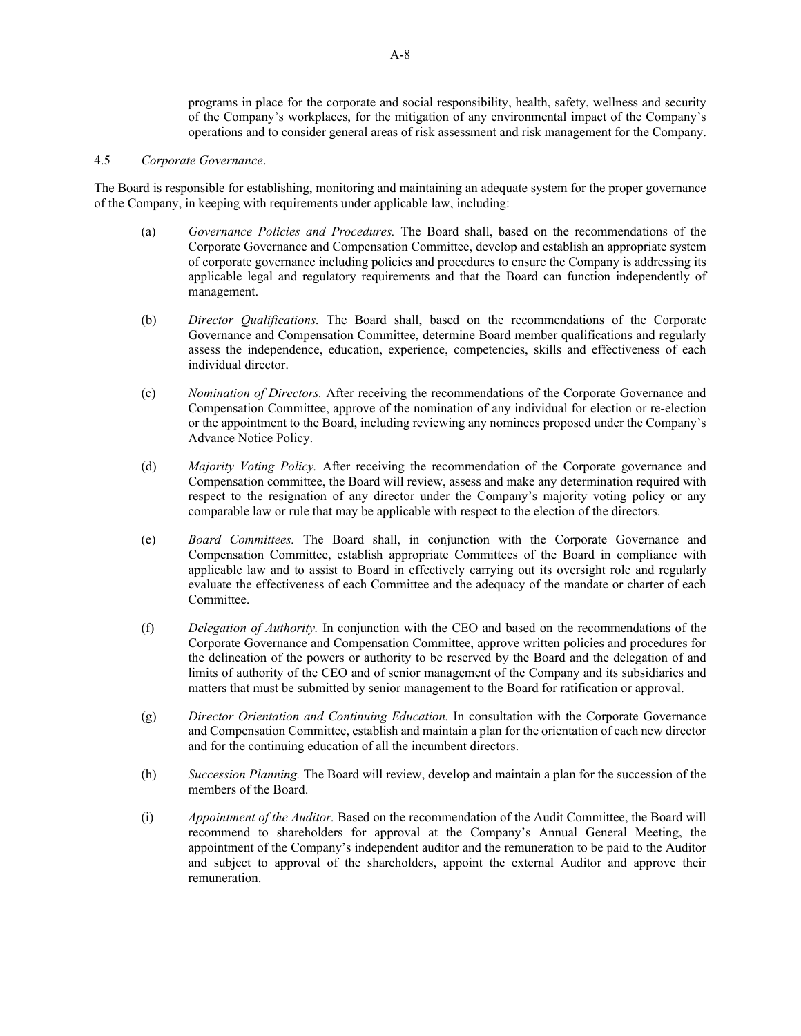programs in place for the corporate and social responsibility, health, safety, wellness and security of the Company's workplaces, for the mitigation of any environmental impact of the Company's operations and to consider general areas of risk assessment and risk management for the Company.

4.5 *Corporate Governance*.

The Board is responsible for establishing, monitoring and maintaining an adequate system for the proper governance of the Company, in keeping with requirements under applicable law, including:

(a) *Governance Policies and Procedures.* The Board shall, based on the recommendations of the Corporate Governance and Compensation Committee, develop and establish an appropriate system of corporate governance including policies and procedures to ensure the Company is addressing its applicable legal and regulatory requirements and that the Board can function independently of management.

(b) *Director Qualifications.* The Board shall, based on the recommendations of the Corporate Governance and Compensation Committee, determine Board member qualifications and regularly assess the independence, education, experience, competencies, skills and effectiveness of each individual director.

(c) *Nomination of Directors.* After receiving the recommendations of the Corporate Governance and Compensation Committee, approve of the nomination of any individual for election or re-election or the appointment to the Board, including reviewing any nominees proposed under the Company's Advance Notice Policy.

(d) *Majority Voting Policy.* After receiving the recommendation of the Corporate governance and Compensation committee, the Board will review, assess and make any determination required with respect to the resignation of any director under the Company's majority voting policy or any comparable law or rule that may be applicable with respect to the election of the directors.

(e) *Board Committees.* The Board shall, in conjunction with the Corporate Governance and Compensation Committee, establish appropriate Committees of the Board in compliance with applicable law and to assist to Board in effectively carrying out its oversight role and regularly evaluate the effectiveness of each Committee and the adequacy of the mandate or charter of each Committee.

(f) *Delegation of Authority.* In conjunction with the CEO and based on the recommendations of the Corporate Governance and Compensation Committee, approve written policies and procedures for the delineation of the powers or authority to be reserved by the Board and the delegation of and limits of authority of the CEO and of senior management of the Company and its subsidiaries and matters that must be submitted by senior management to the Board for ratification or approval.

(g) *Director Orientation and Continuing Education.* In consultation with the Corporate Governance and Compensation Committee, establish and maintain a plan for the orientation of each new director and for the continuing education of all the incumbent directors.

(h) *Succession Planning.* The Board will review, develop and maintain a plan for the succession of the members of the Board.

(i) *Appointment of the Auditor.* Based on the recommendation of the Audit Committee, the Board will recommend to shareholders for approval at the Company's Annual General Meeting, the appointment of the Company's independent auditor and the remuneration to be paid to the Auditor and subject to approval of the shareholders, appoint the external Auditor and approve their remuneration.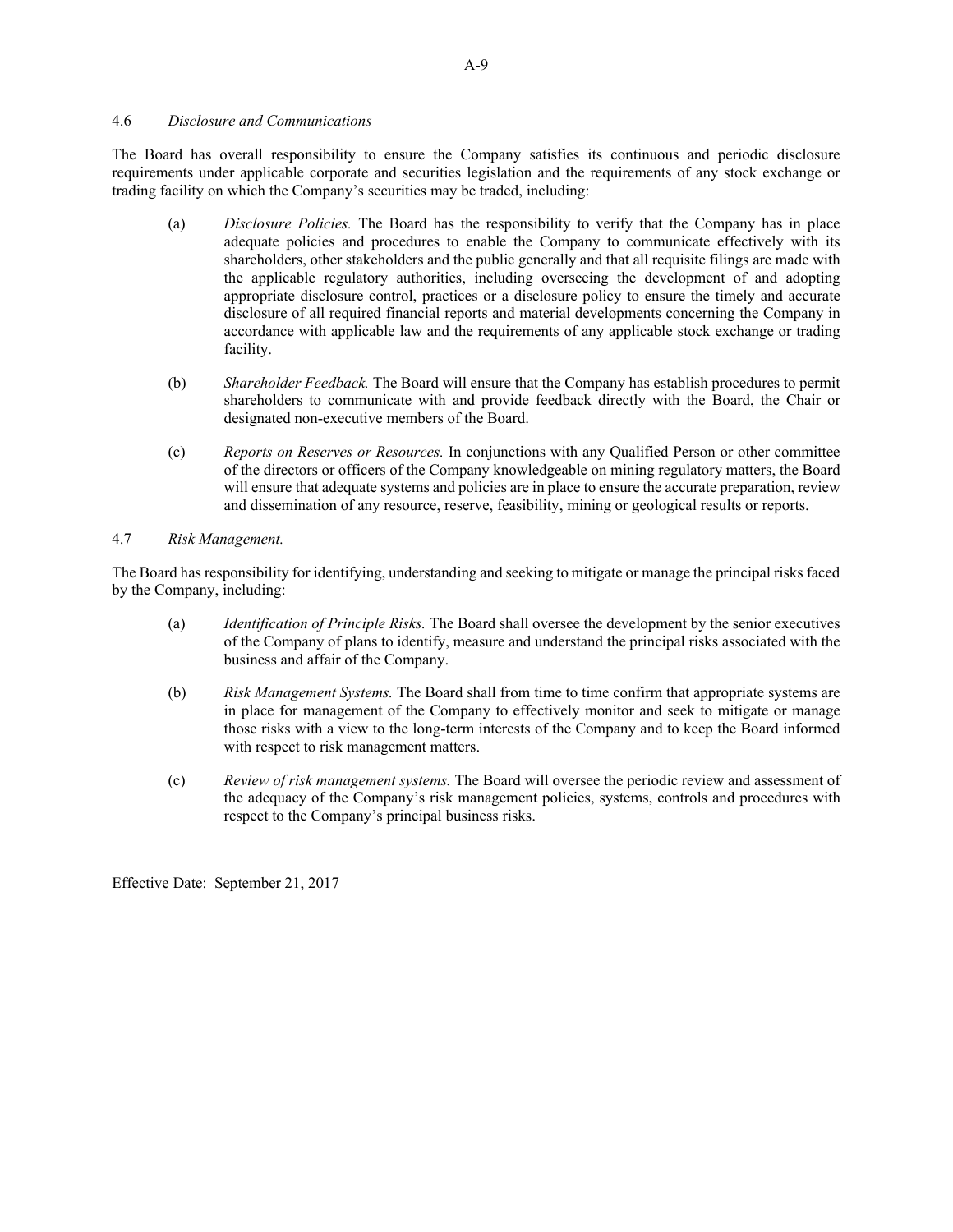4.6 *Disclosure and Communications*

The Board has overall responsibility to ensure the Company satisfies its continuous and periodic disclosure requirements under applicable corporate and securities legislation and the requirements of any stock exchange or trading facility on which the Company's securities may be traded, including:

(a) *Disclosure Policies.* The Board has the responsibility to verify that the Company has in place adequate policies and procedures to enable the Company to communicate effectively with its shareholders, other stakeholders and the public generally and that all requisite filings are made with the applicable regulatory authorities, including overseeing the development of and adopting appropriate disclosure control, practices or a disclosure policy to ensure the timely and accurate disclosure of all required financial reports and material developments concerning the Company in accordance with applicable law and the requirements of any applicable stock exchange or trading facility.

(b) *Shareholder Feedback.* The Board will ensure that the Company has establish procedures to permit shareholders to communicate with and provide feedback directly with the Board, the Chair or designated non-executive members of the Board.

(c) *Reports on Reserves or Resources.* In conjunctions with any Qualified Person or other committee of the directors or officers of the Company knowledgeable on mining regulatory matters, the Board will ensure that adequate systems and policies are in place to ensure the accurate preparation, review and dissemination of any resource, reserve, feasibility, mining or geological results or reports.

4.7 *Risk Management.*

The Board has responsibility for identifying, understanding and seeking to mitigate or manage the principal risks faced by the Company, including:

(a) *Identification of Principle Risks.* The Board shall oversee the development by the senior executives of the Company of plans to identify, measure and understand the principal risks associated with the business and affair of the Company.

(b) *Risk Management Systems.* The Board shall from time to time confirm that appropriate systems are in place for management of the Company to effectively monitor and seek to mitigate or manage those risks with a view to the long-term interests of the Company and to keep the Board informed with respect to risk management matters.

(c) *Review of risk management systems.* The Board will oversee the periodic review and assessment of the adequacy of the Company's risk management policies, systems, controls and procedures with respect to the Company's principal business risks.

Effective Date: September 21, 2017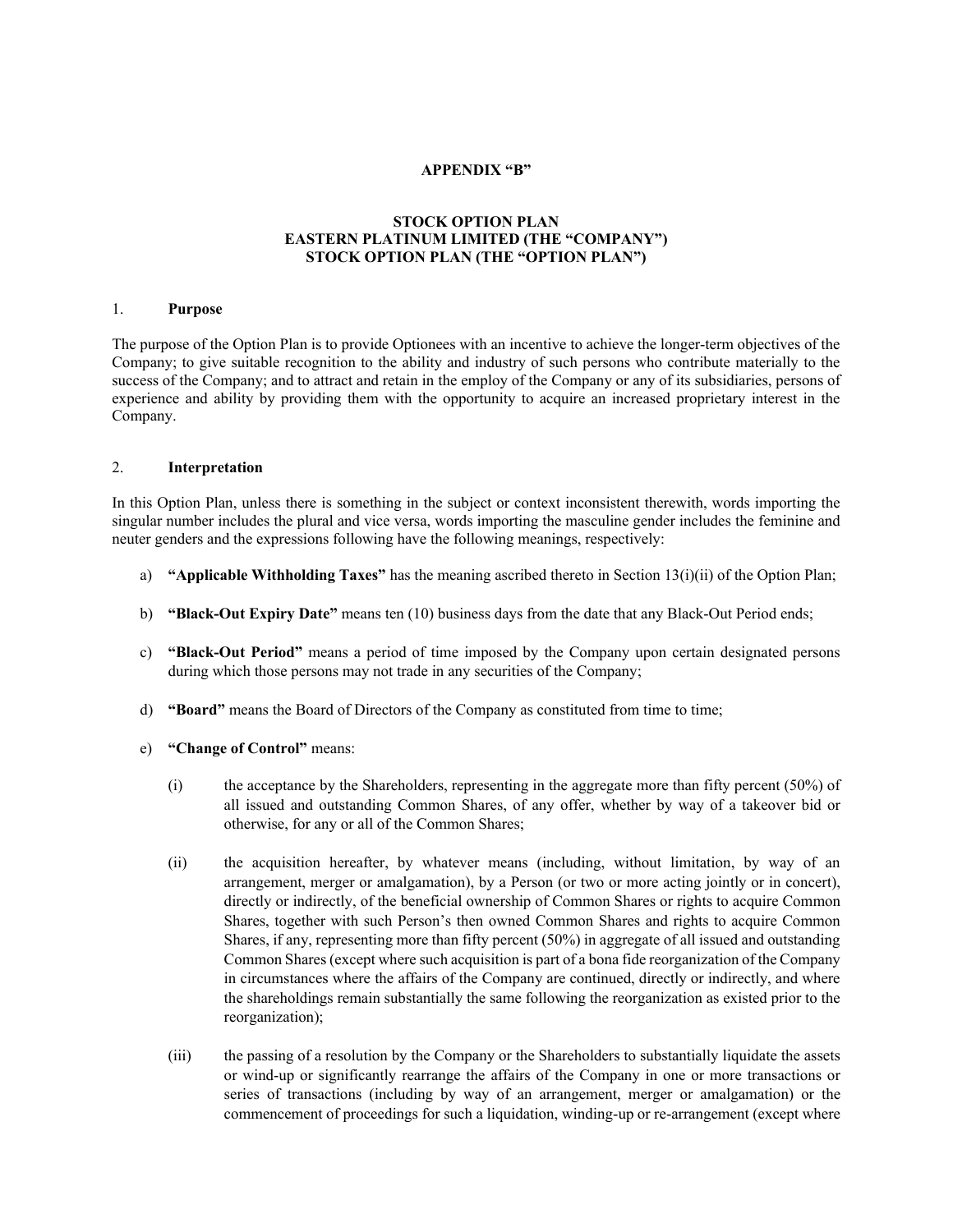**APPENDIX "B"**

**STOCK OPTION PLAN**
**EASTERN PLATINUM LIMITED (THE "COMPANY")**
**STOCK OPTION PLAN (THE "OPTION PLAN")**

1. **Purpose**

The purpose of the Option Plan is to provide Optionees with an incentive to achieve the longer-term objectives of the Company; to give suitable recognition to the ability and industry of such persons who contribute materially to the success of the Company; and to attract and retain in the employ of the Company or any of its subsidiaries, persons of experience and ability by providing them with the opportunity to acquire an increased proprietary interest in the Company.

2. **Interpretation**

In this Option Plan, unless there is something in the subject or context inconsistent therewith, words importing the singular number includes the plural and vice versa, words importing the masculine gender includes the feminine and neuter genders and the expressions following have the following meanings, respectively:

a) **"Applicable Withholding Taxes"** has the meaning ascribed thereto in Section 13(i)(ii) of the Option Plan;

b) **"Black-Out Expiry Date"** means ten (10) business days from the date that any Black-Out Period ends;

c) **"Black-Out Period"** means a period of time imposed by the Company upon certain designated persons during which those persons may not trade in any securities of the Company;

d) **"Board"** means the Board of Directors of the Company as constituted from time to time;

e) **"Change of Control"** means:

(i) the acceptance by the Shareholders, representing in the aggregate more than fifty percent (50%) of all issued and outstanding Common Shares, of any offer, whether by way of a takeover bid or otherwise, for any or all of the Common Shares;

(ii) the acquisition hereafter, by whatever means (including, without limitation, by way of an arrangement, merger or amalgamation), by a Person (or two or more acting jointly or in concert), directly or indirectly, of the beneficial ownership of Common Shares or rights to acquire Common Shares, together with such Person's then owned Common Shares and rights to acquire Common Shares, if any, representing more than fifty percent (50%) in aggregate of all issued and outstanding Common Shares (except where such acquisition is part of a bona fide reorganization of the Company in circumstances where the affairs of the Company are continued, directly or indirectly, and where the shareholdings remain substantially the same following the reorganization as existed prior to the reorganization);

(iii) the passing of a resolution by the Company or the Shareholders to substantially liquidate the assets or wind-up or significantly rearrange the affairs of the Company in one or more transactions or series of transactions (including by way of an arrangement, merger or amalgamation) or the commencement of proceedings for such a liquidation, winding-up or re-arrangement (except where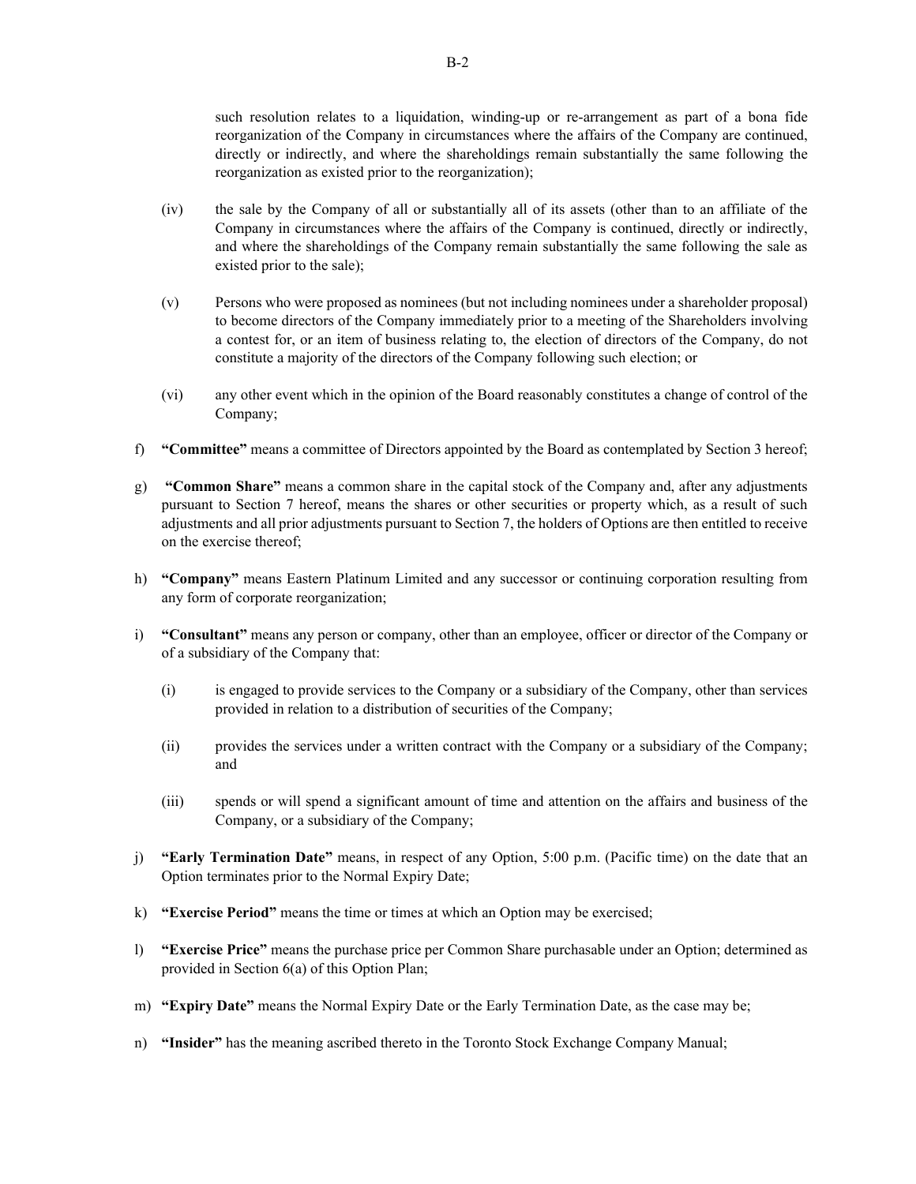such resolution relates to a liquidation, winding-up or re-arrangement as part of a bona fide reorganization of the Company in circumstances where the affairs of the Company are continued, directly or indirectly, and where the shareholdings remain substantially the same following the reorganization as existed prior to the reorganization);

(iv) the sale by the Company of all or substantially all of its assets (other than to an affiliate of the Company in circumstances where the affairs of the Company is continued, directly or indirectly, and where the shareholdings of the Company remain substantially the same following the sale as existed prior to the sale);

(v) Persons who were proposed as nominees (but not including nominees under a shareholder proposal) to become directors of the Company immediately prior to a meeting of the Shareholders involving a contest for, or an item of business relating to, the election of directors of the Company, do not constitute a majority of the directors of the Company following such election; or

(vi) any other event which in the opinion of the Board reasonably constitutes a change of control of the Company;

f) **"Committee"** means a committee of Directors appointed by the Board as contemplated by Section 3 hereof;

g) **"Common Share"** means a common share in the capital stock of the Company and, after any adjustments pursuant to Section 7 hereof, means the shares or other securities or property which, as a result of such adjustments and all prior adjustments pursuant to Section 7, the holders of Options are then entitled to receive on the exercise thereof;

h) **"Company"** means Eastern Platinum Limited and any successor or continuing corporation resulting from any form of corporate reorganization;

i) **"Consultant"** means any person or company, other than an employee, officer or director of the Company or of a subsidiary of the Company that:

(i) is engaged to provide services to the Company or a subsidiary of the Company, other than services provided in relation to a distribution of securities of the Company;

(ii) provides the services under a written contract with the Company or a subsidiary of the Company; and

(iii) spends or will spend a significant amount of time and attention on the affairs and business of the Company, or a subsidiary of the Company;

j) **"Early Termination Date"** means, in respect of any Option, 5:00 p.m. (Pacific time) on the date that an Option terminates prior to the Normal Expiry Date;

k) **"Exercise Period"** means the time or times at which an Option may be exercised;

l) **"Exercise Price"** means the purchase price per Common Share purchasable under an Option; determined as provided in Section 6(a) of this Option Plan;

m) **"Expiry Date"** means the Normal Expiry Date or the Early Termination Date, as the case may be;

n) **"Insider"** has the meaning ascribed thereto in the Toronto Stock Exchange Company Manual;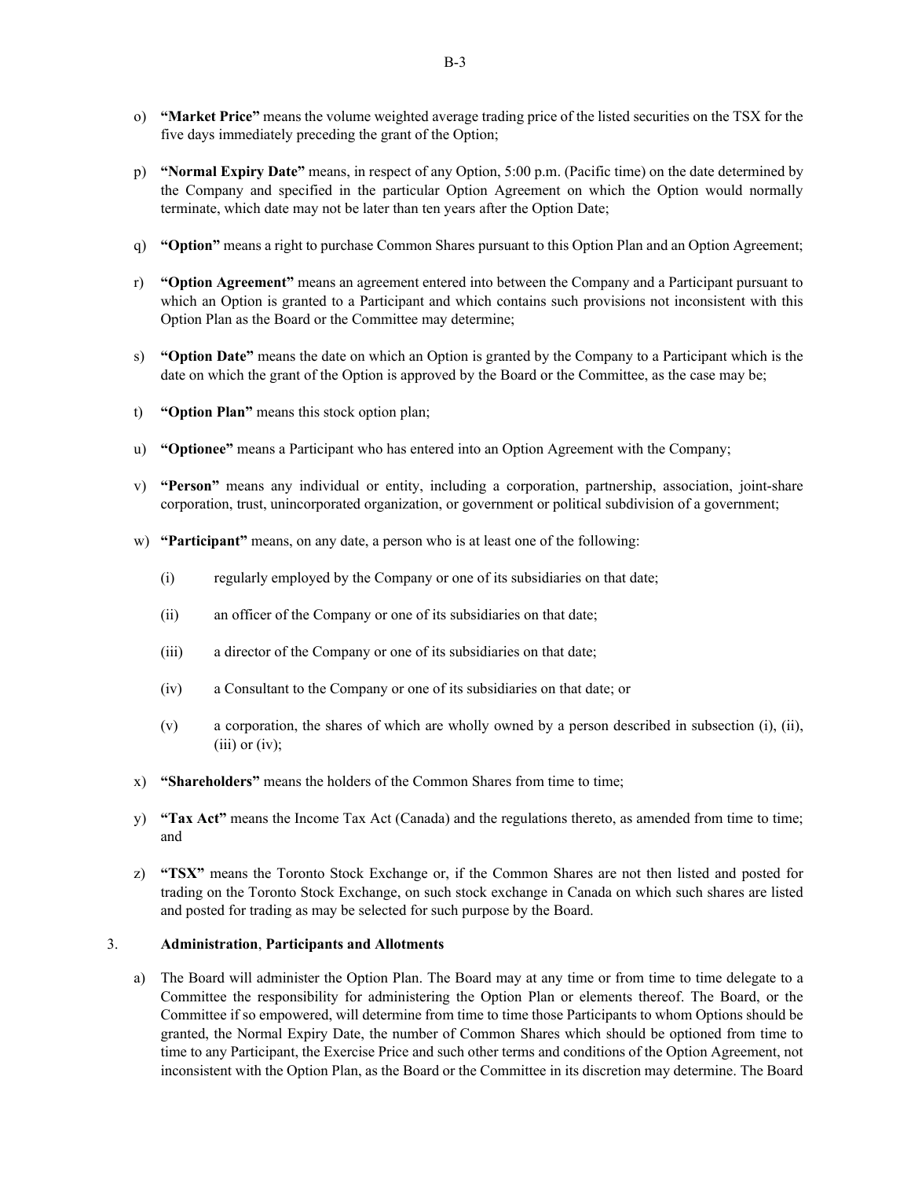o) **"Market Price"** means the volume weighted average trading price of the listed securities on the TSX for the five days immediately preceding the grant of the Option;

p) **"Normal Expiry Date"** means, in respect of any Option, 5:00 p.m. (Pacific time) on the date determined by the Company and specified in the particular Option Agreement on which the Option would normally terminate, which date may not be later than ten years after the Option Date;

q) **"Option"** means a right to purchase Common Shares pursuant to this Option Plan and an Option Agreement;

r) **"Option Agreement"** means an agreement entered into between the Company and a Participant pursuant to which an Option is granted to a Participant and which contains such provisions not inconsistent with this Option Plan as the Board or the Committee may determine;

s) **"Option Date"** means the date on which an Option is granted by the Company to a Participant which is the date on which the grant of the Option is approved by the Board or the Committee, as the case may be;

t) **"Option Plan"** means this stock option plan;

u) **"Optionee"** means a Participant who has entered into an Option Agreement with the Company;

v) **"Person"** means any individual or entity, including a corporation, partnership, association, joint-share corporation, trust, unincorporated organization, or government or political subdivision of a government;

w) **"Participant"** means, on any date, a person who is at least one of the following:

   (i) regularly employed by the Company or one of its subsidiaries on that date;

   (ii) an officer of the Company or one of its subsidiaries on that date;

   (iii) a director of the Company or one of its subsidiaries on that date;

   (iv) a Consultant to the Company or one of its subsidiaries on that date; or

   (v) a corporation, the shares of which are wholly owned by a person described in subsection (i), (ii), (iii) or (iv);

x) **"Shareholders"** means the holders of the Common Shares from time to time;

y) **"Tax Act"** means the Income Tax Act (Canada) and the regulations thereto, as amended from time to time; and

z) **"TSX"** means the Toronto Stock Exchange or, if the Common Shares are not then listed and posted for trading on the Toronto Stock Exchange, on such stock exchange in Canada on which such shares are listed and posted for trading as may be selected for such purpose by the Board.

## 3. Administration, Participants and Allotments

a) The Board will administer the Option Plan. The Board may at any time or from time to time delegate to a Committee the responsibility for administering the Option Plan or elements thereof. The Board, or the Committee if so empowered, will determine from time to time those Participants to whom Options should be granted, the Normal Expiry Date, the number of Common Shares which should be optioned from time to time to any Participant, the Exercise Price and such other terms and conditions of the Option Agreement, not inconsistent with the Option Plan, as the Board or the Committee in its discretion may determine. The Board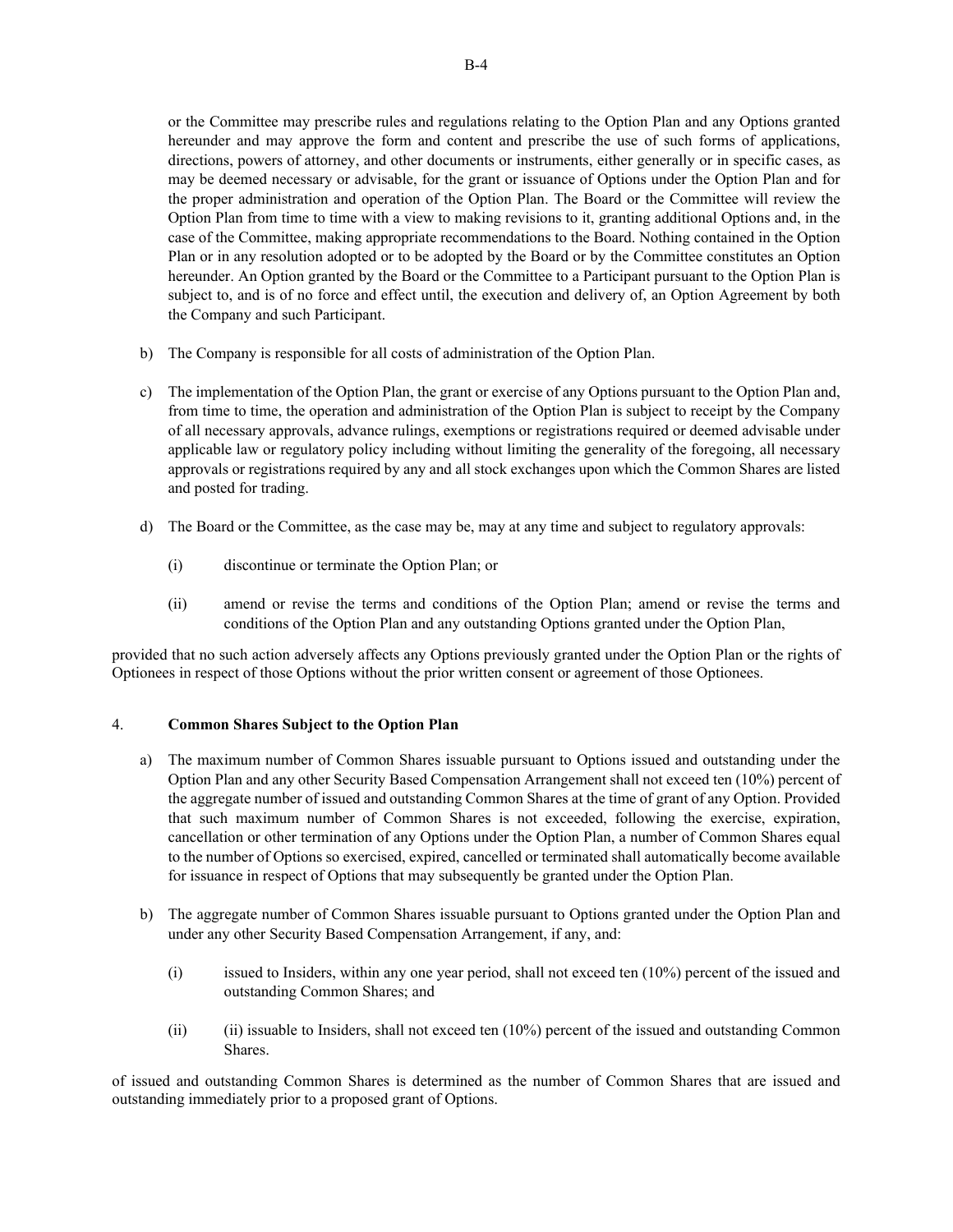or the Committee may prescribe rules and regulations relating to the Option Plan and any Options granted hereunder and may approve the form and content and prescribe the use of such forms of applications, directions, powers of attorney, and other documents or instruments, either generally or in specific cases, as may be deemed necessary or advisable, for the grant or issuance of Options under the Option Plan and for the proper administration and operation of the Option Plan. The Board or the Committee will review the Option Plan from time to time with a view to making revisions to it, granting additional Options and, in the case of the Committee, making appropriate recommendations to the Board. Nothing contained in the Option Plan or in any resolution adopted or to be adopted by the Board or by the Committee constitutes an Option hereunder. An Option granted by the Board or the Committee to a Participant pursuant to the Option Plan is subject to, and is of no force and effect until, the execution and delivery of, an Option Agreement by both the Company and such Participant.

b) The Company is responsible for all costs of administration of the Option Plan.

c) The implementation of the Option Plan, the grant or exercise of any Options pursuant to the Option Plan and, from time to time, the operation and administration of the Option Plan is subject to receipt by the Company of all necessary approvals, advance rulings, exemptions or registrations required or deemed advisable under applicable law or regulatory policy including without limiting the generality of the foregoing, all necessary approvals or registrations required by any and all stock exchanges upon which the Common Shares are listed and posted for trading.

d) The Board or the Committee, as the case may be, may at any time and subject to regulatory approvals:

(i) discontinue or terminate the Option Plan; or

(ii) amend or revise the terms and conditions of the Option Plan; amend or revise the terms and conditions of the Option Plan and any outstanding Options granted under the Option Plan,

provided that no such action adversely affects any Options previously granted under the Option Plan or the rights of Optionees in respect of those Options without the prior written consent or agreement of those Optionees.

4. **Common Shares Subject to the Option Plan**

a) The maximum number of Common Shares issuable pursuant to Options issued and outstanding under the Option Plan and any other Security Based Compensation Arrangement shall not exceed ten (10%) percent of the aggregate number of issued and outstanding Common Shares at the time of grant of any Option. Provided that such maximum number of Common Shares is not exceeded, following the exercise, expiration, cancellation or other termination of any Options under the Option Plan, a number of Common Shares equal to the number of Options so exercised, expired, cancelled or terminated shall automatically become available for issuance in respect of Options that may subsequently be granted under the Option Plan.

b) The aggregate number of Common Shares issuable pursuant to Options granted under the Option Plan and under any other Security Based Compensation Arrangement, if any, and:

(i) issued to Insiders, within any one year period, shall not exceed ten (10%) percent of the issued and outstanding Common Shares; and

(ii) (ii) issuable to Insiders, shall not exceed ten (10%) percent of the issued and outstanding Common Shares.

of issued and outstanding Common Shares is determined as the number of Common Shares that are issued and outstanding immediately prior to a proposed grant of Options.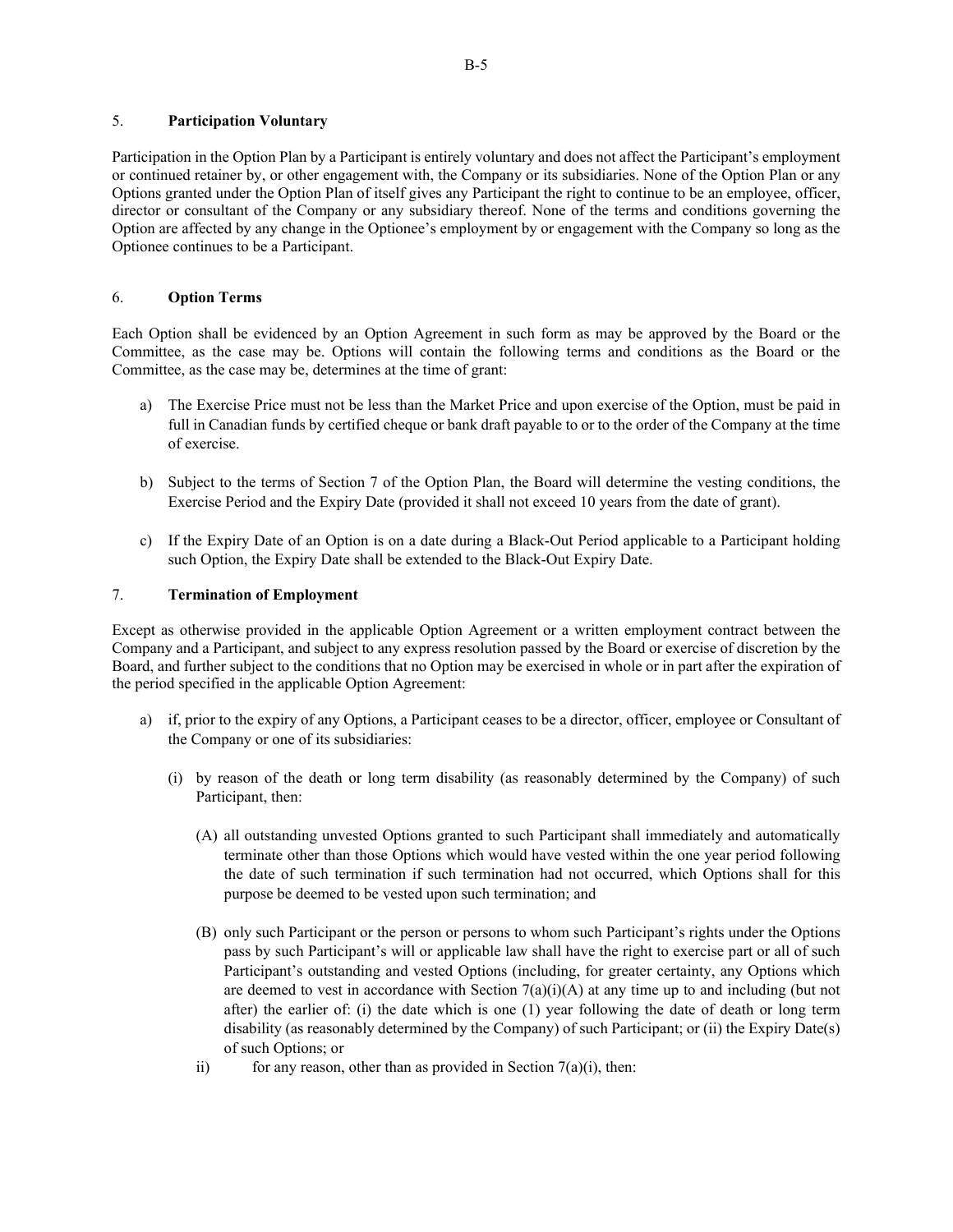## 5. **Participation Voluntary**

Participation in the Option Plan by a Participant is entirely voluntary and does not affect the Participant's employment or continued retainer by, or other engagement with, the Company or its subsidiaries. None of the Option Plan or any Options granted under the Option Plan of itself gives any Participant the right to continue to be an employee, officer, director or consultant of the Company or any subsidiary thereof. None of the terms and conditions governing the Option are affected by any change in the Optionee's employment by or engagement with the Company so long as the Optionee continues to be a Participant.

## 6. **Option Terms**

Each Option shall be evidenced by an Option Agreement in such form as may be approved by the Board or the Committee, as the case may be. Options will contain the following terms and conditions as the Board or the Committee, as the case may be, determines at the time of grant:

a) The Exercise Price must not be less than the Market Price and upon exercise of the Option, must be paid in full in Canadian funds by certified cheque or bank draft payable to or to the order of the Company at the time of exercise.

b) Subject to the terms of Section 7 of the Option Plan, the Board will determine the vesting conditions, the Exercise Period and the Expiry Date (provided it shall not exceed 10 years from the date of grant).

c) If the Expiry Date of an Option is on a date during a Black-Out Period applicable to a Participant holding such Option, the Expiry Date shall be extended to the Black-Out Expiry Date.

## 7. **Termination of Employment**

Except as otherwise provided in the applicable Option Agreement or a written employment contract between the Company and a Participant, and subject to any express resolution passed by the Board or exercise of discretion by the Board, and further subject to the conditions that no Option may be exercised in whole or in part after the expiration of the period specified in the applicable Option Agreement:

a) if, prior to the expiry of any Options, a Participant ceases to be a director, officer, employee or Consultant of the Company or one of its subsidiaries:

   (i) by reason of the death or long term disability (as reasonably determined by the Company) of such Participant, then:

      (A) all outstanding unvested Options granted to such Participant shall immediately and automatically terminate other than those Options which would have vested within the one year period following the date of such termination if such termination had not occurred, which Options shall for this purpose be deemed to be vested upon such termination; and

      (B) only such Participant or the person or persons to whom such Participant's rights under the Options pass by such Participant's will or applicable law shall have the right to exercise part or all of such Participant's outstanding and vested Options (including, for greater certainty, any Options which are deemed to vest in accordance with Section 7(a)(i)(A) at any time up to and including (but not after) the earlier of: (i) the date which is one (1) year following the date of death or long term disability (as reasonably determined by the Company) of such Participant; or (ii) the Expiry Date(s) of such Options; or

   ii) for any reason, other than as provided in Section 7(a)(i), then: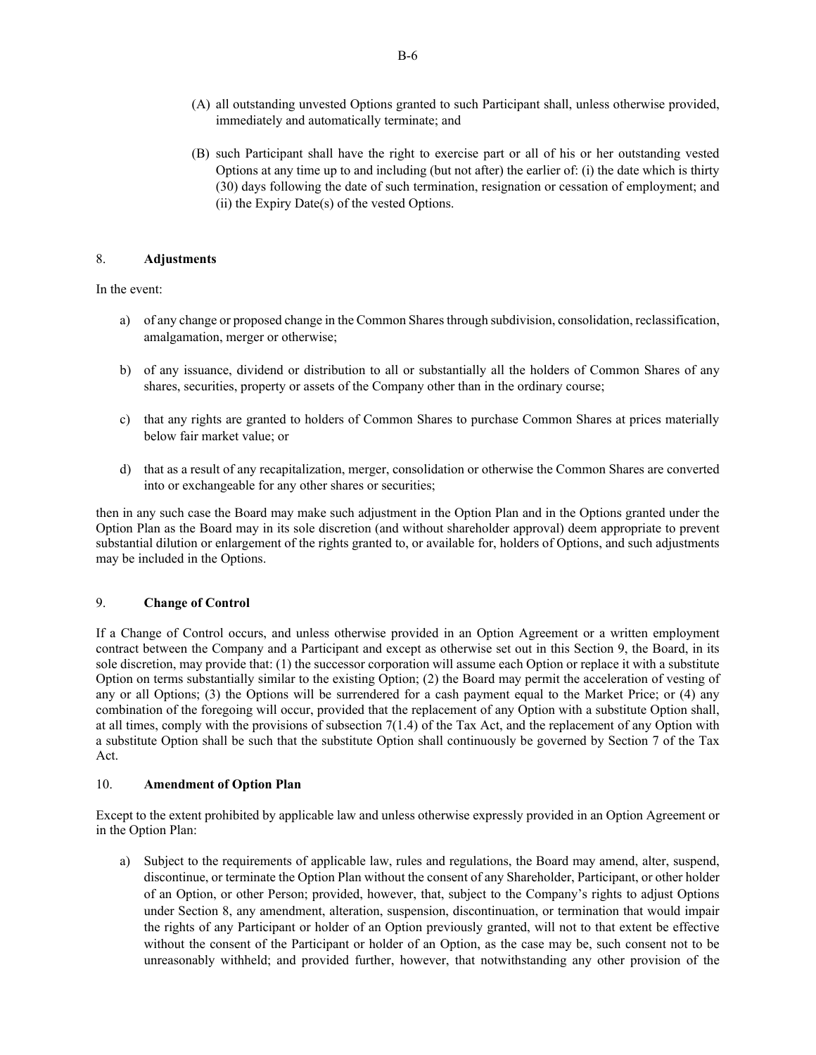(A) all outstanding unvested Options granted to such Participant shall, unless otherwise provided, immediately and automatically terminate; and

(B) such Participant shall have the right to exercise part or all of his or her outstanding vested Options at any time up to and including (but not after) the earlier of: (i) the date which is thirty (30) days following the date of such termination, resignation or cessation of employment; and (ii) the Expiry Date(s) of the vested Options.

## 8. **Adjustments**

In the event:

a) of any change or proposed change in the Common Shares through subdivision, consolidation, reclassification, amalgamation, merger or otherwise;

b) of any issuance, dividend or distribution to all or substantially all the holders of Common Shares of any shares, securities, property or assets of the Company other than in the ordinary course;

c) that any rights are granted to holders of Common Shares to purchase Common Shares at prices materially below fair market value; or

d) that as a result of any recapitalization, merger, consolidation or otherwise the Common Shares are converted into or exchangeable for any other shares or securities;

then in any such case the Board may make such adjustment in the Option Plan and in the Options granted under the Option Plan as the Board may in its sole discretion (and without shareholder approval) deem appropriate to prevent substantial dilution or enlargement of the rights granted to, or available for, holders of Options, and such adjustments may be included in the Options.

## 9. **Change of Control**

If a Change of Control occurs, and unless otherwise provided in an Option Agreement or a written employment contract between the Company and a Participant and except as otherwise set out in this Section 9, the Board, in its sole discretion, may provide that: (1) the successor corporation will assume each Option or replace it with a substitute Option on terms substantially similar to the existing Option; (2) the Board may permit the acceleration of vesting of any or all Options; (3) the Options will be surrendered for a cash payment equal to the Market Price; or (4) any combination of the foregoing will occur, provided that the replacement of any Option with a substitute Option shall, at all times, comply with the provisions of subsection 7(1.4) of the Tax Act, and the replacement of any Option with a substitute Option shall be such that the substitute Option shall continuously be governed by Section 7 of the Tax Act.

## 10. **Amendment of Option Plan**

Except to the extent prohibited by applicable law and unless otherwise expressly provided in an Option Agreement or in the Option Plan:

a) Subject to the requirements of applicable law, rules and regulations, the Board may amend, alter, suspend, discontinue, or terminate the Option Plan without the consent of any Shareholder, Participant, or other holder of an Option, or other Person; provided, however, that, subject to the Company's rights to adjust Options under Section 8, any amendment, alteration, suspension, discontinuation, or termination that would impair the rights of any Participant or holder of an Option previously granted, will not to that extent be effective without the consent of the Participant or holder of an Option, as the case may be, such consent not to be unreasonably withheld; and provided further, however, that notwithstanding any other provision of the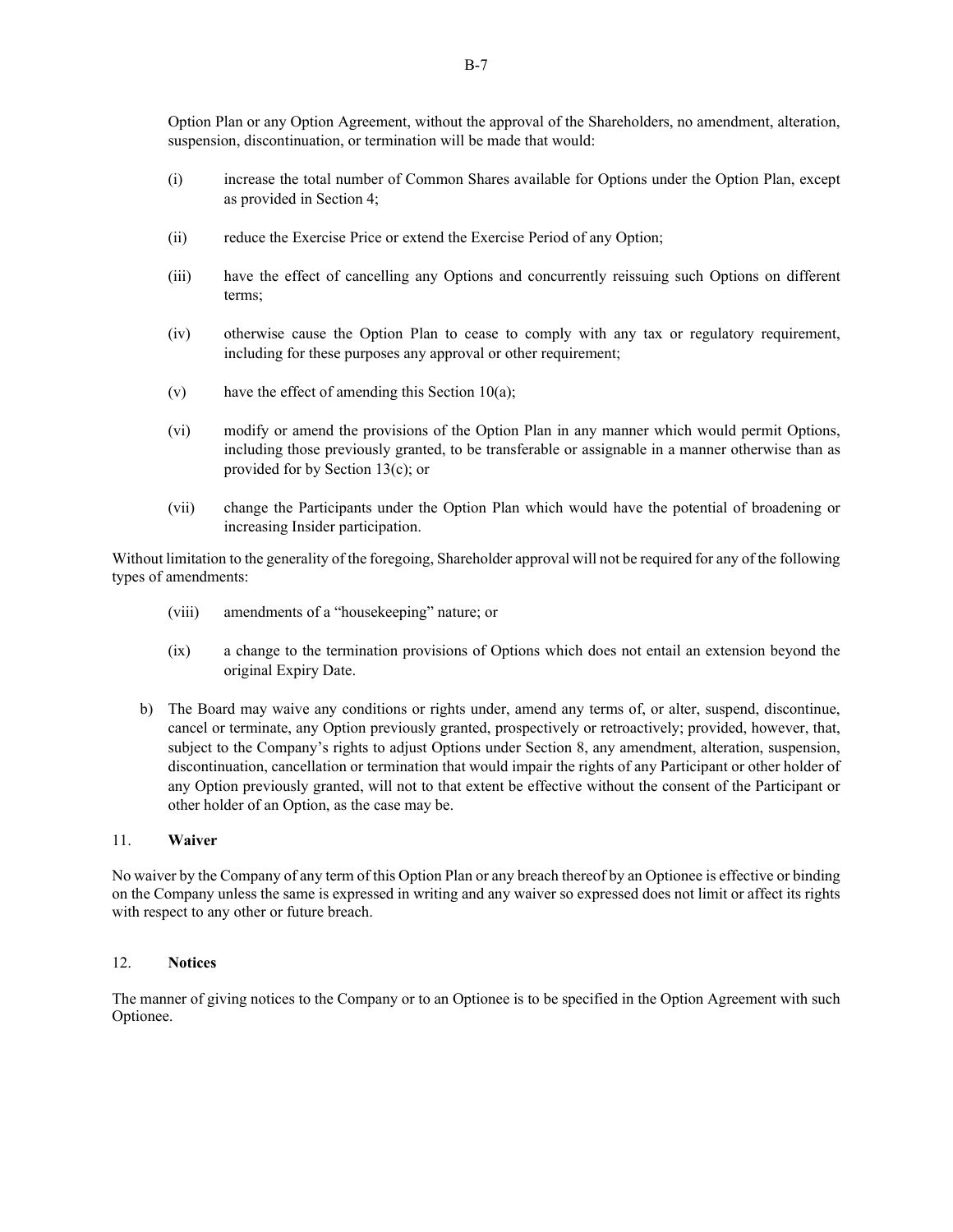Option Plan or any Option Agreement, without the approval of the Shareholders, no amendment, alteration, suspension, discontinuation, or termination will be made that would:

(i) increase the total number of Common Shares available for Options under the Option Plan, except as provided in Section 4;

(ii) reduce the Exercise Price or extend the Exercise Period of any Option;

(iii) have the effect of cancelling any Options and concurrently reissuing such Options on different terms;

(iv) otherwise cause the Option Plan to cease to comply with any tax or regulatory requirement, including for these purposes any approval or other requirement;

(v) have the effect of amending this Section 10(a);

(vi) modify or amend the provisions of the Option Plan in any manner which would permit Options, including those previously granted, to be transferable or assignable in a manner otherwise than as provided for by Section 13(c); or

(vii) change the Participants under the Option Plan which would have the potential of broadening or increasing Insider participation.

Without limitation to the generality of the foregoing, Shareholder approval will not be required for any of the following types of amendments:

(viii) amendments of a "housekeeping" nature; or

(ix) a change to the termination provisions of Options which does not entail an extension beyond the original Expiry Date.

b) The Board may waive any conditions or rights under, amend any terms of, or alter, suspend, discontinue, cancel or terminate, any Option previously granted, prospectively or retroactively; provided, however, that, subject to the Company's rights to adjust Options under Section 8, any amendment, alteration, suspension, discontinuation, cancellation or termination that would impair the rights of any Participant or other holder of any Option previously granted, will not to that extent be effective without the consent of the Participant or other holder of an Option, as the case may be.

## 11. **Waiver**

No waiver by the Company of any term of this Option Plan or any breach thereof by an Optionee is effective or binding on the Company unless the same is expressed in writing and any waiver so expressed does not limit or affect its rights with respect to any other or future breach.

## 12. **Notices**

The manner of giving notices to the Company or to an Optionee is to be specified in the Option Agreement with such Optionee.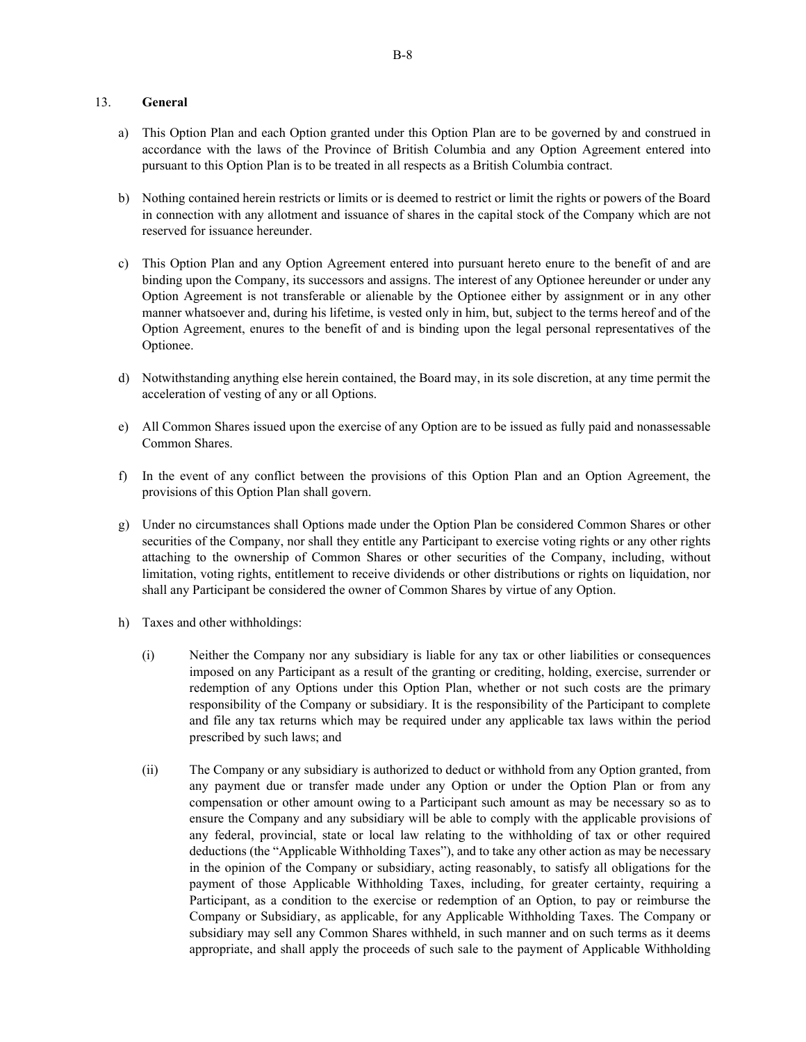## 13. **General**

a) This Option Plan and each Option granted under this Option Plan are to be governed by and construed in accordance with the laws of the Province of British Columbia and any Option Agreement entered into pursuant to this Option Plan is to be treated in all respects as a British Columbia contract.

b) Nothing contained herein restricts or limits or is deemed to restrict or limit the rights or powers of the Board in connection with any allotment and issuance of shares in the capital stock of the Company which are not reserved for issuance hereunder.

c) This Option Plan and any Option Agreement entered into pursuant hereto enure to the benefit of and are binding upon the Company, its successors and assigns. The interest of any Optionee hereunder or under any Option Agreement is not transferable or alienable by the Optionee either by assignment or in any other manner whatsoever and, during his lifetime, is vested only in him, but, subject to the terms hereof and of the Option Agreement, enures to the benefit of and is binding upon the legal personal representatives of the Optionee.

d) Notwithstanding anything else herein contained, the Board may, in its sole discretion, at any time permit the acceleration of vesting of any or all Options.

e) All Common Shares issued upon the exercise of any Option are to be issued as fully paid and nonassessable Common Shares.

f) In the event of any conflict between the provisions of this Option Plan and an Option Agreement, the provisions of this Option Plan shall govern.

g) Under no circumstances shall Options made under the Option Plan be considered Common Shares or other securities of the Company, nor shall they entitle any Participant to exercise voting rights or any other rights attaching to the ownership of Common Shares or other securities of the Company, including, without limitation, voting rights, entitlement to receive dividends or other distributions or rights on liquidation, nor shall any Participant be considered the owner of Common Shares by virtue of any Option.

h) Taxes and other withholdings:

   (i) Neither the Company nor any subsidiary is liable for any tax or other liabilities or consequences imposed on any Participant as a result of the granting or crediting, holding, exercise, surrender or redemption of any Options under this Option Plan, whether or not such costs are the primary responsibility of the Company or subsidiary. It is the responsibility of the Participant to complete and file any tax returns which may be required under any applicable tax laws within the period prescribed by such laws; and

   (ii) The Company or any subsidiary is authorized to deduct or withhold from any Option granted, from any payment due or transfer made under any Option or under the Option Plan or from any compensation or other amount owing to a Participant such amount as may be necessary so as to ensure the Company and any subsidiary will be able to comply with the applicable provisions of any federal, provincial, state or local law relating to the withholding of tax or other required deductions (the "Applicable Withholding Taxes"), and to take any other action as may be necessary in the opinion of the Company or subsidiary, acting reasonably, to satisfy all obligations for the payment of those Applicable Withholding Taxes, including, for greater certainty, requiring a Participant, as a condition to the exercise or redemption of an Option, to pay or reimburse the Company or Subsidiary, as applicable, for any Applicable Withholding Taxes. The Company or subsidiary may sell any Common Shares withheld, in such manner and on such terms as it deems appropriate, and shall apply the proceeds of such sale to the payment of Applicable Withholding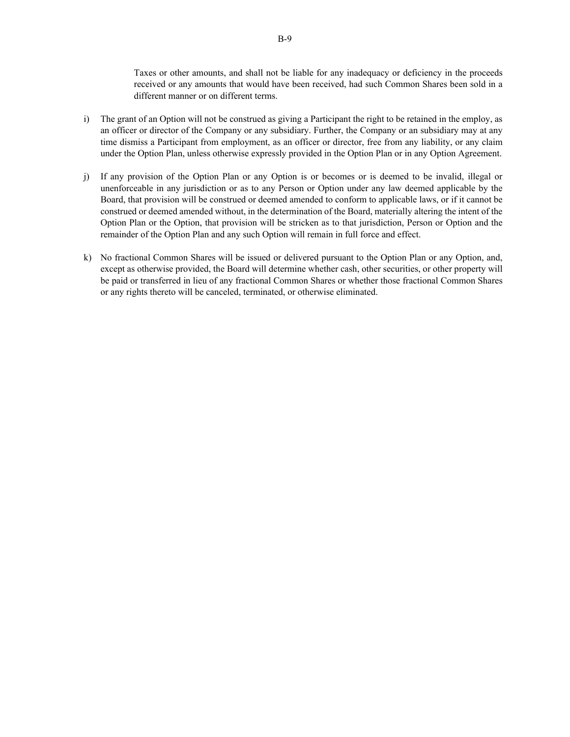Taxes or other amounts, and shall not be liable for any inadequacy or deficiency in the proceeds received or any amounts that would have been received, had such Common Shares been sold in a different manner or on different terms.

i) The grant of an Option will not be construed as giving a Participant the right to be retained in the employ, as an officer or director of the Company or any subsidiary. Further, the Company or an subsidiary may at any time dismiss a Participant from employment, as an officer or director, free from any liability, or any claim under the Option Plan, unless otherwise expressly provided in the Option Plan or in any Option Agreement.

j) If any provision of the Option Plan or any Option is or becomes or is deemed to be invalid, illegal or unenforceable in any jurisdiction or as to any Person or Option under any law deemed applicable by the Board, that provision will be construed or deemed amended to conform to applicable laws, or if it cannot be construed or deemed amended without, in the determination of the Board, materially altering the intent of the Option Plan or the Option, that provision will be stricken as to that jurisdiction, Person or Option and the remainder of the Option Plan and any such Option will remain in full force and effect.

k) No fractional Common Shares will be issued or delivered pursuant to the Option Plan or any Option, and, except as otherwise provided, the Board will determine whether cash, other securities, or other property will be paid or transferred in lieu of any fractional Common Shares or whether those fractional Common Shares or any rights thereto will be canceled, terminated, or otherwise eliminated.